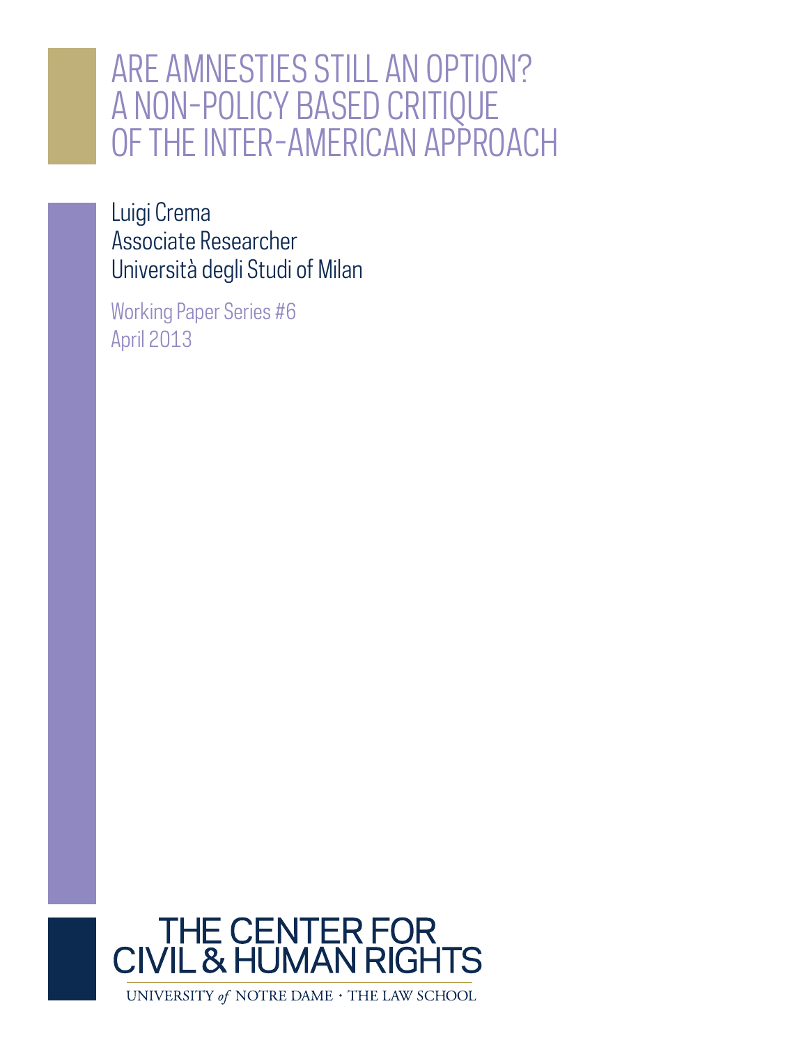# ARE AMNESTIES STILL AN OPTION? A NON-POLICY BASED CRITIQUE OF THE INTER-AMERICAN APPROACH

Luigi Crema
Associate Researcher
Università degli Studi of Milan

Working Paper Series #6
April 2013

THE CENTER FOR CIVIL & HUMAN RIGHTS

UNIVERSITY *of* NOTRE DAME · THE LAW SCHOOL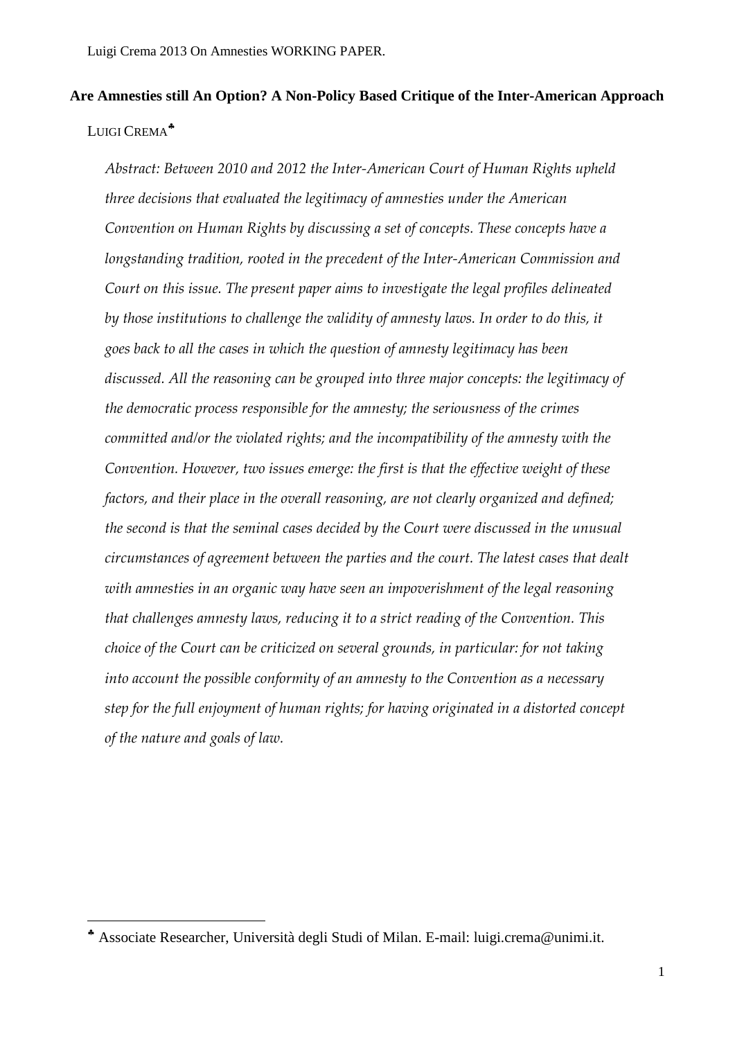**Are Amnesties still An Option? A Non-Policy Based Critique of the Inter-American Approach**

LUIGI CREMA[♣]

*Abstract: Between 2010 and 2012 the Inter-American Court of Human Rights upheld three decisions that evaluated the legitimacy of amnesties under the American Convention on Human Rights by discussing a set of concepts. These concepts have a longstanding tradition, rooted in the precedent of the Inter-American Commission and Court on this issue. The present paper aims to investigate the legal profiles delineated by those institutions to challenge the validity of amnesty laws. In order to do this, it goes back to all the cases in which the question of amnesty legitimacy has been discussed. All the reasoning can be grouped into three major concepts: the legitimacy of the democratic process responsible for the amnesty; the seriousness of the crimes committed and/or the violated rights; and the incompatibility of the amnesty with the Convention. However, two issues emerge: the first is that the effective weight of these factors, and their place in the overall reasoning, are not clearly organized and defined; the second is that the seminal cases decided by the Court were discussed in the unusual circumstances of agreement between the parties and the court. The latest cases that dealt with amnesties in an organic way have seen an impoverishment of the legal reasoning that challenges amnesty laws, reducing it to a strict reading of the Convention. This choice of the Court can be criticized on several grounds, in particular: for not taking into account the possible conformity of an amnesty to the Convention as a necessary step for the full enjoyment of human rights; for having originated in a distorted concept of the nature and goals of law.*

---

[♣] Associate Researcher, Università degli Studi of Milan. E-mail: luigi.crema@unimi.it.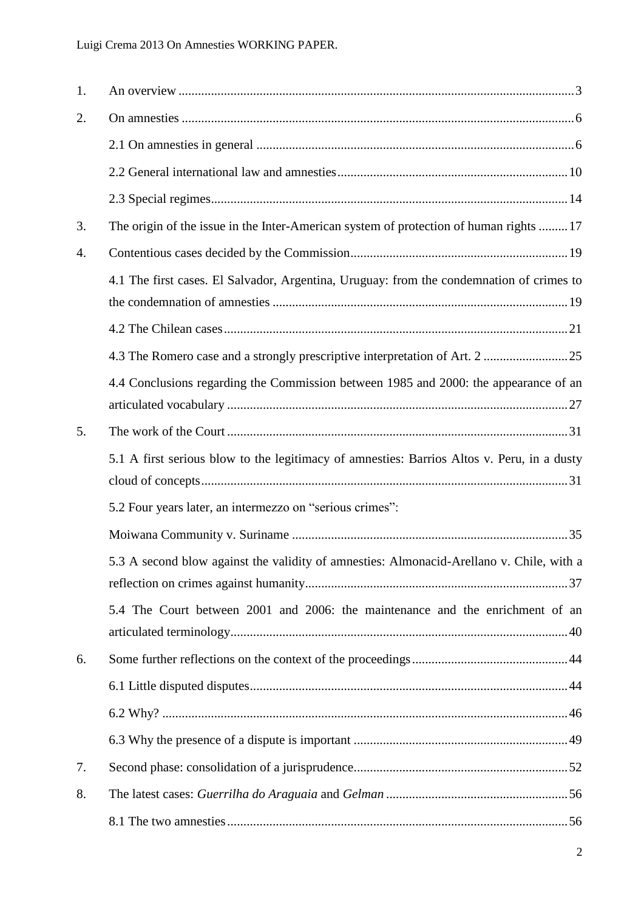1. An overview ... 3
2. On amnesties ... 6
    - 2.1 On amnesties in general ... 6
    - 2.2 General international law and amnesties ... 10
    - 2.3 Special regimes ... 14
3. The origin of the issue in the Inter-American system of protection of human rights ... 17
4. Contentious cases decided by the Commission ... 19
    - 4.1 The first cases. El Salvador, Argentina, Uruguay: from the condemnation of crimes to the condemnation of amnesties ... 19
    - 4.2 The Chilean cases ... 21
    - 4.3 The Romero case and a strongly prescriptive interpretation of Art. 2 ... 25
    - 4.4 Conclusions regarding the Commission between 1985 and 2000: the appearance of an articulated vocabulary ... 27
5. The work of the Court ... 31
    - 5.1 A first serious blow to the legitimacy of amnesties: Barrios Altos v. Peru, in a dusty cloud of concepts ... 31
    - 5.2 Four years later, an intermezzo on "serious crimes": Moiwana Community v. Suriname ... 35
    - 5.3 A second blow against the validity of amnesties: Almonacid-Arellano v. Chile, with a reflection on crimes against humanity ... 37
    - 5.4 The Court between 2001 and 2006: the maintenance and the enrichment of an articulated terminology ... 40
6. Some further reflections on the context of the proceedings ... 44
    - 6.1 Little disputed disputes ... 44
    - 6.2 Why? ... 46
    - 6.3 Why the presence of a dispute is important ... 49
7. Second phase: consolidation of a jurisprudence ... 52
8. The latest cases: *Guerrilha do Araguaia* and *Gelman* ... 56
    - 8.1 The two amnesties ... 56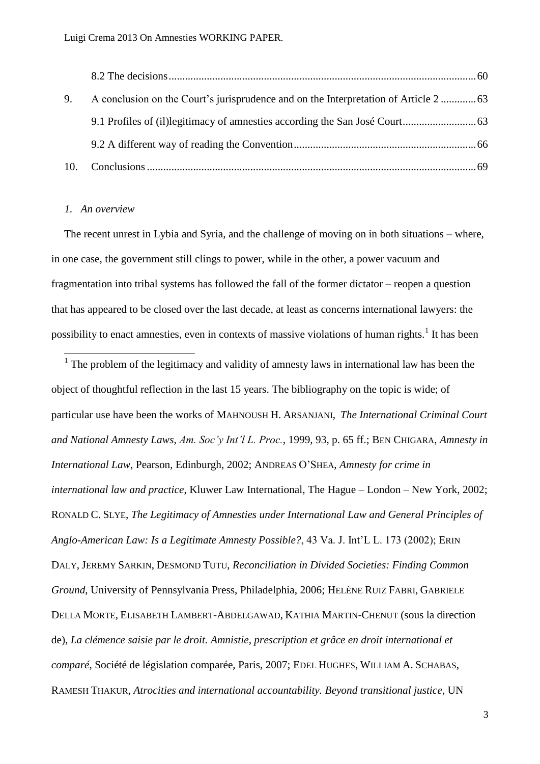8.2 The decisions ........................................................................................................... 60

9. A conclusion on the Court's jurisprudence and on the Interpretation of Article 2 ............. 63

9.1 Profiles of (il)legitimacy of amnesties according the San José Court ........................... 63

9.2 A different way of reading the Convention ................................................................... 66

10. Conclusions ......................................................................................................................... 69

## *1. An overview*

The recent unrest in Lybia and Syria, and the challenge of moving on in both situations – where, in one case, the government still clings to power, while in the other, a power vacuum and fragmentation into tribal systems has followed the fall of the former dictator – reopen a question that has appeared to be closed over the last decade, at least as concerns international lawyers: the possibility to enact amnesties, even in contexts of massive violations of human rights.[1] It has been

[1] The problem of the legitimacy and validity of amnesty laws in international law has been the object of thoughtful reflection in the last 15 years. The bibliography on the topic is wide; of particular use have been the works of MAHNOUSH H. ARSANJANI, *The International Criminal Court and National Amnesty Laws*, *Am. Soc'y Int'l L. Proc.*, 1999, 93, p. 65 ff.; BEN CHIGARA, *Amnesty in International Law*, Pearson, Edinburgh, 2002; ANDREAS O'SHEA, *Amnesty for crime in international law and practice*, Kluwer Law International, The Hague – London – New York, 2002; RONALD C. SLYE, *The Legitimacy of Amnesties under International Law and General Principles of Anglo-American Law: Is a Legitimate Amnesty Possible?*, 43 Va. J. Int'L L. 173 (2002); ERIN DALY, JEREMY SARKIN, DESMOND TUTU, *Reconciliation in Divided Societies: Finding Common Ground*, University of Pennsylvania Press, Philadelphia, 2006; HELÈNE RUIZ FABRI, GABRIELE DELLA MORTE, ELISABETH LAMBERT-ABDELGAWAD, KATHIA MARTIN-CHENUT (sous la direction de), *La clémence saisie par le droit. Amnistie, prescription et grâce en droit international et comparé*, Société de législation comparée, Paris, 2007; EDEL HUGHES, WILLIAM A. SCHABAS, RAMESH THAKUR, *Atrocities and international accountability. Beyond transitional justice*, UN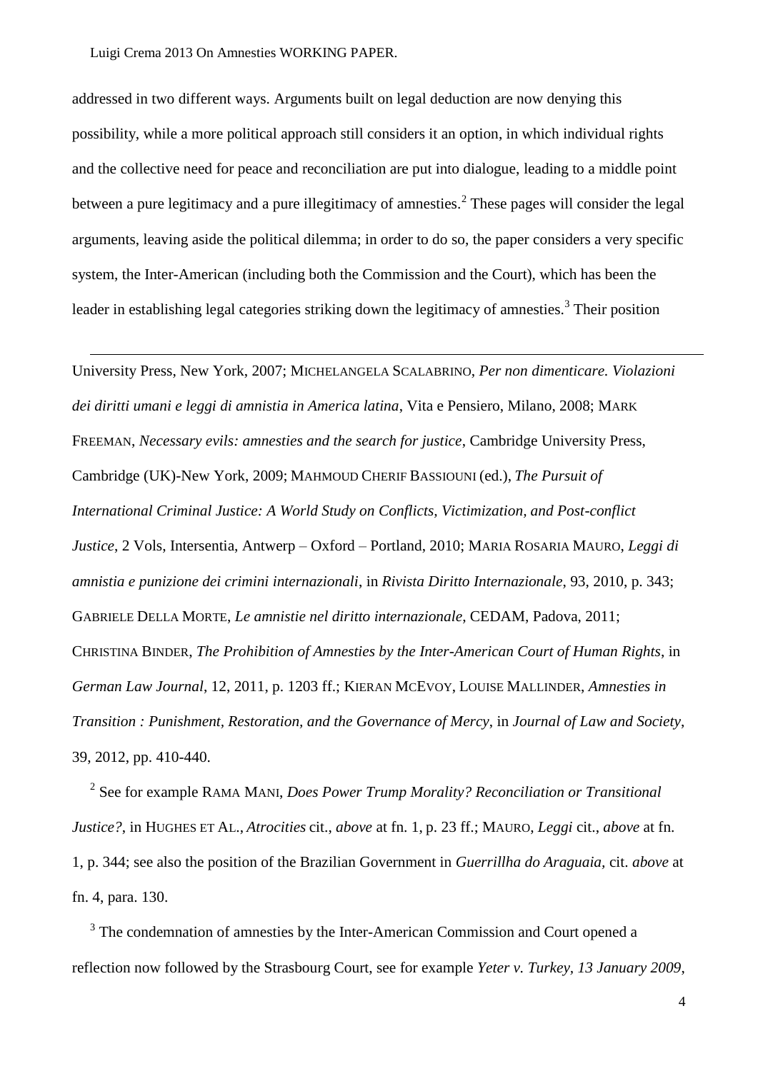addressed in two different ways. Arguments built on legal deduction are now denying this possibility, while a more political approach still considers it an option, in which individual rights and the collective need for peace and reconciliation are put into dialogue, leading to a middle point between a pure legitimacy and a pure illegitimacy of amnesties.[2] These pages will consider the legal arguments, leaving aside the political dilemma; in order to do so, the paper considers a very specific system, the Inter-American (including both the Commission and the Court), which has been the leader in establishing legal categories striking down the legitimacy of amnesties.[3] Their position

---

University Press, New York, 2007; MICHELANGELA SCALABRINO, *Per non dimenticare. Violazioni dei diritti umani e leggi di amnistia in America latina*, Vita e Pensiero, Milano, 2008; MARK FREEMAN, *Necessary evils: amnesties and the search for justice*, Cambridge University Press, Cambridge (UK)-New York, 2009; MAHMOUD CHERIF BASSIOUNI (ed.), *The Pursuit of International Criminal Justice: A World Study on Conflicts, Victimization, and Post-conflict Justice*, 2 Vols, Intersentia, Antwerp – Oxford – Portland, 2010; MARIA ROSARIA MAURO, *Leggi di amnistia e punizione dei crimini internazionali*, in *Rivista Diritto Internazionale*, 93, 2010, p. 343; GABRIELE DELLA MORTE, *Le amnistie nel diritto internazionale*, CEDAM, Padova, 2011; CHRISTINA BINDER, *The Prohibition of Amnesties by the Inter-American Court of Human Rights*, in *German Law Journal*, 12, 2011, p. 1203 ff.; KIERAN MCEVOY, LOUISE MALLINDER, *Amnesties in Transition : Punishment, Restoration, and the Governance of Mercy*, in *Journal of Law and Society*, 39, 2012, pp. 410-440.

[2] See for example RAMA MANI, *Does Power Trump Morality? Reconciliation or Transitional Justice?*, in HUGHES ET AL., *Atrocities* cit., *above* at fn. 1, p. 23 ff.; MAURO, *Leggi* cit., *above* at fn. 1, p. 344; see also the position of the Brazilian Government in *Guerrillha do Araguaia,* cit. *above* at fn. 4, para. 130.

[3] The condemnation of amnesties by the Inter-American Commission and Court opened a reflection now followed by the Strasbourg Court, see for example *Yeter v. Turkey, 13 January 2009*,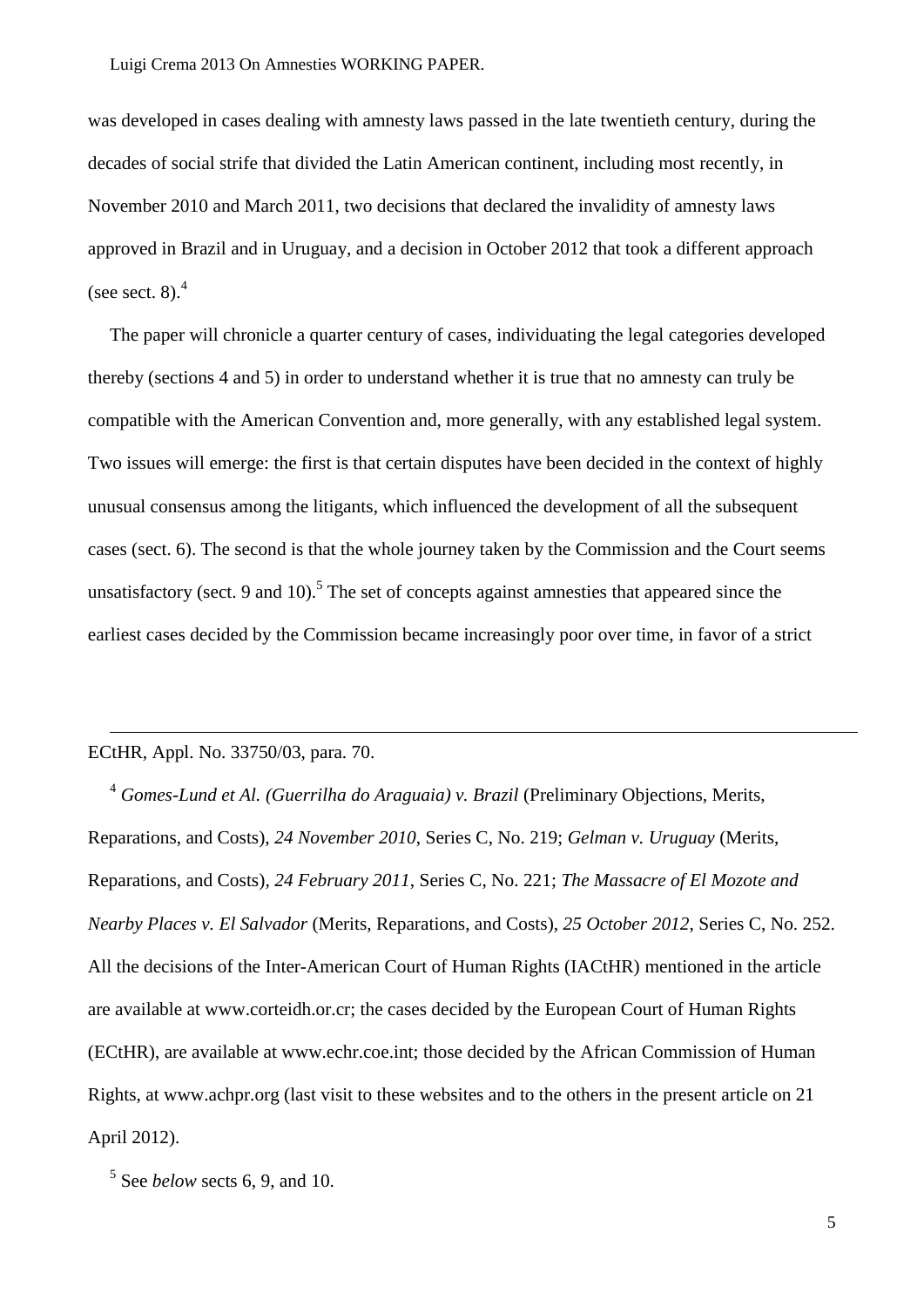was developed in cases dealing with amnesty laws passed in the late twentieth century, during the decades of social strife that divided the Latin American continent, including most recently, in November 2010 and March 2011, two decisions that declared the invalidity of amnesty laws approved in Brazil and in Uruguay, and a decision in October 2012 that took a different approach (see sect. 8).[4]

The paper will chronicle a quarter century of cases, individuating the legal categories developed thereby (sections 4 and 5) in order to understand whether it is true that no amnesty can truly be compatible with the American Convention and, more generally, with any established legal system. Two issues will emerge: the first is that certain disputes have been decided in the context of highly unusual consensus among the litigants, which influenced the development of all the subsequent cases (sect. 6). The second is that the whole journey taken by the Commission and the Court seems unsatisfactory (sect. 9 and 10).[5] The set of concepts against amnesties that appeared since the earliest cases decided by the Commission became increasingly poor over time, in favor of a strict

---

ECtHR, Appl. No. 33750/03, para. 70.

[4] *Gomes-Lund et Al. (Guerrilha do Araguaia) v. Brazil* (Preliminary Objections, Merits, Reparations, and Costs), *24 November 2010*, Series C, No. 219; *Gelman v. Uruguay* (Merits, Reparations, and Costs), *24 February 2011*, Series C, No. 221; *The Massacre of El Mozote and Nearby Places v. El Salvador* (Merits, Reparations, and Costs), *25 October 2012*, Series C, No. 252. All the decisions of the Inter-American Court of Human Rights (IACtHR) mentioned in the article are available at www.corteidh.or.cr; the cases decided by the European Court of Human Rights (ECtHR), are available at www.echr.coe.int; those decided by the African Commission of Human Rights, at www.achpr.org (last visit to these websites and to the others in the present article on 21 April 2012).

[5] See *below* sects 6, 9, and 10.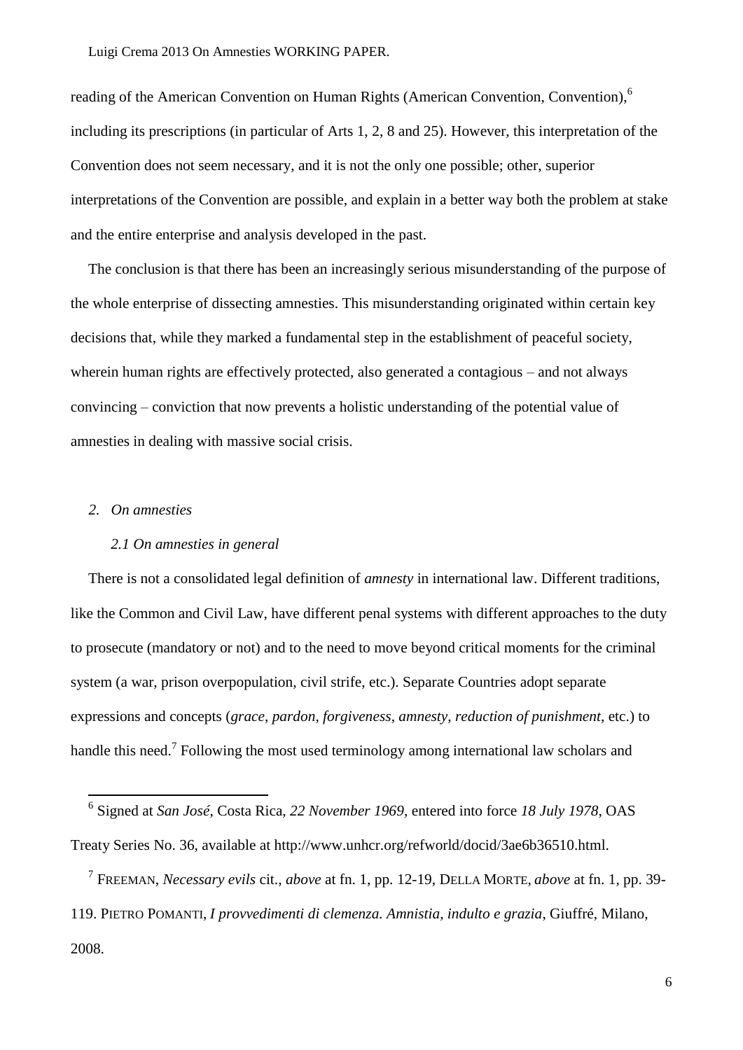reading of the American Convention on Human Rights (American Convention, Convention),[6] including its prescriptions (in particular of Arts 1, 2, 8 and 25). However, this interpretation of the Convention does not seem necessary, and it is not the only one possible; other, superior interpretations of the Convention are possible, and explain in a better way both the problem at stake and the entire enterprise and analysis developed in the past.

The conclusion is that there has been an increasingly serious misunderstanding of the purpose of the whole enterprise of dissecting amnesties. This misunderstanding originated within certain key decisions that, while they marked a fundamental step in the establishment of peaceful society, wherein human rights are effectively protected, also generated a contagious – and not always convincing – conviction that now prevents a holistic understanding of the potential value of amnesties in dealing with massive social crisis.

## *2. On amnesties*

### *2.1 On amnesties in general*

There is not a consolidated legal definition of *amnesty* in international law. Different traditions, like the Common and Civil Law, have different penal systems with different approaches to the duty to prosecute (mandatory or not) and to the need to move beyond critical moments for the criminal system (a war, prison overpopulation, civil strife, etc.). Separate Countries adopt separate expressions and concepts (*grace*, *pardon*, *forgiveness*, *amnesty*, *reduction of punishment*, etc.) to handle this need.[7] Following the most used terminology among international law scholars and

---

[6] Signed at *San José*, Costa Rica, *22 November 1969*, entered into force *18 July 1978*, OAS Treaty Series No. 36, available at http://www.unhcr.org/refworld/docid/3ae6b36510.html.

[7] FREEMAN, *Necessary evils* cit., *above* at fn. 1, pp. 12-19, DELLA MORTE, *above* at fn. 1, pp. 39-119. PIETRO POMANTI, *I provvedimenti di clemenza. Amnistia, indulto e grazia*, Giuffré, Milano, 2008.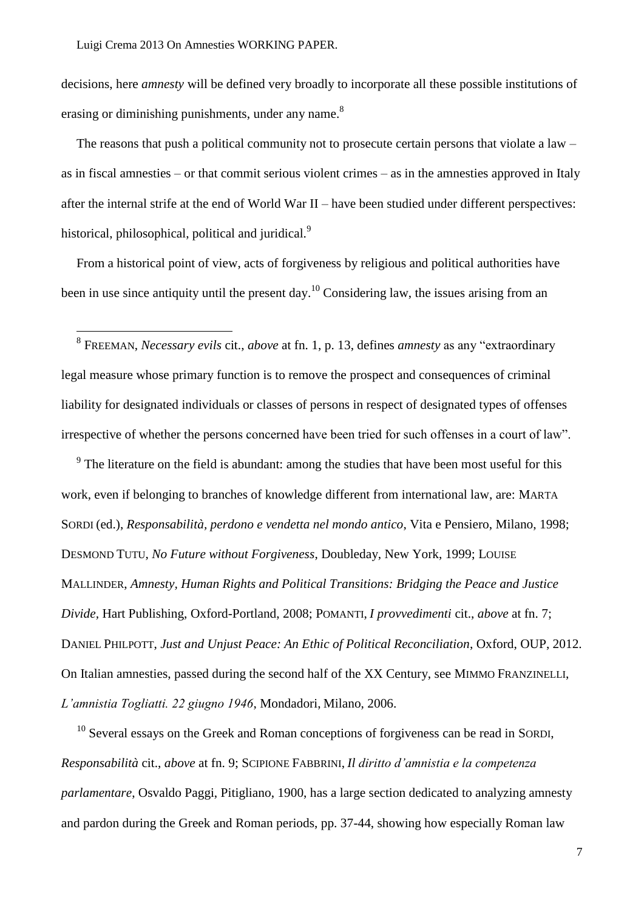decisions, here *amnesty* will be defined very broadly to incorporate all these possible institutions of erasing or diminishing punishments, under any name.[8]

The reasons that push a political community not to prosecute certain persons that violate a law – as in fiscal amnesties – or that commit serious violent crimes – as in the amnesties approved in Italy after the internal strife at the end of World War II – have been studied under different perspectives: historical, philosophical, political and juridical.[9]

From a historical point of view, acts of forgiveness by religious and political authorities have been in use since antiquity until the present day.[10] Considering law, the issues arising from an

---

[8] FREEMAN, *Necessary evils* cit., *above* at fn. 1, p. 13, defines *amnesty* as any "extraordinary legal measure whose primary function is to remove the prospect and consequences of criminal liability for designated individuals or classes of persons in respect of designated types of offenses irrespective of whether the persons concerned have been tried for such offenses in a court of law".

[9] The literature on the field is abundant: among the studies that have been most useful for this work, even if belonging to branches of knowledge different from international law, are: MARTA SORDI (ed.), *Responsabilità, perdono e vendetta nel mondo antico*, Vita e Pensiero, Milano, 1998; DESMOND TUTU, *No Future without Forgiveness*, Doubleday, New York, 1999; LOUISE MALLINDER, *Amnesty, Human Rights and Political Transitions: Bridging the Peace and Justice Divide*, Hart Publishing, Oxford-Portland, 2008; POMANTI, *I provvedimenti* cit., *above* at fn. 7; DANIEL PHILPOTT, *Just and Unjust Peace: An Ethic of Political Reconciliation*, Oxford, OUP, 2012. On Italian amnesties, passed during the second half of the XX Century, see MIMMO FRANZINELLI, *L'amnistia Togliatti. 22 giugno 1946*, Mondadori, Milano, 2006.

[10] Several essays on the Greek and Roman conceptions of forgiveness can be read in SORDI, *Responsabilità* cit., *above* at fn. 9; SCIPIONE FABBRINI, *Il diritto d'amnistia e la competenza parlamentare*, Osvaldo Paggi, Pitigliano, 1900, has a large section dedicated to analyzing amnesty and pardon during the Greek and Roman periods, pp. 37-44, showing how especially Roman law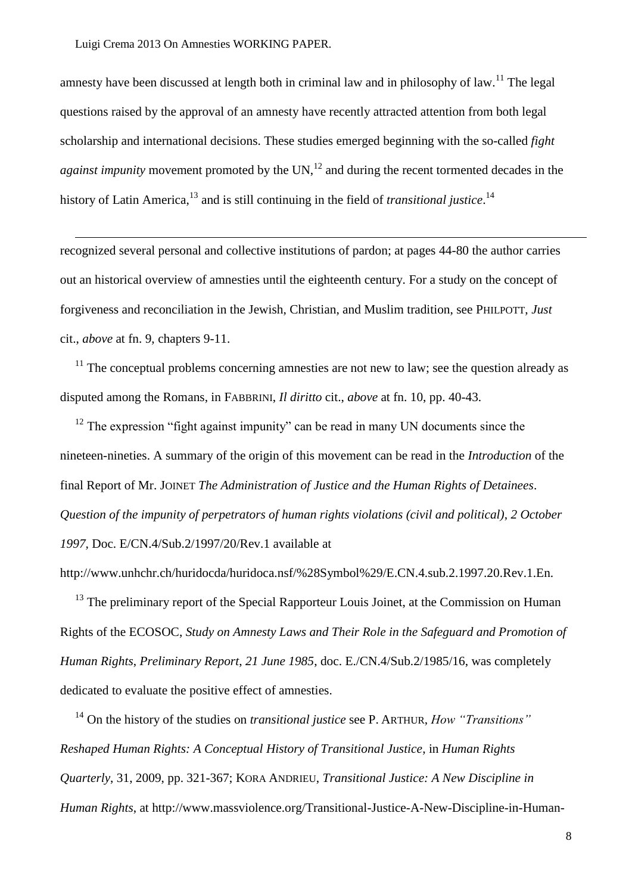amnesty have been discussed at length both in criminal law and in philosophy of law.[11] The legal questions raised by the approval of an amnesty have recently attracted attention from both legal scholarship and international decisions. These studies emerged beginning with the so-called *fight against impunity* movement promoted by the UN,[12] and during the recent tormented decades in the history of Latin America,[13] and is still continuing in the field of *transitional justice*.[14]

---

recognized several personal and collective institutions of pardon; at pages 44-80 the author carries out an historical overview of amnesties until the eighteenth century. For a study on the concept of forgiveness and reconciliation in the Jewish, Christian, and Muslim tradition, see PHILPOTT, *Just* cit., *above* at fn. 9, chapters 9-11.

[11] The conceptual problems concerning amnesties are not new to law; see the question already as disputed among the Romans, in FABBRINI, *Il diritto* cit., *above* at fn. 10, pp. 40-43.

[12] The expression "fight against impunity" can be read in many UN documents since the nineteen-nineties. A summary of the origin of this movement can be read in the *Introduction* of the final Report of Mr. JOINET *The Administration of Justice and the Human Rights of Detainees. Question of the impunity of perpetrators of human rights violations (civil and political), 2 October 1997*, Doc. E/CN.4/Sub.2/1997/20/Rev.1 available at http://www.unhchr.ch/huridocda/huridoca.nsf/%28Symbol%29/E.CN.4.sub.2.1997.20.Rev.1.En.

[13] The preliminary report of the Special Rapporteur Louis Joinet, at the Commission on Human Rights of the ECOSOC, *Study on Amnesty Laws and Their Role in the Safeguard and Promotion of Human Rights, Preliminary Report, 21 June 1985*, doc. E./CN.4/Sub.2/1985/16, was completely dedicated to evaluate the positive effect of amnesties.

[14] On the history of the studies on *transitional justice* see P. ARTHUR, *How "Transitions" Reshaped Human Rights: A Conceptual History of Transitional Justice*, in *Human Rights Quarterly*, 31, 2009, pp. 321-367; KORA ANDRIEU, *Transitional Justice: A New Discipline in Human Rights*, at http://www.massviolence.org/Transitional-Justice-A-New-Discipline-in-Human-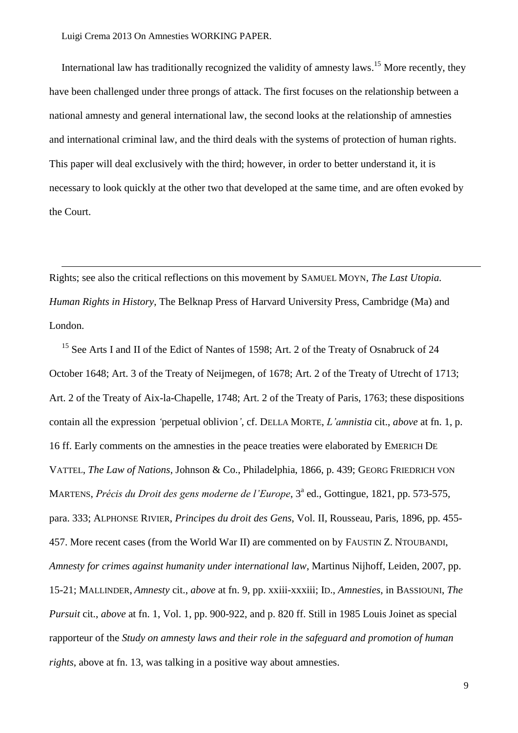International law has traditionally recognized the validity of amnesty laws.[15] More recently, they have been challenged under three prongs of attack. The first focuses on the relationship between a national amnesty and general international law, the second looks at the relationship of amnesties and international criminal law, and the third deals with the systems of protection of human rights. This paper will deal exclusively with the third; however, in order to better understand it, it is necessary to look quickly at the other two that developed at the same time, and are often evoked by the Court.

---

Rights; see also the critical reflections on this movement by SAMUEL MOYN, *The Last Utopia. Human Rights in History*, The Belknap Press of Harvard University Press, Cambridge (Ma) and London.

[15] See Arts I and II of the Edict of Nantes of 1598; Art. 2 of the Treaty of Osnabruck of 24 October 1648; Art. 3 of the Treaty of Neijmegen, of 1678; Art. 2 of the Treaty of Utrecht of 1713; Art. 2 of the Treaty of Aix-la-Chapelle, 1748; Art. 2 of the Treaty of Paris, 1763; these dispositions contain all the expression *'*perpetual oblivion*'*, cf. DELLA MORTE, *L'amnistia* cit., *above* at fn. 1, p. 16 ff. Early comments on the amnesties in the peace treaties were elaborated by EMERICH DE VATTEL, *The Law of Nations*, Johnson & Co., Philadelphia, 1866, p. 439; GEORG FRIEDRICH VON MARTENS, *Précis du Droit des gens moderne de l'Europe*, 3[a] ed., Gottingue, 1821, pp. 573-575, para. 333; ALPHONSE RIVIER, *Principes du droit des Gens*, Vol. II, Rousseau, Paris, 1896, pp. 455-457. More recent cases (from the World War II) are commented on by FAUSTIN Z. NTOUBANDI, *Amnesty for crimes against humanity under international law*, Martinus Nijhoff, Leiden, 2007, pp. 15-21; MALLINDER, *Amnesty* cit., *above* at fn. 9, pp. xxiii-xxxiii; ID., *Amnesties*, in BASSIOUNI, *The Pursuit* cit., *above* at fn. 1, Vol. 1, pp. 900-922, and p. 820 ff. Still in 1985 Louis Joinet as special rapporteur of the *Study on amnesty laws and their role in the safeguard and promotion of human rights*, above at fn. 13, was talking in a positive way about amnesties.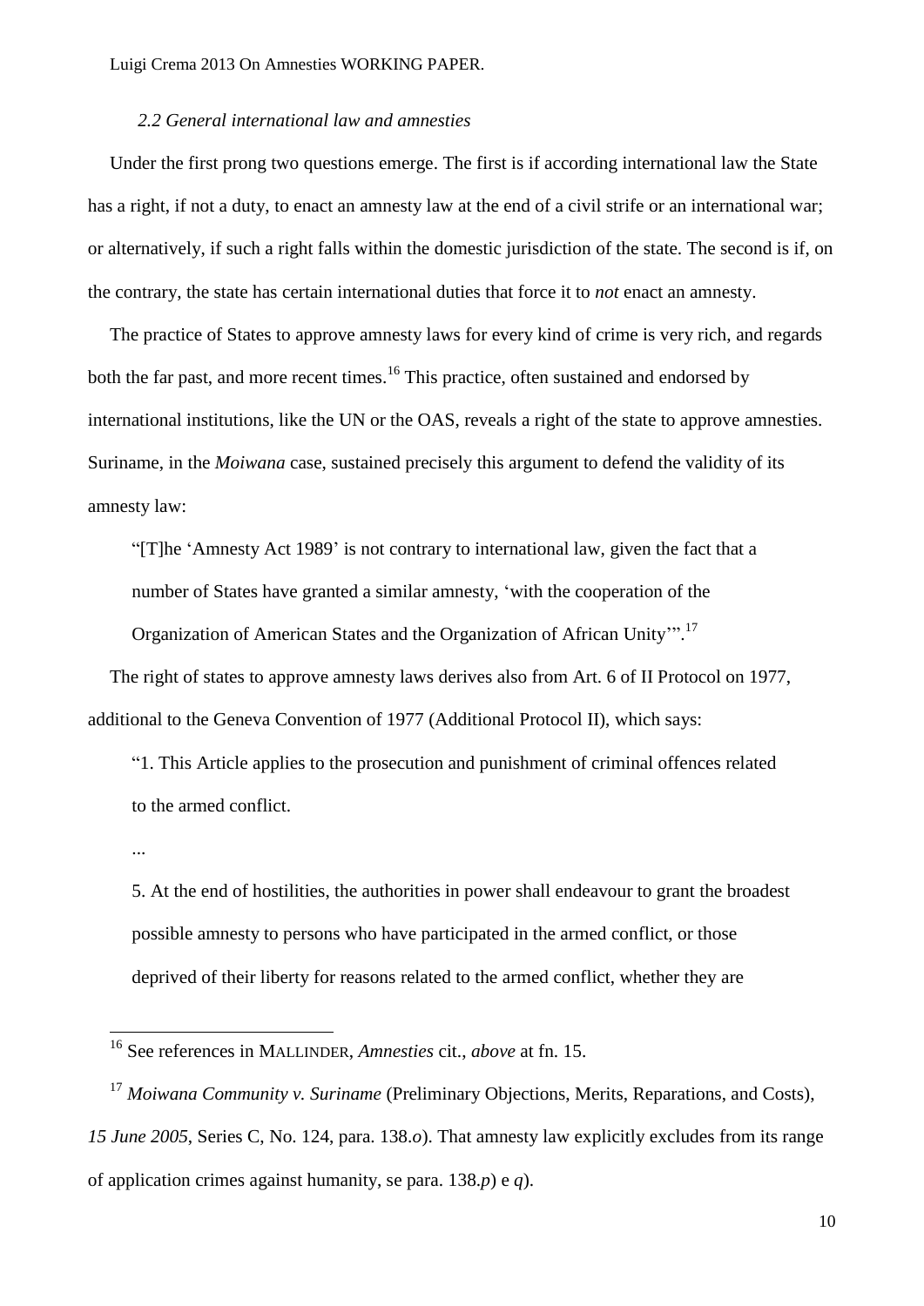*2.2 General international law and amnesties*

Under the first prong two questions emerge. The first is if according international law the State has a right, if not a duty, to enact an amnesty law at the end of a civil strife or an international war; or alternatively, if such a right falls within the domestic jurisdiction of the state. The second is if, on the contrary, the state has certain international duties that force it to *not* enact an amnesty.

The practice of States to approve amnesty laws for every kind of crime is very rich, and regards both the far past, and more recent times.[16] This practice, often sustained and endorsed by international institutions, like the UN or the OAS, reveals a right of the state to approve amnesties. Suriname, in the *Moiwana* case, sustained precisely this argument to defend the validity of its amnesty law:

> "[T]he 'Amnesty Act 1989' is not contrary to international law, given the fact that a number of States have granted a similar amnesty, 'with the cooperation of the Organization of American States and the Organization of African Unity'".[17]

The right of states to approve amnesty laws derives also from Art. 6 of II Protocol on 1977, additional to the Geneva Convention of 1977 (Additional Protocol II), which says:

> "1. This Article applies to the prosecution and punishment of criminal offences related to the armed conflict.
>
> ...
>
> 5. At the end of hostilities, the authorities in power shall endeavour to grant the broadest possible amnesty to persons who have participated in the armed conflict, or those deprived of their liberty for reasons related to the armed conflict, whether they are

---

[16] See references in MALLINDER, *Amnesties* cit., *above* at fn. 15.

[17] *Moiwana Community v. Suriname* (Preliminary Objections, Merits, Reparations, and Costs), *15 June 2005*, Series C, No. 124, para. 138.*o*). That amnesty law explicitly excludes from its range of application crimes against humanity, se para. 138.*p*) e *q*).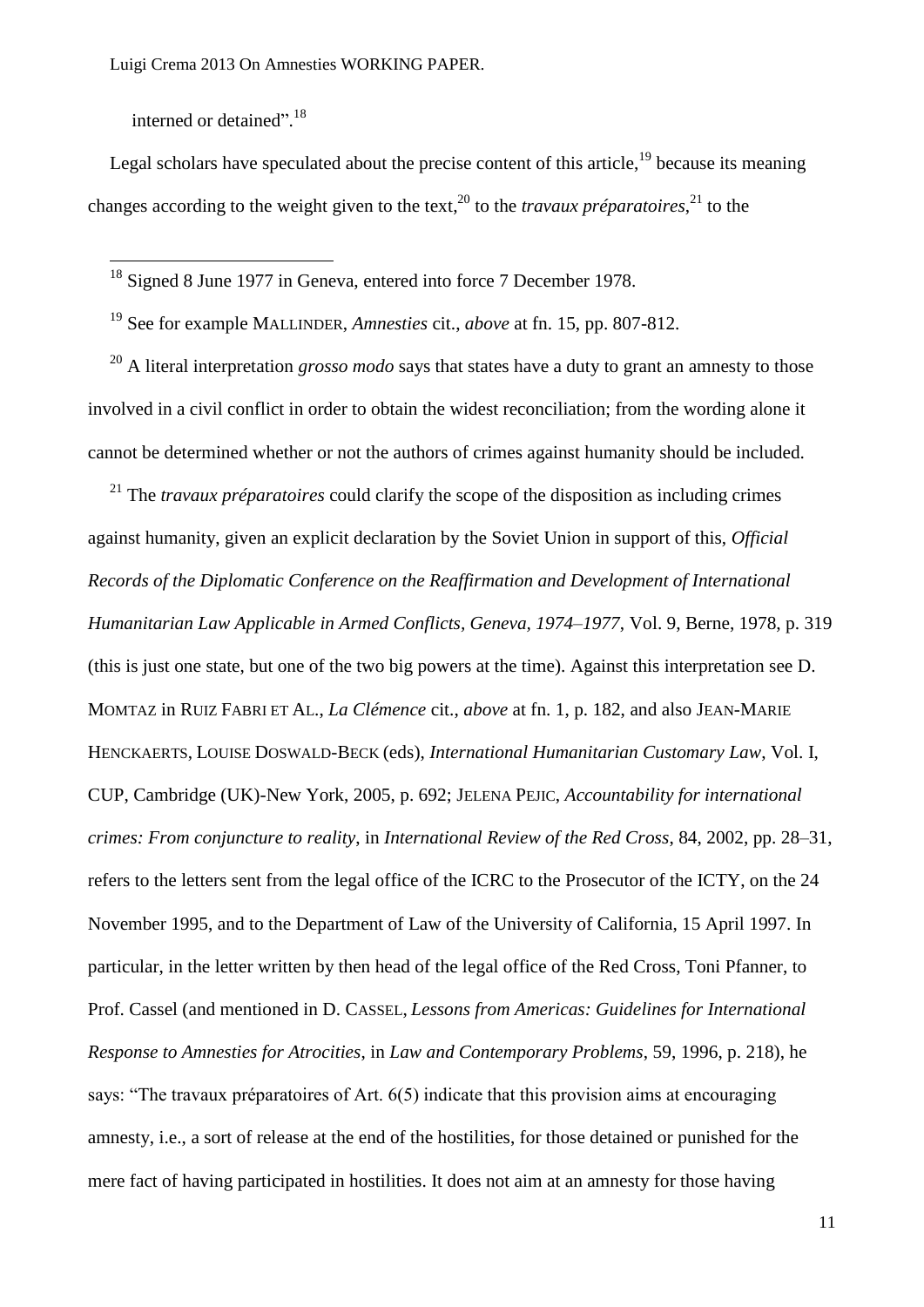interned or detained".[18]

Legal scholars have speculated about the precise content of this article,[19] because its meaning changes according to the weight given to the text,[20] to the *travaux préparatoires*,[21] to the

---

[18] Signed 8 June 1977 in Geneva, entered into force 7 December 1978.

[19] See for example MALLINDER, *Amnesties* cit., *above* at fn. 15, pp. 807-812.

[20] A literal interpretation *grosso modo* says that states have a duty to grant an amnesty to those involved in a civil conflict in order to obtain the widest reconciliation; from the wording alone it cannot be determined whether or not the authors of crimes against humanity should be included.

[21] The *travaux préparatoires* could clarify the scope of the disposition as including crimes against humanity, given an explicit declaration by the Soviet Union in support of this, *Official Records of the Diplomatic Conference on the Reaffirmation and Development of International Humanitarian Law Applicable in Armed Conflicts, Geneva, 1974–1977*, Vol. 9, Berne, 1978, p. 319 (this is just one state, but one of the two big powers at the time). Against this interpretation see D. MOMTAZ in RUIZ FABRI ET AL., *La Clémence* cit., *above* at fn. 1, p. 182, and also JEAN-MARIE HENCKAERTS, LOUISE DOSWALD-BECK (eds), *International Humanitarian Customary Law*, Vol. I, CUP, Cambridge (UK)-New York, 2005, p. 692; JELENA PEJIC, *Accountability for international crimes: From conjuncture to reality*, in *International Review of the Red Cross*, 84, 2002, pp. 28–31, refers to the letters sent from the legal office of the ICRC to the Prosecutor of the ICTY, on the 24 November 1995, and to the Department of Law of the University of California, 15 April 1997. In particular, in the letter written by then head of the legal office of the Red Cross, Toni Pfanner, to Prof. Cassel (and mentioned in D. CASSEL, *Lessons from Americas: Guidelines for International Response to Amnesties for Atrocities*, in *Law and Contemporary Problems*, 59, 1996, p. 218), he says: "The travaux préparatoires of Art. 6(5) indicate that this provision aims at encouraging amnesty, i.e., a sort of release at the end of the hostilities, for those detained or punished for the mere fact of having participated in hostilities. It does not aim at an amnesty for those having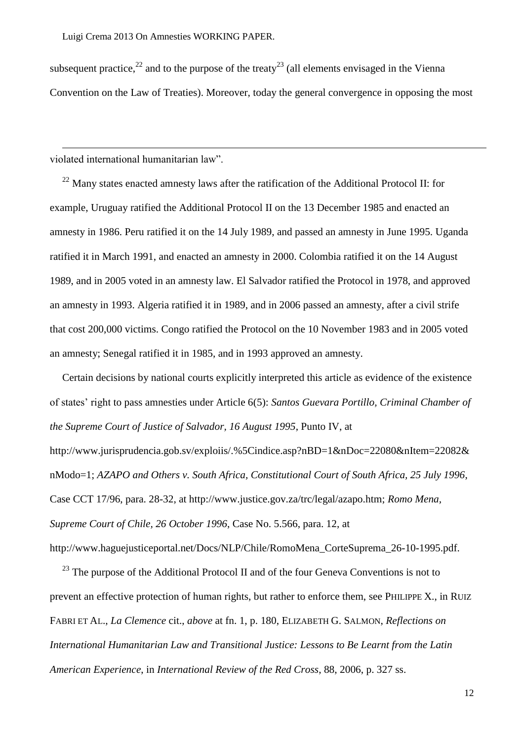subsequent practice,[22] and to the purpose of the treaty[23] (all elements envisaged in the Vienna Convention on the Law of Treaties). Moreover, today the general convergence in opposing the most

---

violated international humanitarian law".

[22] Many states enacted amnesty laws after the ratification of the Additional Protocol II: for example, Uruguay ratified the Additional Protocol II on the 13 December 1985 and enacted an amnesty in 1986. Peru ratified it on the 14 July 1989, and passed an amnesty in June 1995. Uganda ratified it in March 1991, and enacted an amnesty in 2000. Colombia ratified it on the 14 August 1989, and in 2005 voted in an amnesty law. El Salvador ratified the Protocol in 1978, and approved an amnesty in 1993. Algeria ratified it in 1989, and in 2006 passed an amnesty, after a civil strife that cost 200,000 victims. Congo ratified the Protocol on the 10 November 1983 and in 2005 voted an amnesty; Senegal ratified it in 1985, and in 1993 approved an amnesty.

Certain decisions by national courts explicitly interpreted this article as evidence of the existence of states' right to pass amnesties under Article 6(5): *Santos Guevara Portillo, Criminal Chamber of the Supreme Court of Justice of Salvador, 16 August 1995*, Punto IV, at http://www.jurisprudencia.gob.sv/exploiis/.%5Cindice.asp?nBD=1&nDoc=22080&nItem=22082&nModo=1; *AZAPO and Others v. South Africa, Constitutional Court of South Africa, 25 July 1996*, Case CCT 17/96, para. 28-32, at http://www.justice.gov.za/trc/legal/azapo.htm; *Romo Mena, Supreme Court of Chile, 26 October 1996*, Case No. 5.566, para. 12, at http://www.haguejusticeportal.net/Docs/NLP/Chile/RomoMena_CorteSuprema_26-10-1995.pdf.

[23] The purpose of the Additional Protocol II and of the four Geneva Conventions is not to prevent an effective protection of human rights, but rather to enforce them, see PHILIPPE X., in RUIZ FABRI ET AL., *La Clemence* cit., *above* at fn. 1, p. 180, ELIZABETH G. SALMON, *Reflections on International Humanitarian Law and Transitional Justice: Lessons to Be Learnt from the Latin American Experience*, in *International Review of the Red Cross*, 88, 2006, p. 327 ss.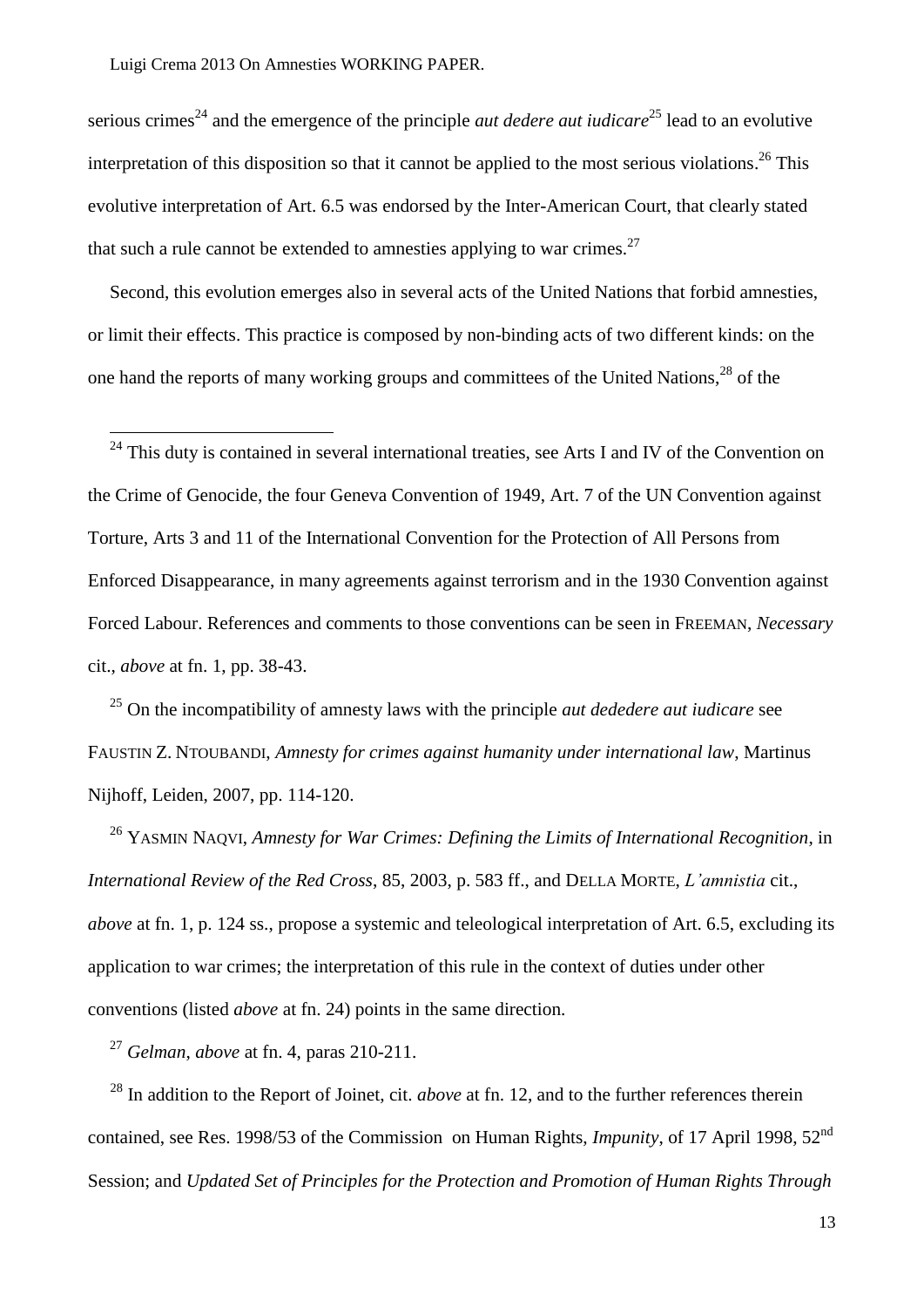serious crimes[24] and the emergence of the principle *aut dedere aut iudicare*[25] lead to an evolutive interpretation of this disposition so that it cannot be applied to the most serious violations.[26] This evolutive interpretation of Art. 6.5 was endorsed by the Inter-American Court, that clearly stated that such a rule cannot be extended to amnesties applying to war crimes.[27]

Second, this evolution emerges also in several acts of the United Nations that forbid amnesties, or limit their effects. This practice is composed by non-binding acts of two different kinds: on the one hand the reports of many working groups and committees of the United Nations,[28] of the

---

[24] This duty is contained in several international treaties, see Arts I and IV of the Convention on the Crime of Genocide, the four Geneva Convention of 1949, Art. 7 of the UN Convention against Torture, Arts 3 and 11 of the International Convention for the Protection of All Persons from Enforced Disappearance, in many agreements against terrorism and in the 1930 Convention against Forced Labour. References and comments to those conventions can be seen in FREEMAN, *Necessary* cit., *above* at fn. 1, pp. 38-43.

[25] On the incompatibility of amnesty laws with the principle *aut dededere aut iudicare* see FAUSTIN Z. NTOUBANDI, *Amnesty for crimes against humanity under international law*, Martinus Nijhoff, Leiden, 2007, pp. 114-120.

[26] YASMIN NAQVI, *Amnesty for War Crimes: Defining the Limits of International Recognition*, in *International Review of the Red Cross*, 85, 2003, p. 583 ff., and DELLA MORTE, *L'amnistia* cit., *above* at fn. 1, p. 124 ss., propose a systemic and teleological interpretation of Art. 6.5, excluding its application to war crimes; the interpretation of this rule in the context of duties under other conventions (listed *above* at fn. 24) points in the same direction.

[27] *Gelman*, *above* at fn. 4, paras 210-211.

[28] In addition to the Report of Joinet, cit. *above* at fn. 12, and to the further references therein contained, see Res. 1998/53 of the Commission on Human Rights, *Impunity*, of 17 April 1998, 52nd Session; and *Updated Set of Principles for the Protection and Promotion of Human Rights Through*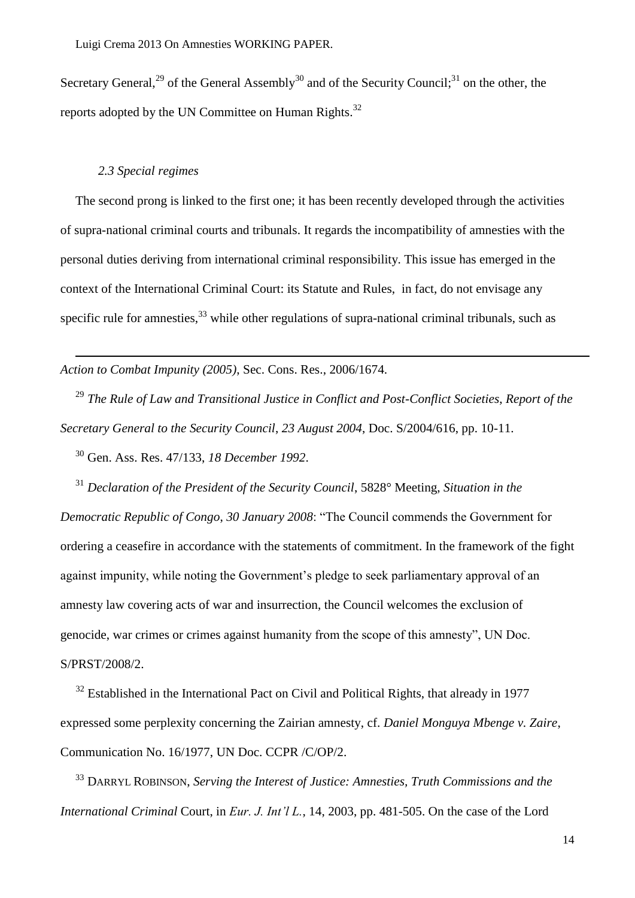Secretary General,[29] of the General Assembly[30] and of the Security Council;[31] on the other, the reports adopted by the UN Committee on Human Rights.[32]

### *2.3 Special regimes*

The second prong is linked to the first one; it has been recently developed through the activities of supra-national criminal courts and tribunals. It regards the incompatibility of amnesties with the personal duties deriving from international criminal responsibility. This issue has emerged in the context of the International Criminal Court: its Statute and Rules, in fact, do not envisage any specific rule for amnesties,[33] while other regulations of supra-national criminal tribunals, such as

---

*Action to Combat Impunity (2005)*, Sec. Cons. Res., 2006/1674.

[29] *The Rule of Law and Transitional Justice in Conflict and Post-Conflict Societies*, *Report of the Secretary General to the Security Council*, *23 August 2004*, Doc. S/2004/616, pp. 10-11.

[30] Gen. Ass. Res. 47/133, *18 December 1992*.

[31] *Declaration of the President of the Security Council*, 5828° Meeting, *Situation in the Democratic Republic of Congo*, *30 January 2008*: "The Council commends the Government for ordering a ceasefire in accordance with the statements of commitment. In the framework of the fight against impunity, while noting the Government's pledge to seek parliamentary approval of an amnesty law covering acts of war and insurrection, the Council welcomes the exclusion of genocide, war crimes or crimes against humanity from the scope of this amnesty", UN Doc. S/PRST/2008/2.

[32] Established in the International Pact on Civil and Political Rights, that already in 1977 expressed some perplexity concerning the Zairian amnesty, cf. *Daniel Monguya Mbenge v. Zaire*, Communication No. 16/1977, UN Doc. CCPR /C/OP/2.

[33] DARRYL ROBINSON, *Serving the Interest of Justice: Amnesties, Truth Commissions and the International Criminal* Court, in *Eur. J. Int'l L.*, 14, 2003, pp. 481-505. On the case of the Lord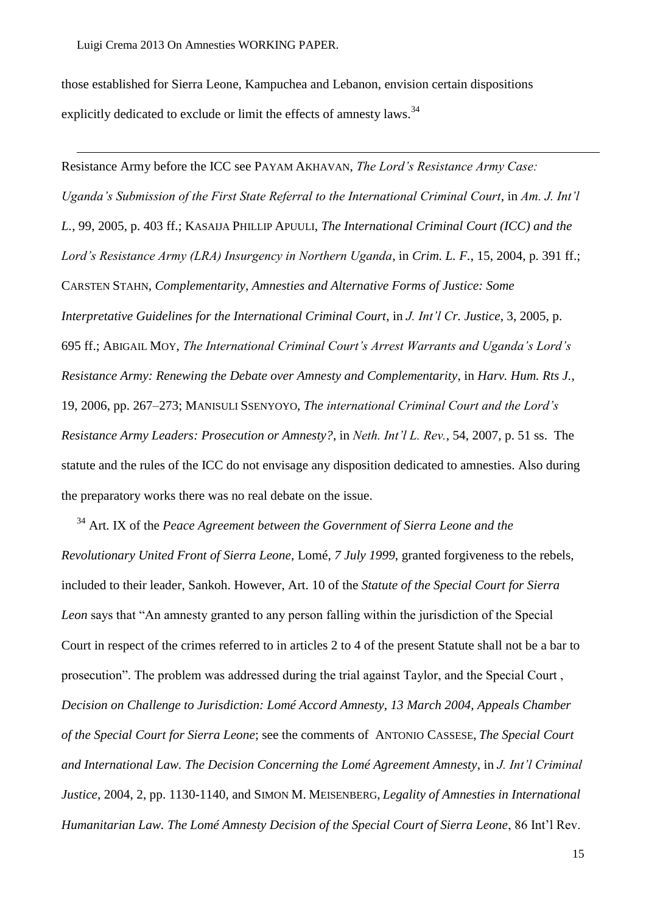those established for Sierra Leone, Kampuchea and Lebanon, envision certain dispositions explicitly dedicated to exclude or limit the effects of amnesty laws.[34]

---

Resistance Army before the ICC see PAYAM AKHAVAN, *The Lord's Resistance Army Case: Uganda's Submission of the First State Referral to the International Criminal Court*, in *Am. J. Int'l L.*, 99, 2005, p. 403 ff.; KASAIJA PHILLIP APUULI, *The International Criminal Court (ICC) and the Lord's Resistance Army (LRA) Insurgency in Northern Uganda*, in *Crim. L. F.*, 15, 2004, p. 391 ff.; CARSTEN STAHN, *Complementarity, Amnesties and Alternative Forms of Justice: Some Interpretative Guidelines for the International Criminal Court*, in *J. Int'l Cr. Justice*, 3, 2005, p. 695 ff.; ABIGAIL MOY, *The International Criminal Court's Arrest Warrants and Uganda's Lord's Resistance Army: Renewing the Debate over Amnesty and Complementarity*, in *Harv. Hum. Rts J.*, 19, 2006, pp. 267–273; MANISULI SSENYOYO, *The international Criminal Court and the Lord's Resistance Army Leaders: Prosecution or Amnesty?*, in *Neth. Int'l L. Rev.*, 54, 2007, p. 51 ss. The statute and the rules of the ICC do not envisage any disposition dedicated to amnesties. Also during the preparatory works there was no real debate on the issue.

[34] Art. IX of the *Peace Agreement between the Government of Sierra Leone and the Revolutionary United Front of Sierra Leone*, Lomé, *7 July 1999*, granted forgiveness to the rebels, included to their leader, Sankoh. However, Art. 10 of the *Statute of the Special Court for Sierra Leon* says that "An amnesty granted to any person falling within the jurisdiction of the Special Court in respect of the crimes referred to in articles 2 to 4 of the present Statute shall not be a bar to prosecution". The problem was addressed during the trial against Taylor, and the Special Court , *Decision on Challenge to Jurisdiction: Lomé Accord Amnesty, 13 March 2004, Appeals Chamber of the Special Court for Sierra Leone*; see the comments of ANTONIO CASSESE, *The Special Court and International Law. The Decision Concerning the Lomé Agreement Amnesty*, in *J. Int'l Criminal Justice*, 2004, 2, pp. 1130-1140, and SIMON M. MEISENBERG, *Legality of Amnesties in International Humanitarian Law. The Lomé Amnesty Decision of the Special Court of Sierra Leone*, 86 Int'l Rev.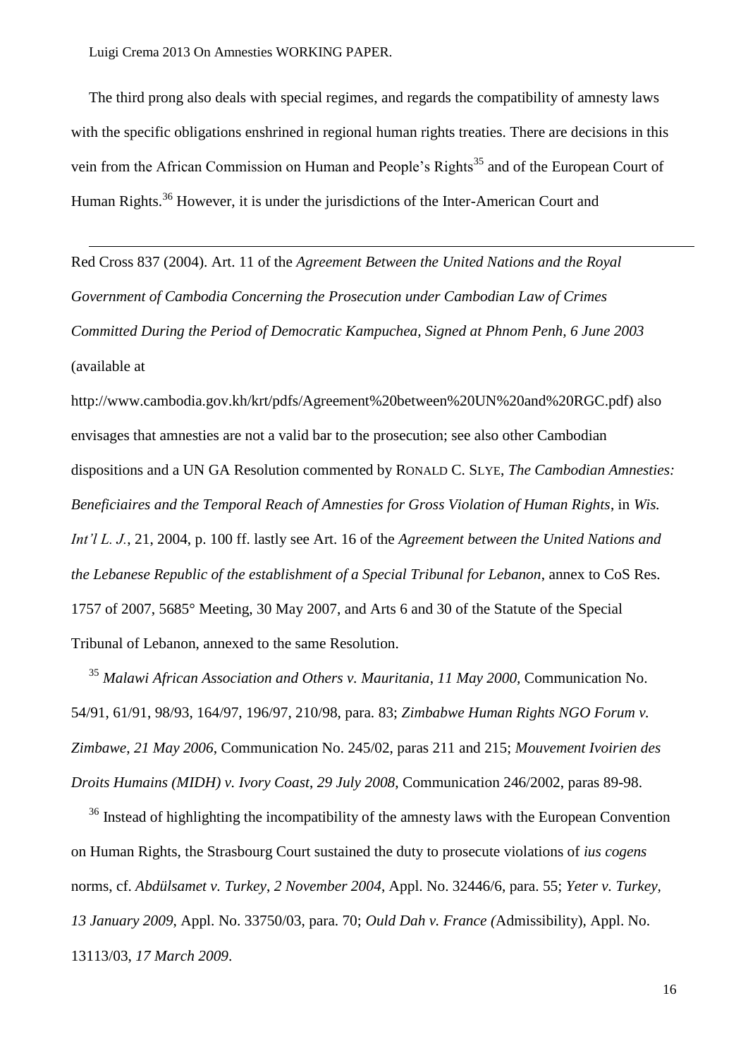The third prong also deals with special regimes, and regards the compatibility of amnesty laws with the specific obligations enshrined in regional human rights treaties. There are decisions in this vein from the African Commission on Human and People's Rights[35] and of the European Court of Human Rights.[36] However, it is under the jurisdictions of the Inter-American Court and

---

Red Cross 837 (2004). Art. 11 of the *Agreement Between the United Nations and the Royal Government of Cambodia Concerning the Prosecution under Cambodian Law of Crimes Committed During the Period of Democratic Kampuchea, Signed at Phnom Penh, 6 June 2003* (available at http://www.cambodia.gov.kh/krt/pdfs/Agreement%20between%20UN%20and%20RGC.pdf) also envisages that amnesties are not a valid bar to the prosecution; see also other Cambodian dispositions and a UN GA Resolution commented by RONALD C. SLYE, *The Cambodian Amnesties: Beneficiaires and the Temporal Reach of Amnesties for Gross Violation of Human Rights*, in *Wis. Int'l L. J.*, 21, 2004, p. 100 ff. lastly see Art. 16 of the *Agreement between the United Nations and the Lebanese Republic of the establishment of a Special Tribunal for Lebanon*, annex to CoS Res. 1757 of 2007, 5685° Meeting, 30 May 2007, and Arts 6 and 30 of the Statute of the Special Tribunal of Lebanon, annexed to the same Resolution.

[35] *Malawi African Association and Others v. Mauritania*, *11 May 2000,* Communication No. 54/91, 61/91, 98/93, 164/97, 196/97, 210/98, para. 83; *Zimbabwe Human Rights NGO Forum v. Zimbawe*, *21 May 2006*, Communication No. 245/02, paras 211 and 215; *Mouvement Ivoirien des Droits Humains (MIDH) v. Ivory Coast*, *29 July 2008*, Communication 246/2002, paras 89-98.

[36] Instead of highlighting the incompatibility of the amnesty laws with the European Convention on Human Rights, the Strasbourg Court sustained the duty to prosecute violations of *ius cogens* norms, cf. *Abdülsamet v. Turkey*, *2 November 2004*, Appl. No. 32446/6, para. 55; *Yeter v. Turkey*, *13 January 2009*, Appl. No. 33750/03, para. 70; *Ould Dah v. France (*Admissibility), Appl. No. 13113/03, *17 March 2009*.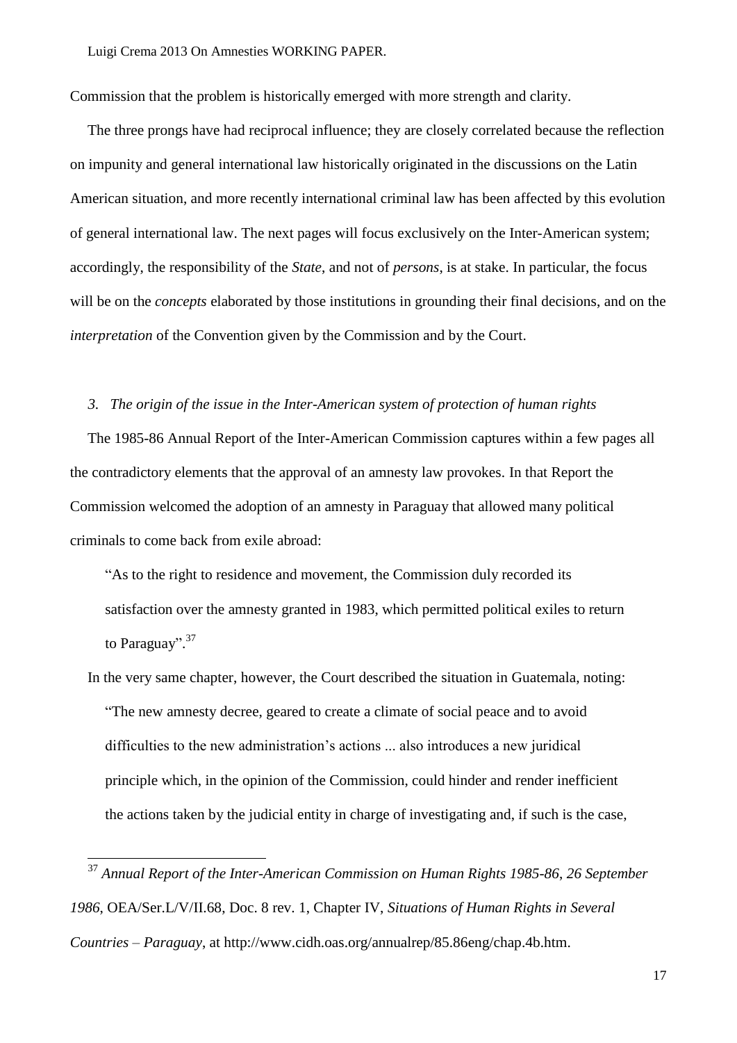Commission that the problem is historically emerged with more strength and clarity.

The three prongs have had reciprocal influence; they are closely correlated because the reflection on impunity and general international law historically originated in the discussions on the Latin American situation, and more recently international criminal law has been affected by this evolution of general international law. The next pages will focus exclusively on the Inter-American system; accordingly, the responsibility of the *State*, and not of *persons*, is at stake. In particular, the focus will be on the *concepts* elaborated by those institutions in grounding their final decisions, and on the *interpretation* of the Convention given by the Commission and by the Court.

### *3. The origin of the issue in the Inter-American system of protection of human rights*

The 1985-86 Annual Report of the Inter-American Commission captures within a few pages all the contradictory elements that the approval of an amnesty law provokes. In that Report the Commission welcomed the adoption of an amnesty in Paraguay that allowed many political criminals to come back from exile abroad:

> "As to the right to residence and movement, the Commission duly recorded its satisfaction over the amnesty granted in 1983, which permitted political exiles to return to Paraguay".[37]

In the very same chapter, however, the Court described the situation in Guatemala, noting:

> "The new amnesty decree, geared to create a climate of social peace and to avoid difficulties to the new administration's actions ... also introduces a new juridical principle which, in the opinion of the Commission, could hinder and render inefficient the actions taken by the judicial entity in charge of investigating and, if such is the case,

---

[37] *Annual Report of the Inter-American Commission on Human Rights 1985-86, 26 September 1986*, OEA/Ser.L/V/II.68, Doc. 8 rev. 1, Chapter IV, *Situations of Human Rights in Several Countries – Paraguay*, at http://www.cidh.oas.org/annualrep/85.86eng/chap.4b.htm.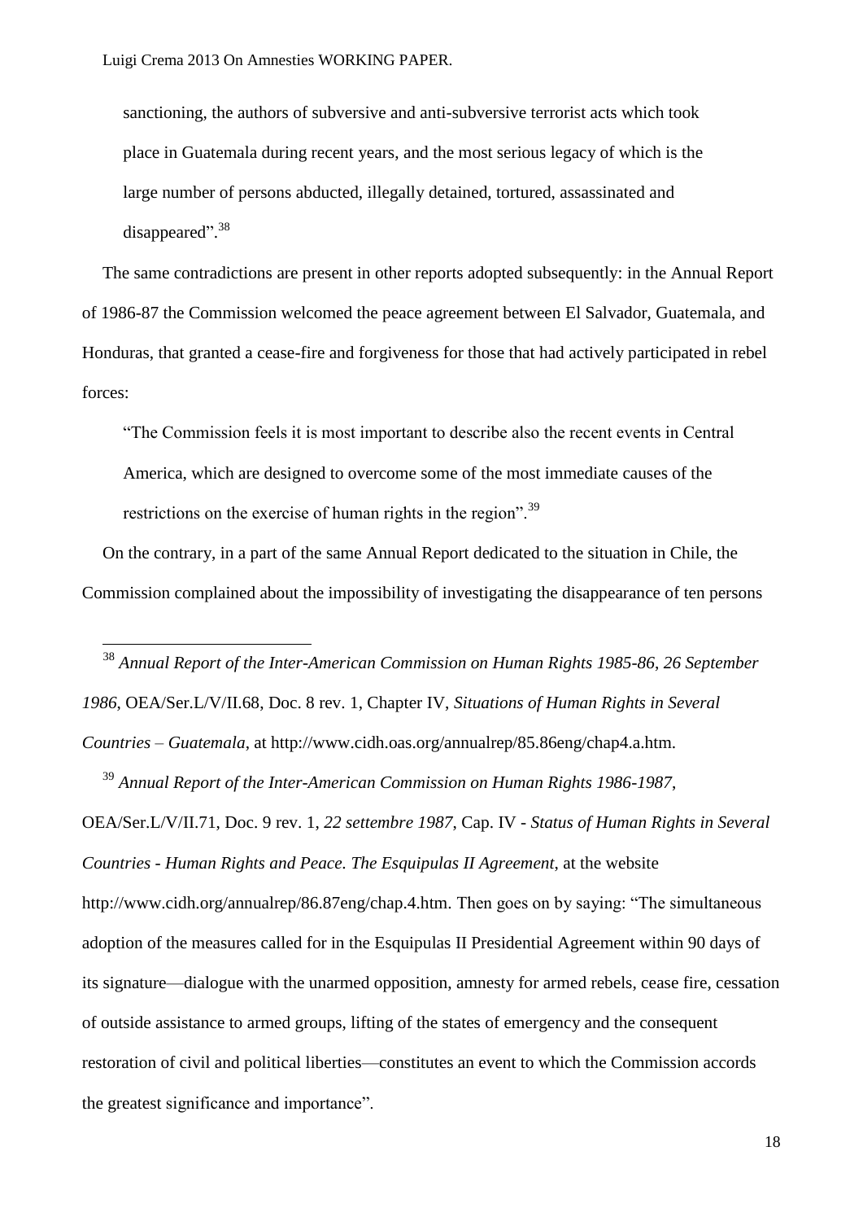sanctioning, the authors of subversive and anti-subversive terrorist acts which took place in Guatemala during recent years, and the most serious legacy of which is the large number of persons abducted, illegally detained, tortured, assassinated and disappeared".[38]

The same contradictions are present in other reports adopted subsequently: in the Annual Report of 1986-87 the Commission welcomed the peace agreement between El Salvador, Guatemala, and Honduras, that granted a cease-fire and forgiveness for those that had actively participated in rebel forces:

"The Commission feels it is most important to describe also the recent events in Central America, which are designed to overcome some of the most immediate causes of the restrictions on the exercise of human rights in the region".[39]

On the contrary, in a part of the same Annual Report dedicated to the situation in Chile, the Commission complained about the impossibility of investigating the disappearance of ten persons

---

[38] *Annual Report of the Inter-American Commission on Human Rights 1985-86, 26 September 1986*, OEA/Ser.L/V/II.68, Doc. 8 rev. 1, Chapter IV, *Situations of Human Rights in Several Countries – Guatemala*, at http://www.cidh.oas.org/annualrep/85.86eng/chap4.a.htm.

[39] *Annual Report of the Inter-American Commission on Human Rights 1986-1987*, OEA/Ser.L/V/II.71, Doc. 9 rev. 1, *22 settembre 1987*, Cap. IV - *Status of Human Rights in Several Countries - Human Rights and Peace. The Esquipulas II Agreement*, at the website http://www.cidh.org/annualrep/86.87eng/chap.4.htm. Then goes on by saying: "The simultaneous adoption of the measures called for in the Esquipulas II Presidential Agreement within 90 days of its signature—dialogue with the unarmed opposition, amnesty for armed rebels, cease fire, cessation of outside assistance to armed groups, lifting of the states of emergency and the consequent restoration of civil and political liberties—constitutes an event to which the Commission accords the greatest significance and importance".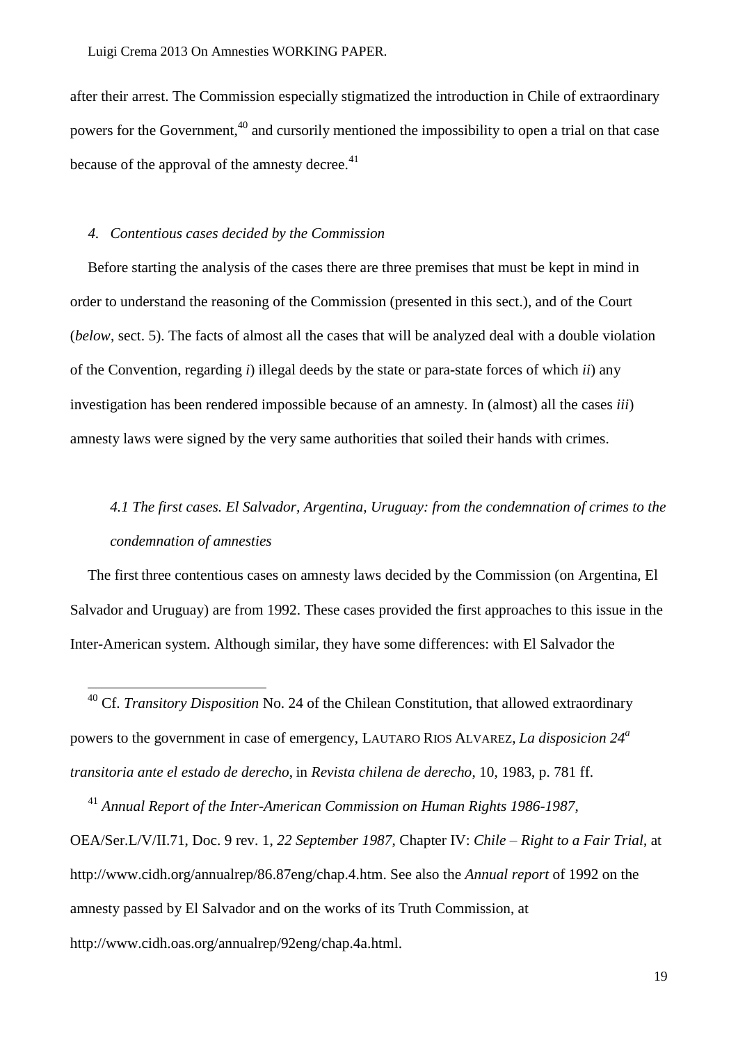after their arrest. The Commission especially stigmatized the introduction in Chile of extraordinary powers for the Government,[40] and cursorily mentioned the impossibility to open a trial on that case because of the approval of the amnesty decree.[41]

### *4. Contentious cases decided by the Commission*

Before starting the analysis of the cases there are three premises that must be kept in mind in order to understand the reasoning of the Commission (presented in this sect.), and of the Court (*below*, sect. 5). The facts of almost all the cases that will be analyzed deal with a double violation of the Convention, regarding *i*) illegal deeds by the state or para-state forces of which *ii*) any investigation has been rendered impossible because of an amnesty. In (almost) all the cases *iii*) amnesty laws were signed by the very same authorities that soiled their hands with crimes.

#### *4.1 The first cases. El Salvador, Argentina, Uruguay: from the condemnation of crimes to the condemnation of amnesties*

The first three contentious cases on amnesty laws decided by the Commission (on Argentina, El Salvador and Uruguay) are from 1992. These cases provided the first approaches to this issue in the Inter-American system. Although similar, they have some differences: with El Salvador the

---

[40] Cf. *Transitory Disposition* No. 24 of the Chilean Constitution, that allowed extraordinary powers to the government in case of emergency, LAUTARO RIOS ALVAREZ, *La disposicion 24ª transitoria ante el estado de derecho*, in *Revista chilena de derecho*, 10, 1983, p. 781 ff.

[41] *Annual Report of the Inter-American Commission on Human Rights 1986-1987*, OEA/Ser.L/V/II.71, Doc. 9 rev. 1, *22 September 1987*, Chapter IV: *Chile – Right to a Fair Trial*, at http://www.cidh.org/annualrep/86.87eng/chap.4.htm. See also the *Annual report* of 1992 on the amnesty passed by El Salvador and on the works of its Truth Commission, at http://www.cidh.oas.org/annualrep/92eng/chap.4a.html.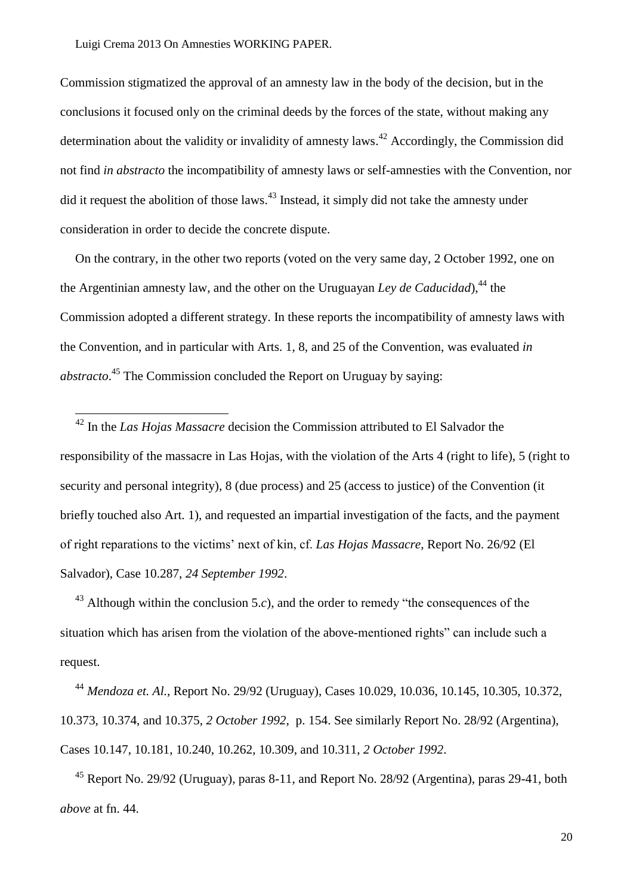Commission stigmatized the approval of an amnesty law in the body of the decision, but in the conclusions it focused only on the criminal deeds by the forces of the state, without making any determination about the validity or invalidity of amnesty laws.[42] Accordingly, the Commission did not find *in abstracto* the incompatibility of amnesty laws or self-amnesties with the Convention, nor did it request the abolition of those laws.[43] Instead, it simply did not take the amnesty under consideration in order to decide the concrete dispute.

On the contrary, in the other two reports (voted on the very same day, 2 October 1992, one on the Argentinian amnesty law, and the other on the Uruguayan *Ley de Caducidad*),[44] the Commission adopted a different strategy. In these reports the incompatibility of amnesty laws with the Convention, and in particular with Arts. 1, 8, and 25 of the Convention, was evaluated *in abstracto*.[45] The Commission concluded the Report on Uruguay by saying:

---

[42] In the *Las Hojas Massacre* decision the Commission attributed to El Salvador the responsibility of the massacre in Las Hojas, with the violation of the Arts 4 (right to life), 5 (right to security and personal integrity), 8 (due process) and 25 (access to justice) of the Convention (it briefly touched also Art. 1), and requested an impartial investigation of the facts, and the payment of right reparations to the victims' next of kin, cf. *Las Hojas Massacre*, Report No. 26/92 (El Salvador), Case 10.287, *24 September 1992*.

[43] Although within the conclusion 5.*c*), and the order to remedy "the consequences of the situation which has arisen from the violation of the above-mentioned rights" can include such a request.

[44] *Mendoza et. Al.*, Report No. 29/92 (Uruguay), Cases 10.029, 10.036, 10.145, 10.305, 10.372, 10.373, 10.374, and 10.375, *2 October 1992*, p. 154. See similarly Report No. 28/92 (Argentina), Cases 10.147, 10.181, 10.240, 10.262, 10.309, and 10.311, *2 October 1992*.

[45] Report No. 29/92 (Uruguay), paras 8-11, and Report No. 28/92 (Argentina), paras 29-41, both *above* at fn. 44.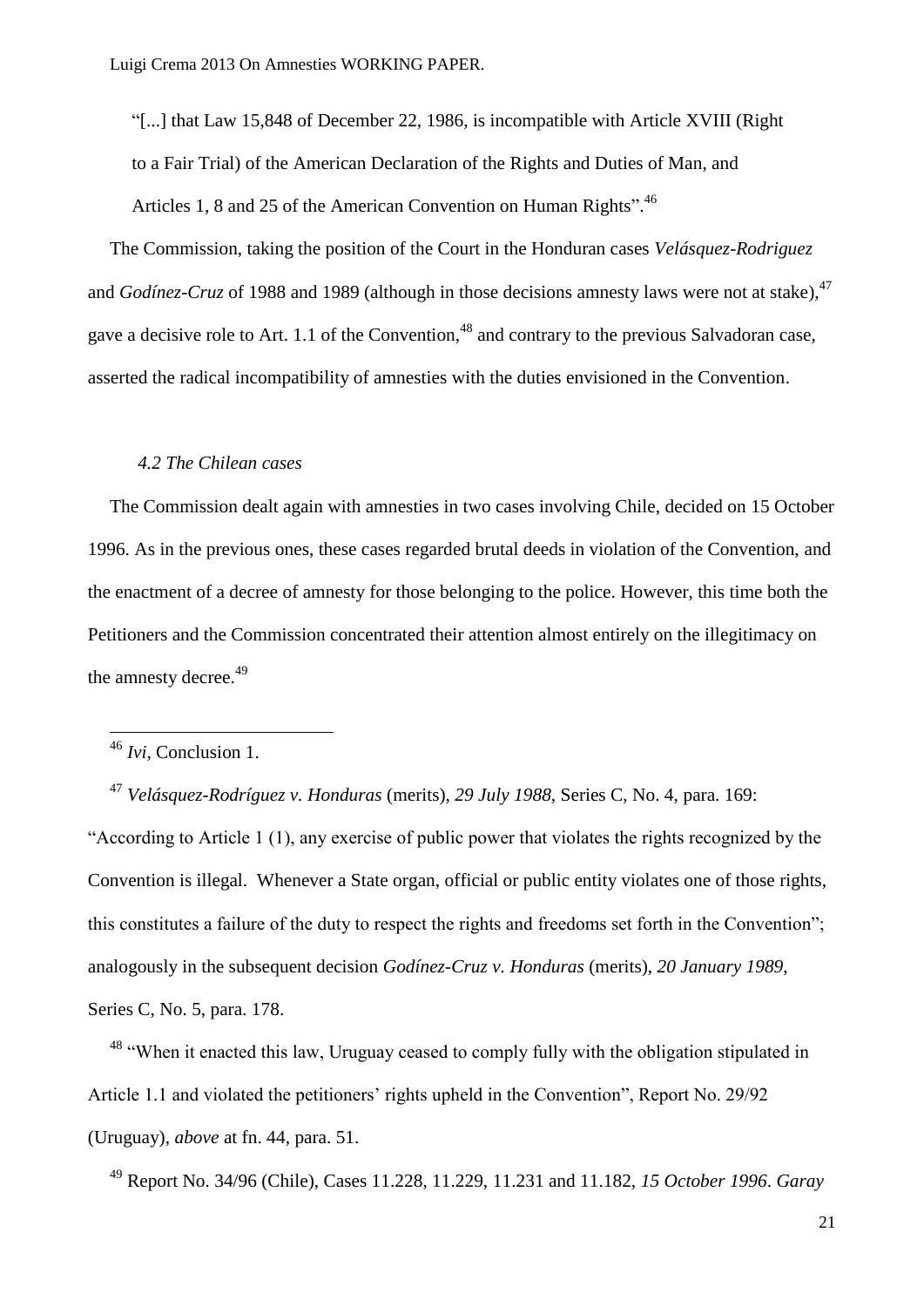"[...] that Law 15,848 of December 22, 1986, is incompatible with Article XVIII (Right to a Fair Trial) of the American Declaration of the Rights and Duties of Man, and Articles 1, 8 and 25 of the American Convention on Human Rights".[46]

The Commission, taking the position of the Court in the Honduran cases *Velásquez-Rodriguez* and *Godínez-Cruz* of 1988 and 1989 (although in those decisions amnesty laws were not at stake),[47] gave a decisive role to Art. 1.1 of the Convention,[48] and contrary to the previous Salvadoran case, asserted the radical incompatibility of amnesties with the duties envisioned in the Convention.

### *4.2 The Chilean cases*

The Commission dealt again with amnesties in two cases involving Chile, decided on 15 October 1996. As in the previous ones, these cases regarded brutal deeds in violation of the Convention, and the enactment of a decree of amnesty for those belonging to the police. However, this time both the Petitioners and the Commission concentrated their attention almost entirely on the illegitimacy on the amnesty decree.[49]

---

[46] *Ivi*, Conclusion 1.

[47] *Velásquez-Rodríguez v. Honduras* (merits), *29 July 1988*, Series C, No. 4, para. 169: "According to Article 1 (1), any exercise of public power that violates the rights recognized by the Convention is illegal. Whenever a State organ, official or public entity violates one of those rights, this constitutes a failure of the duty to respect the rights and freedoms set forth in the Convention"; analogously in the subsequent decision *Godínez-Cruz v. Honduras* (merits), *20 January 1989*, Series C, No. 5, para. 178.

[48] "When it enacted this law, Uruguay ceased to comply fully with the obligation stipulated in Article 1.1 and violated the petitioners' rights upheld in the Convention", Report No. 29/92 (Uruguay), *above* at fn. 44, para. 51.

[49] Report No. 34/96 (Chile), Cases 11.228, 11.229, 11.231 and 11.182, *15 October 1996*. *Garay*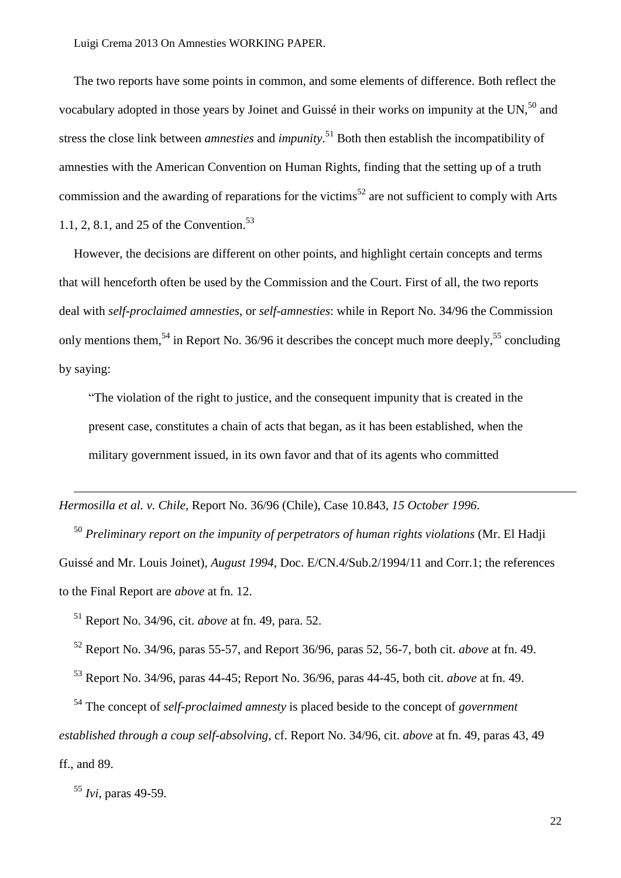The two reports have some points in common, and some elements of difference. Both reflect the vocabulary adopted in those years by Joinet and Guissé in their works on impunity at the UN,[50] and stress the close link between *amnesties* and *impunity*.[51] Both then establish the incompatibility of amnesties with the American Convention on Human Rights, finding that the setting up of a truth commission and the awarding of reparations for the victims[52] are not sufficient to comply with Arts 1.1, 2, 8.1, and 25 of the Convention.[53]

However, the decisions are different on other points, and highlight certain concepts and terms that will henceforth often be used by the Commission and the Court. First of all, the two reports deal with *self-proclaimed amnesties*, or *self-amnesties*: while in Report No. 34/96 the Commission only mentions them,[54] in Report No. 36/96 it describes the concept much more deeply,[55] concluding by saying:

> "The violation of the right to justice, and the consequent impunity that is created in the present case, constitutes a chain of acts that began, as it has been established, when the military government issued, in its own favor and that of its agents who committed

---

*Hermosilla et al. v. Chile*, Report No. 36/96 (Chile), Case 10.843, *15 October 1996*.

[50] *Preliminary report on the impunity of perpetrators of human rights violations* (Mr. El Hadji Guissé and Mr. Louis Joinet), *August 1994*, Doc. E/CN.4/Sub.2/1994/11 and Corr.1; the references to the Final Report are *above* at fn. 12.

[51] Report No. 34/96, cit. *above* at fn. 49, para. 52.

[52] Report No. 34/96, paras 55-57, and Report 36/96, paras 52, 56-7, both cit. *above* at fn. 49.

[53] Report No. 34/96, paras 44-45; Report No. 36/96, paras 44-45, both cit. *above* at fn. 49.

[54] The concept of *self-proclaimed amnesty* is placed beside to the concept of *government established through a coup self-absolving*, cf. Report No. 34/96, cit. *above* at fn. 49, paras 43, 49 ff., and 89.

[55] *Ivi*, paras 49-59.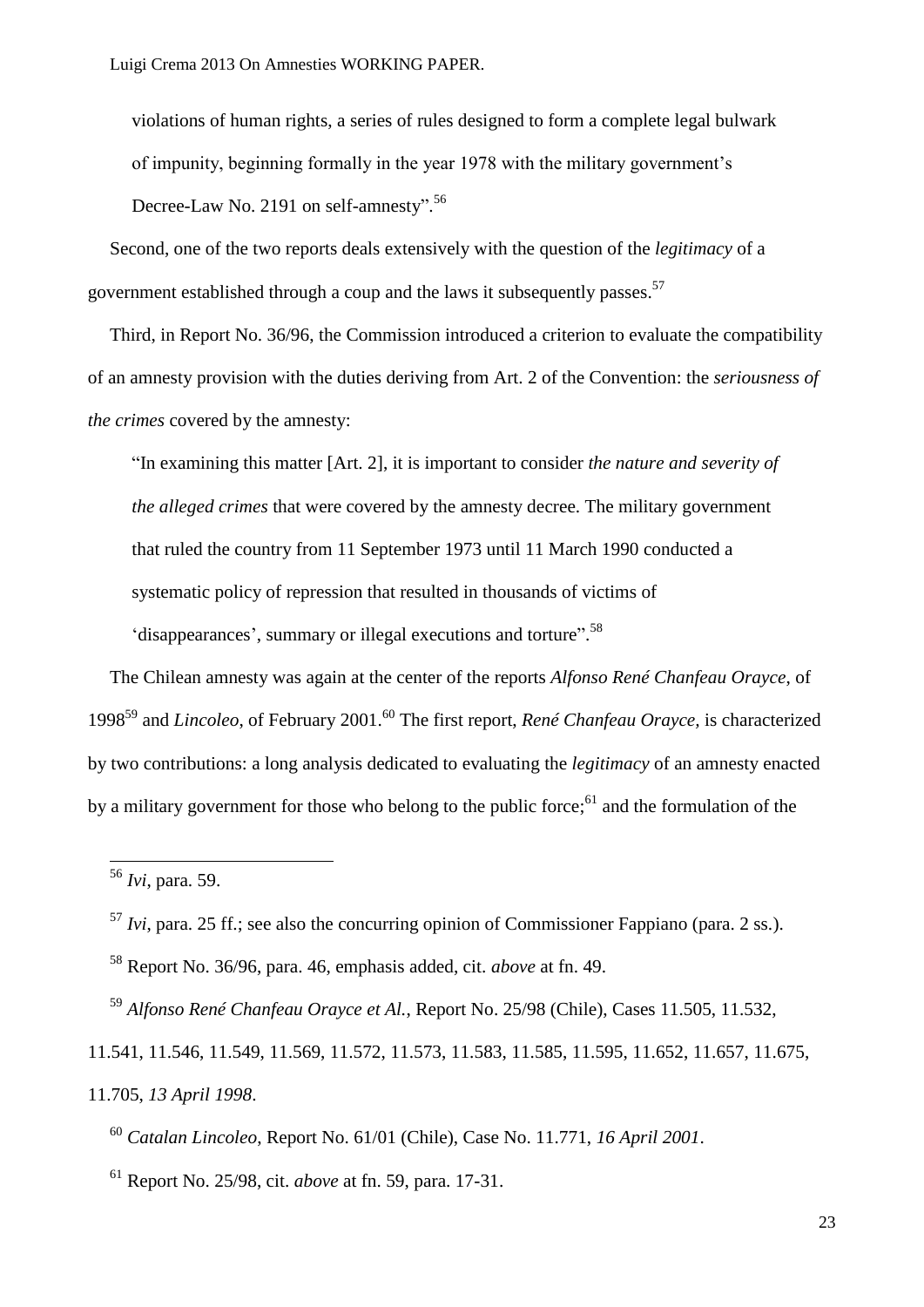violations of human rights, a series of rules designed to form a complete legal bulwark of impunity, beginning formally in the year 1978 with the military government's Decree-Law No. 2191 on self-amnesty".[56]

Second, one of the two reports deals extensively with the question of the *legitimacy* of a government established through a coup and the laws it subsequently passes.[57]

Third, in Report No. 36/96, the Commission introduced a criterion to evaluate the compatibility of an amnesty provision with the duties deriving from Art. 2 of the Convention: the *seriousness of the crimes* covered by the amnesty:

> "In examining this matter [Art. 2], it is important to consider *the nature and severity of the alleged crimes* that were covered by the amnesty decree. The military government that ruled the country from 11 September 1973 until 11 March 1990 conducted a systematic policy of repression that resulted in thousands of victims of 'disappearances', summary or illegal executions and torture".[58]

The Chilean amnesty was again at the center of the reports *Alfonso René Chanfeau Orayce*, of 1998[59] and *Lincoleo*, of February 2001.[60] The first report, *René Chanfeau Orayce,* is characterized by two contributions: a long analysis dedicated to evaluating the *legitimacy* of an amnesty enacted by a military government for those who belong to the public force;[61] and the formulation of the

---

[56] *Ivi*, para. 59.

[57] *Ivi*, para. 25 ff.; see also the concurring opinion of Commissioner Fappiano (para. 2 ss.).

[58] Report No. 36/96, para. 46, emphasis added, cit. *above* at fn. 49.

[59] *Alfonso René Chanfeau Orayce et Al.*, Report No. 25/98 (Chile), Cases 11.505, 11.532, 11.541, 11.546, 11.549, 11.569, 11.572, 11.573, 11.583, 11.585, 11.595, 11.652, 11.657, 11.675, 11.705, *13 April 1998*.

[60] *Catalan Lincoleo*, Report No. 61/01 (Chile), Case No. 11.771, *16 April 2001*.

[61] Report No. 25/98, cit. *above* at fn. 59, para. 17-31.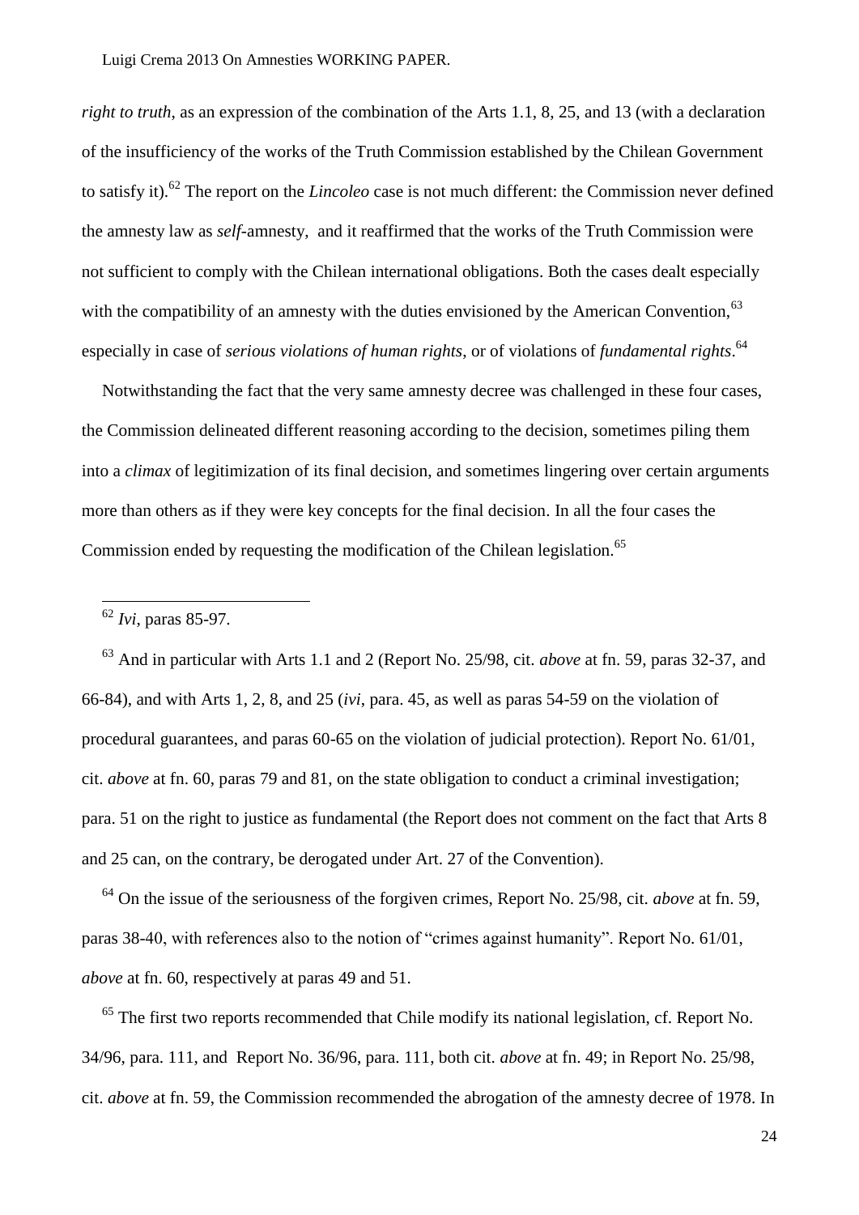*right to truth*, as an expression of the combination of the Arts 1.1, 8, 25, and 13 (with a declaration of the insufficiency of the works of the Truth Commission established by the Chilean Government to satisfy it).[62] The report on the *Lincoleo* case is not much different: the Commission never defined the amnesty law as *self*-amnesty, and it reaffirmed that the works of the Truth Commission were not sufficient to comply with the Chilean international obligations. Both the cases dealt especially with the compatibility of an amnesty with the duties envisioned by the American Convention,[63] especially in case of *serious violations of human rights*, or of violations of *fundamental rights*.[64]

Notwithstanding the fact that the very same amnesty decree was challenged in these four cases, the Commission delineated different reasoning according to the decision, sometimes piling them into a *climax* of legitimization of its final decision, and sometimes lingering over certain arguments more than others as if they were key concepts for the final decision. In all the four cases the Commission ended by requesting the modification of the Chilean legislation.[65]

---

[62] *Ivi*, paras 85-97.

[63] And in particular with Arts 1.1 and 2 (Report No. 25/98, cit. *above* at fn. 59, paras 32-37, and 66-84), and with Arts 1, 2, 8, and 25 (*ivi*, para. 45, as well as paras 54-59 on the violation of procedural guarantees, and paras 60-65 on the violation of judicial protection). Report No. 61/01, cit. *above* at fn. 60, paras 79 and 81, on the state obligation to conduct a criminal investigation; para. 51 on the right to justice as fundamental (the Report does not comment on the fact that Arts 8 and 25 can, on the contrary, be derogated under Art. 27 of the Convention).

[64] On the issue of the seriousness of the forgiven crimes, Report No. 25/98, cit. *above* at fn. 59, paras 38-40, with references also to the notion of "crimes against humanity". Report No. 61/01, *above* at fn. 60, respectively at paras 49 and 51.

[65] The first two reports recommended that Chile modify its national legislation, cf. Report No. 34/96, para. 111, and Report No. 36/96, para. 111, both cit. *above* at fn. 49; in Report No. 25/98, cit. *above* at fn. 59, the Commission recommended the abrogation of the amnesty decree of 1978. In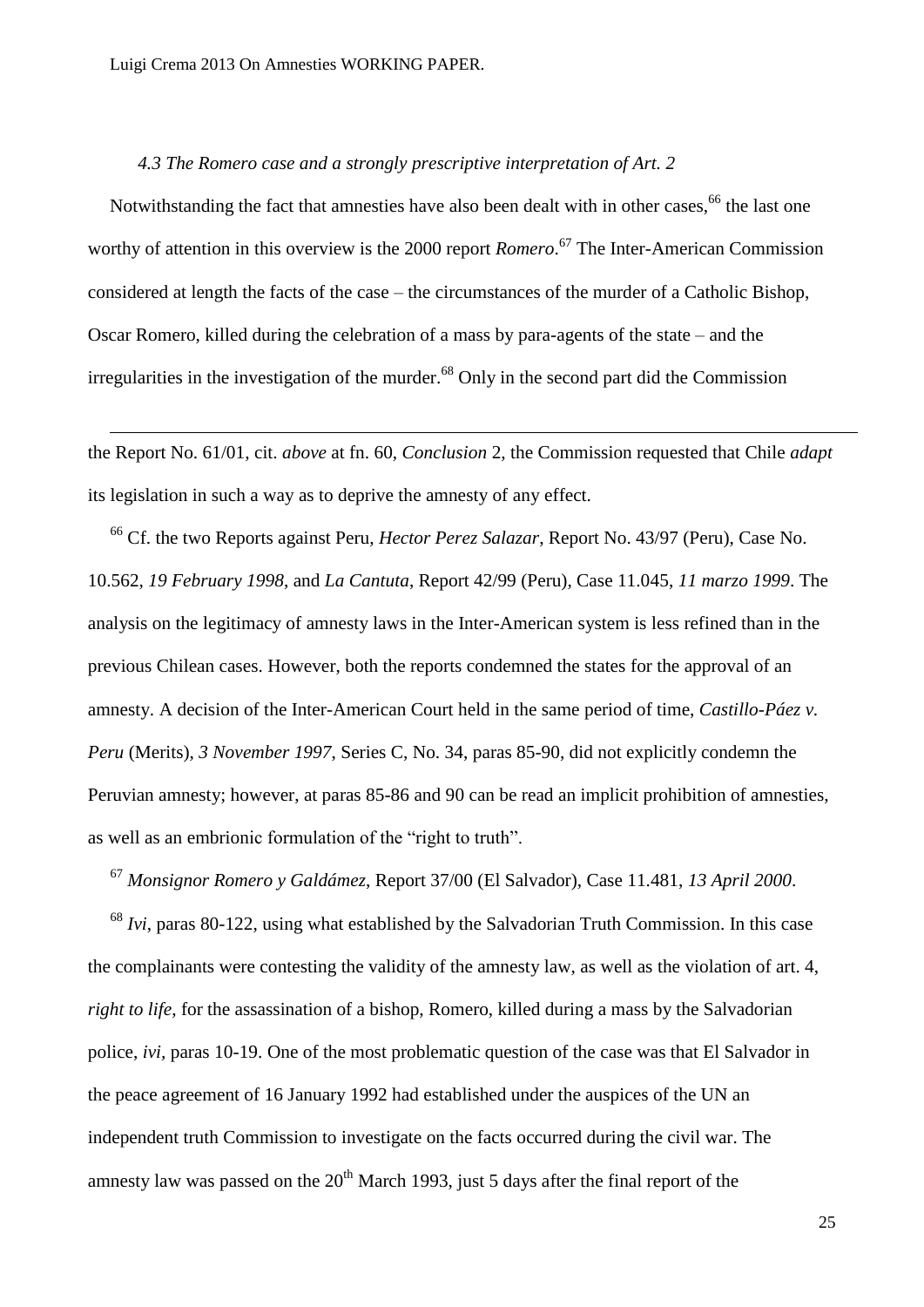*4.3 The Romero case and a strongly prescriptive interpretation of Art. 2*

Notwithstanding the fact that amnesties have also been dealt with in other cases,[66] the last one worthy of attention in this overview is the 2000 report *Romero*.[67] The Inter-American Commission considered at length the facts of the case – the circumstances of the murder of a Catholic Bishop, Oscar Romero, killed during the celebration of a mass by para-agents of the state – and the irregularities in the investigation of the murder.[68] Only in the second part did the Commission

---

the Report No. 61/01, cit. *above* at fn. 60, *Conclusion* 2, the Commission requested that Chile *adapt* its legislation in such a way as to deprive the amnesty of any effect.

[66] Cf. the two Reports against Peru, *Hector Perez Salazar*, Report No. 43/97 (Peru), Case No. 10.562, *19 February 1998*, and *La Cantuta*, Report 42/99 (Peru), Case 11.045, *11 marzo 1999*. The analysis on the legitimacy of amnesty laws in the Inter-American system is less refined than in the previous Chilean cases. However, both the reports condemned the states for the approval of an amnesty. A decision of the Inter-American Court held in the same period of time, *Castillo-Páez v. Peru* (Merits), *3 November 1997*, Series C, No. 34, paras 85-90, did not explicitly condemn the Peruvian amnesty; however, at paras 85-86 and 90 can be read an implicit prohibition of amnesties, as well as an embrionic formulation of the "right to truth".

[67] *Monsignor Romero y Galdámez*, Report 37/00 (El Salvador), Case 11.481, *13 April 2000*.

[68] *Ivi*, paras 80-122, using what established by the Salvadorian Truth Commission. In this case the complainants were contesting the validity of the amnesty law, as well as the violation of art. 4, *right to life*, for the assassination of a bishop, Romero, killed during a mass by the Salvadorian police, *ivi*, paras 10-19. One of the most problematic question of the case was that El Salvador in the peace agreement of 16 January 1992 had established under the auspices of the UN an independent truth Commission to investigate on the facts occurred during the civil war. The amnesty law was passed on the 20th March 1993, just 5 days after the final report of the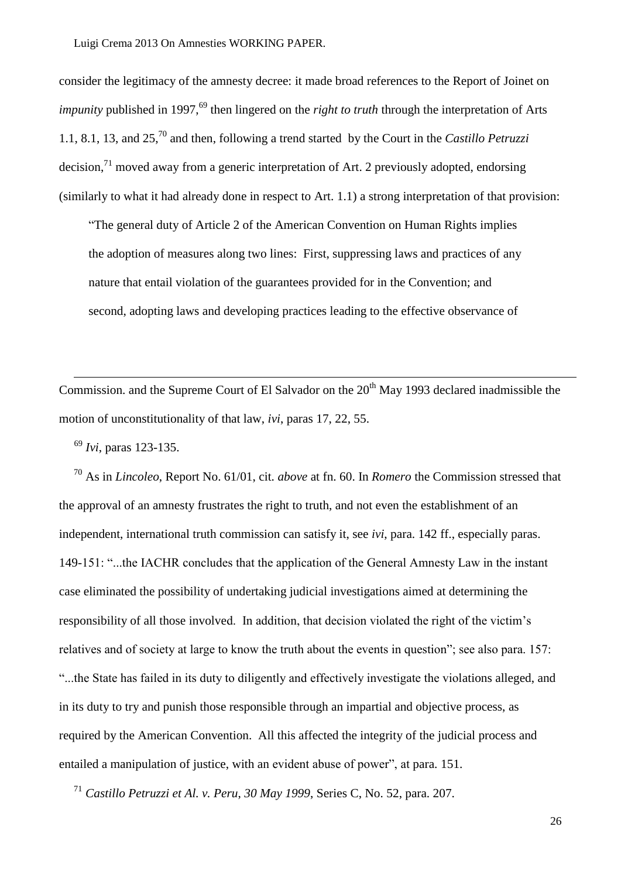consider the legitimacy of the amnesty decree: it made broad references to the Report of Joinet on *impunity* published in 1997,[69] then lingered on the *right to truth* through the interpretation of Arts 1.1, 8.1, 13, and 25,[70] and then, following a trend started by the Court in the *Castillo Petruzzi* decision,[71] moved away from a generic interpretation of Art. 2 previously adopted, endorsing (similarly to what it had already done in respect to Art. 1.1) a strong interpretation of that provision:

> "The general duty of Article 2 of the American Convention on Human Rights implies the adoption of measures along two lines: First, suppressing laws and practices of any nature that entail violation of the guarantees provided for in the Convention; and second, adopting laws and developing practices leading to the effective observance of

---

Commission. and the Supreme Court of El Salvador on the 20th May 1993 declared inadmissible the motion of unconstitutionality of that law, *ivi*, paras 17, 22, 55.

[69] *Ivi*, paras 123-135.

[70] As in *Lincoleo*, Report No. 61/01, cit. *above* at fn. 60. In *Romero* the Commission stressed that the approval of an amnesty frustrates the right to truth, and not even the establishment of an independent, international truth commission can satisfy it, see *ivi*, para. 142 ff., especially paras. 149-151: "...the IACHR concludes that the application of the General Amnesty Law in the instant case eliminated the possibility of undertaking judicial investigations aimed at determining the responsibility of all those involved. In addition, that decision violated the right of the victim's relatives and of society at large to know the truth about the events in question"; see also para. 157: "...the State has failed in its duty to diligently and effectively investigate the violations alleged, and in its duty to try and punish those responsible through an impartial and objective process, as required by the American Convention. All this affected the integrity of the judicial process and entailed a manipulation of justice, with an evident abuse of power", at para. 151.

[71] *Castillo Petruzzi et Al. v. Peru, 30 May 1999*, Series C, No. 52, para. 207.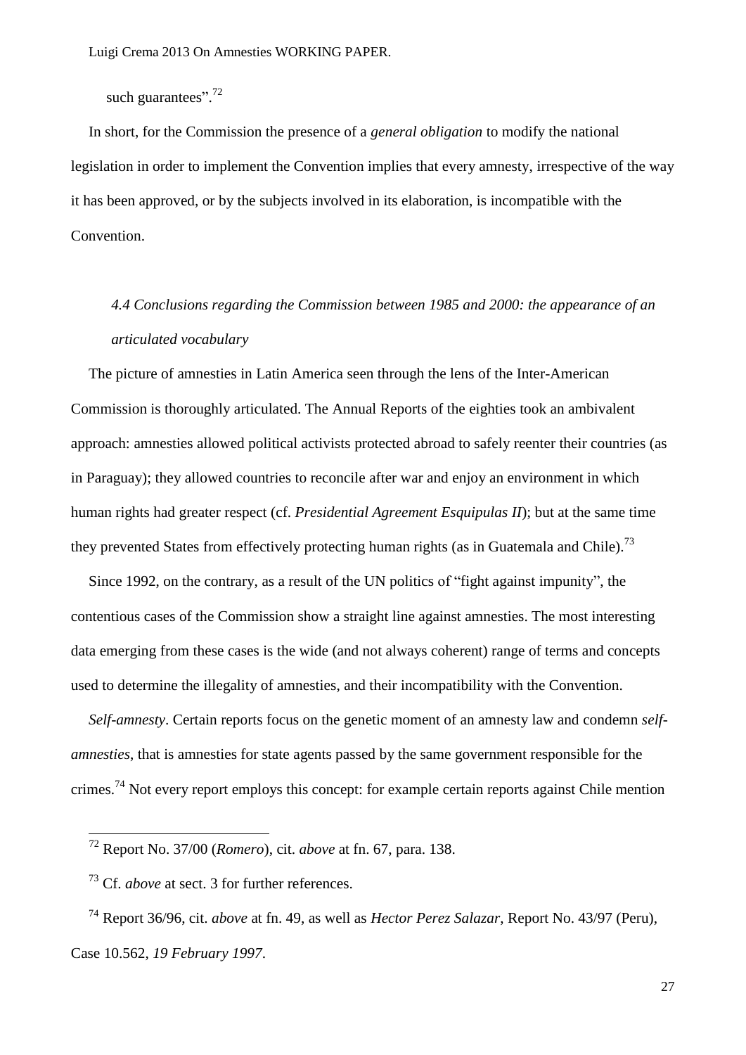such guarantees".[72]

In short, for the Commission the presence of a *general obligation* to modify the national legislation in order to implement the Convention implies that every amnesty, irrespective of the way it has been approved, or by the subjects involved in its elaboration, is incompatible with the Convention.

### *4.4 Conclusions regarding the Commission between 1985 and 2000: the appearance of an articulated vocabulary*

The picture of amnesties in Latin America seen through the lens of the Inter-American Commission is thoroughly articulated. The Annual Reports of the eighties took an ambivalent approach: amnesties allowed political activists protected abroad to safely reenter their countries (as in Paraguay); they allowed countries to reconcile after war and enjoy an environment in which human rights had greater respect (cf. *Presidential Agreement Esquipulas II*); but at the same time they prevented States from effectively protecting human rights (as in Guatemala and Chile).[73]

Since 1992, on the contrary, as a result of the UN politics of "fight against impunity", the contentious cases of the Commission show a straight line against amnesties. The most interesting data emerging from these cases is the wide (and not always coherent) range of terms and concepts used to determine the illegality of amnesties, and their incompatibility with the Convention.

*Self-amnesty*. Certain reports focus on the genetic moment of an amnesty law and condemn *self-amnesties*, that is amnesties for state agents passed by the same government responsible for the crimes.[74] Not every report employs this concept: for example certain reports against Chile mention

---

[72] Report No. 37/00 (*Romero*), cit. *above* at fn. 67, para. 138.

[73] Cf. *above* at sect. 3 for further references.

[74] Report 36/96, cit. *above* at fn. 49, as well as *Hector Perez Salazar*, Report No. 43/97 (Peru), Case 10.562, *19 February 1997*.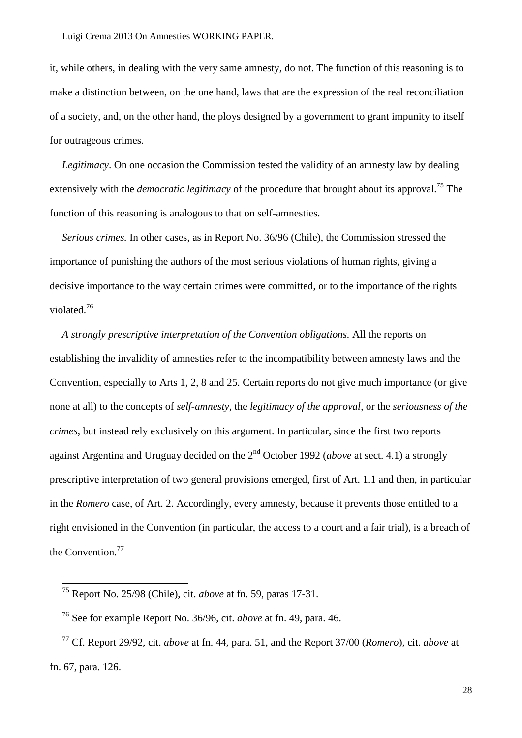it, while others, in dealing with the very same amnesty, do not. The function of this reasoning is to make a distinction between, on the one hand, laws that are the expression of the real reconciliation of a society, and, on the other hand, the ploys designed by a government to grant impunity to itself for outrageous crimes.

*Legitimacy*. On one occasion the Commission tested the validity of an amnesty law by dealing extensively with the *democratic legitimacy* of the procedure that brought about its approval.[75] The function of this reasoning is analogous to that on self-amnesties.

*Serious crimes.* In other cases, as in Report No. 36/96 (Chile), the Commission stressed the importance of punishing the authors of the most serious violations of human rights, giving a decisive importance to the way certain crimes were committed, or to the importance of the rights violated.[76]

*A strongly prescriptive interpretation of the Convention obligations.* All the reports on establishing the invalidity of amnesties refer to the incompatibility between amnesty laws and the Convention, especially to Arts 1, 2, 8 and 25. Certain reports do not give much importance (or give none at all) to the concepts of *self-amnesty*, the *legitimacy of the approval*, or the *seriousness of the crimes*, but instead rely exclusively on this argument. In particular, since the first two reports against Argentina and Uruguay decided on the 2nd October 1992 (*above* at sect. 4.1) a strongly prescriptive interpretation of two general provisions emerged, first of Art. 1.1 and then, in particular in the *Romero* case, of Art. 2. Accordingly, every amnesty, because it prevents those entitled to a right envisioned in the Convention (in particular, the access to a court and a fair trial), is a breach of the Convention.[77]

---

[75] Report No. 25/98 (Chile), cit. *above* at fn. 59, paras 17-31.

[76] See for example Report No. 36/96, cit. *above* at fn. 49, para. 46.

[77] Cf. Report 29/92, cit. *above* at fn. 44, para. 51, and the Report 37/00 (*Romero*), cit. *above* at fn. 67, para. 126.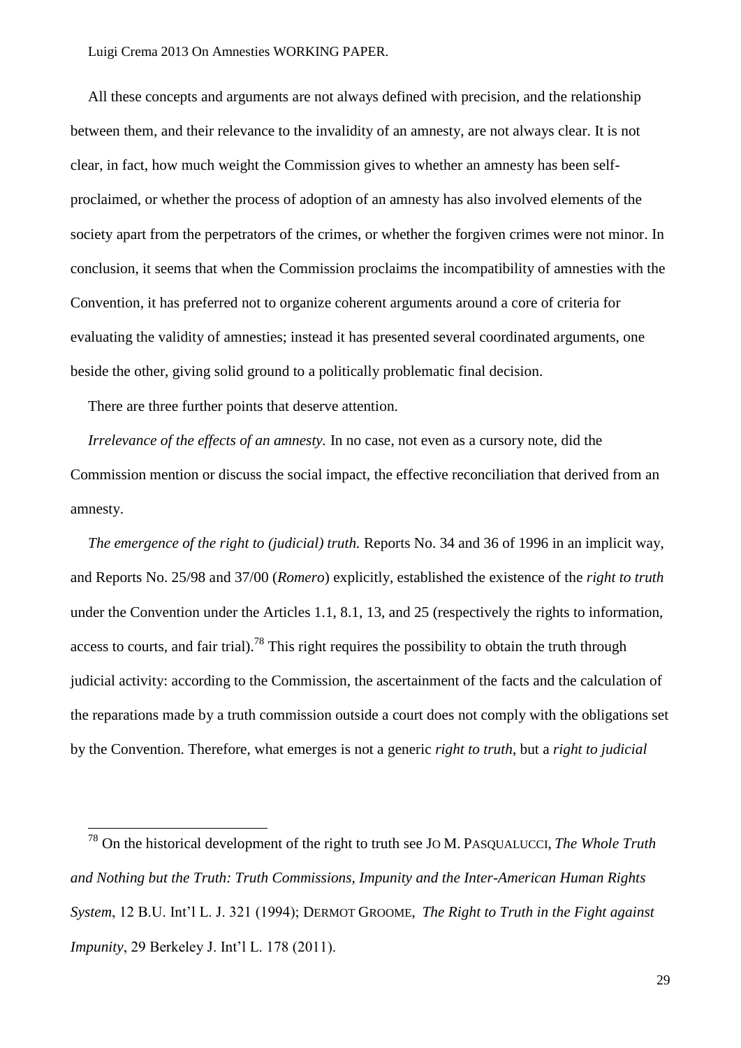All these concepts and arguments are not always defined with precision, and the relationship between them, and their relevance to the invalidity of an amnesty, are not always clear. It is not clear, in fact, how much weight the Commission gives to whether an amnesty has been self-proclaimed, or whether the process of adoption of an amnesty has also involved elements of the society apart from the perpetrators of the crimes, or whether the forgiven crimes were not minor. In conclusion, it seems that when the Commission proclaims the incompatibility of amnesties with the Convention, it has preferred not to organize coherent arguments around a core of criteria for evaluating the validity of amnesties; instead it has presented several coordinated arguments, one beside the other, giving solid ground to a politically problematic final decision.

There are three further points that deserve attention.

*Irrelevance of the effects of an amnesty.* In no case, not even as a cursory note, did the Commission mention or discuss the social impact, the effective reconciliation that derived from an amnesty.

*The emergence of the right to (judicial) truth.* Reports No. 34 and 36 of 1996 in an implicit way, and Reports No. 25/98 and 37/00 (*Romero*) explicitly, established the existence of the *right to truth* under the Convention under the Articles 1.1, 8.1, 13, and 25 (respectively the rights to information, access to courts, and fair trial).[78] This right requires the possibility to obtain the truth through judicial activity: according to the Commission, the ascertainment of the facts and the calculation of the reparations made by a truth commission outside a court does not comply with the obligations set by the Convention. Therefore, what emerges is not a generic *right to truth*, but a *right to judicial*

---

[78] On the historical development of the right to truth see JO M. PASQUALUCCI, *The Whole Truth and Nothing but the Truth: Truth Commissions, Impunity and the Inter-American Human Rights System*, 12 B.U. Int'l L. J. 321 (1994); DERMOT GROOME, *The Right to Truth in the Fight against Impunity*, 29 Berkeley J. Int'l L. 178 (2011).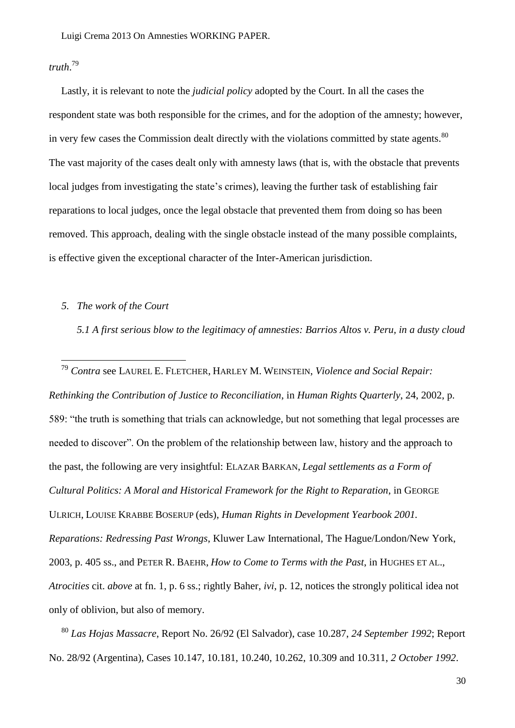*truth*.[79]

Lastly, it is relevant to note the *judicial policy* adopted by the Court. In all the cases the respondent state was both responsible for the crimes, and for the adoption of the amnesty; however, in very few cases the Commission dealt directly with the violations committed by state agents.[80] The vast majority of the cases dealt only with amnesty laws (that is, with the obstacle that prevents local judges from investigating the state's crimes), leaving the further task of establishing fair reparations to local judges, once the legal obstacle that prevented them from doing so has been removed. This approach, dealing with the single obstacle instead of the many possible complaints, is effective given the exceptional character of the Inter-American jurisdiction.

### *5. The work of the Court*

#### *5.1 A first serious blow to the legitimacy of amnesties: Barrios Altos v. Peru, in a dusty cloud*

---

[79] *Contra* see LAUREL E. FLETCHER, HARLEY M. WEINSTEIN, *Violence and Social Repair: Rethinking the Contribution of Justice to Reconciliation*, in *Human Rights Quarterly*, 24, 2002, p. 589: "the truth is something that trials can acknowledge, but not something that legal processes are needed to discover". On the problem of the relationship between law, history and the approach to the past, the following are very insightful: ELAZAR BARKAN, *Legal settlements as a Form of Cultural Politics: A Moral and Historical Framework for the Right to Reparation*, in GEORGE ULRICH, LOUISE KRABBE BOSERUP (eds), *Human Rights in Development Yearbook 2001. Reparations: Redressing Past Wrongs*, Kluwer Law International, The Hague/London/New York, 2003, p. 405 ss., and PETER R. BAEHR, *How to Come to Terms with the Past*, in HUGHES ET AL., *Atrocities* cit. *above* at fn. 1, p. 6 ss.; rightly Baher, *ivi*, p. 12, notices the strongly political idea not only of oblivion, but also of memory.

[80] *Las Hojas Massacre*, Report No. 26/92 (El Salvador), case 10.287, *24 September 1992*; Report No. 28/92 (Argentina), Cases 10.147, 10.181, 10.240, 10.262, 10.309 and 10.311, *2 October 1992*.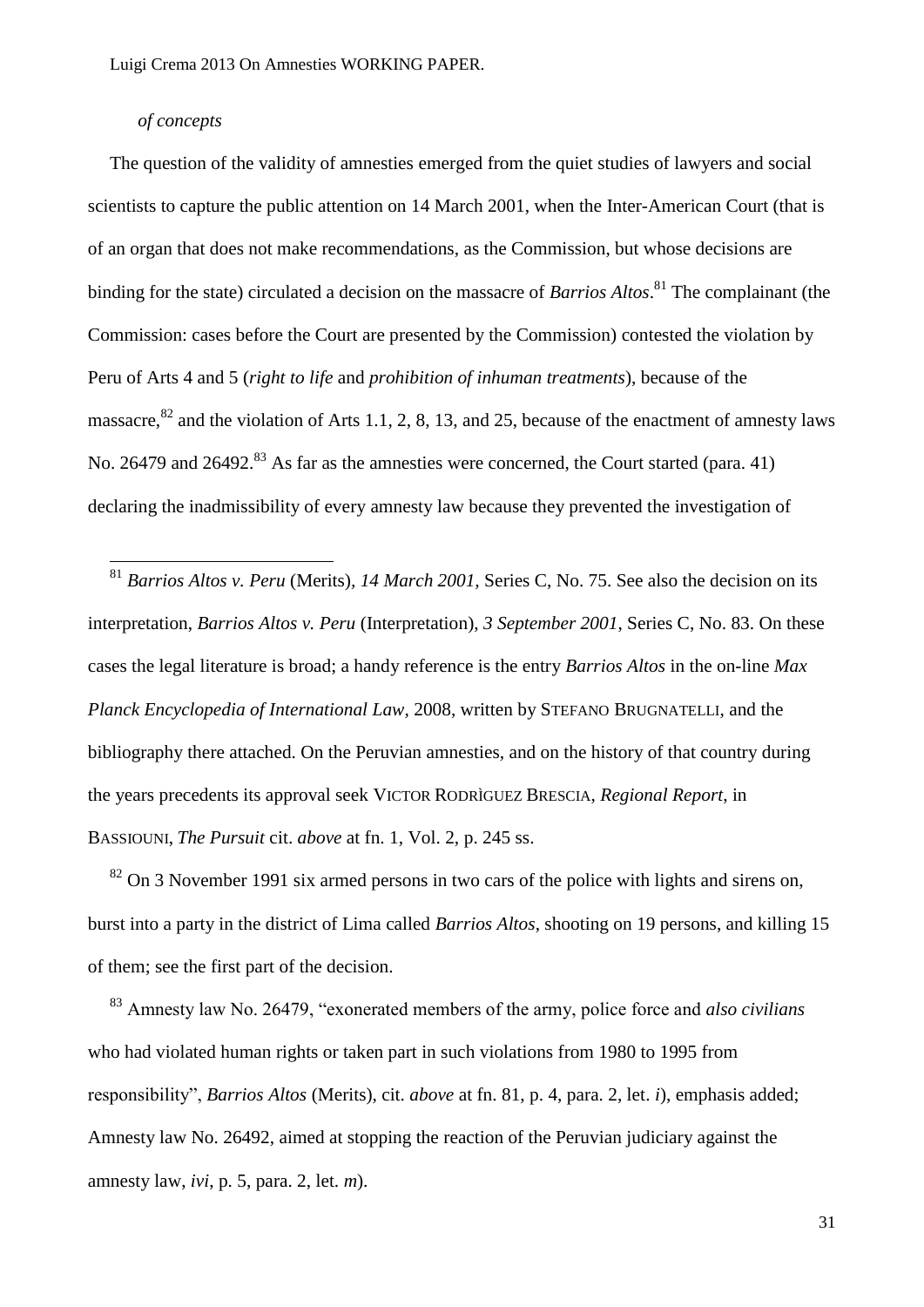*of concepts*

The question of the validity of amnesties emerged from the quiet studies of lawyers and social scientists to capture the public attention on 14 March 2001, when the Inter-American Court (that is of an organ that does not make recommendations, as the Commission, but whose decisions are binding for the state) circulated a decision on the massacre of *Barrios Altos*.[81] The complainant (the Commission: cases before the Court are presented by the Commission) contested the violation by Peru of Arts 4 and 5 (*right to life* and *prohibition of inhuman treatments*), because of the massacre,[82] and the violation of Arts 1.1, 2, 8, 13, and 25, because of the enactment of amnesty laws No. 26479 and 26492.[83] As far as the amnesties were concerned, the Court started (para. 41) declaring the inadmissibility of every amnesty law because they prevented the investigation of

---

[81] *Barrios Altos v. Peru* (Merits), *14 March 2001*, Series C, No. 75. See also the decision on its interpretation, *Barrios Altos v. Peru* (Interpretation), *3 September 2001*, Series C, No. 83. On these cases the legal literature is broad; a handy reference is the entry *Barrios Altos* in the on-line *Max Planck Encyclopedia of International Law*, 2008, written by STEFANO BRUGNATELLI, and the bibliography there attached. On the Peruvian amnesties, and on the history of that country during the years precedents its approval seek VICTOR RODRÌGUEZ BRESCIA, *Regional Report*, in BASSIOUNI, *The Pursuit* cit. *above* at fn. 1, Vol. 2, p. 245 ss.

[82] On 3 November 1991 six armed persons in two cars of the police with lights and sirens on, burst into a party in the district of Lima called *Barrios Altos*, shooting on 19 persons, and killing 15 of them; see the first part of the decision.

[83] Amnesty law No. 26479, "exonerated members of the army, police force and *also civilians* who had violated human rights or taken part in such violations from 1980 to 1995 from responsibility", *Barrios Altos* (Merits), cit. *above* at fn. 81, p. 4, para. 2, let. *i*), emphasis added; Amnesty law No. 26492, aimed at stopping the reaction of the Peruvian judiciary against the amnesty law, *ivi*, p. 5, para. 2, let. *m*).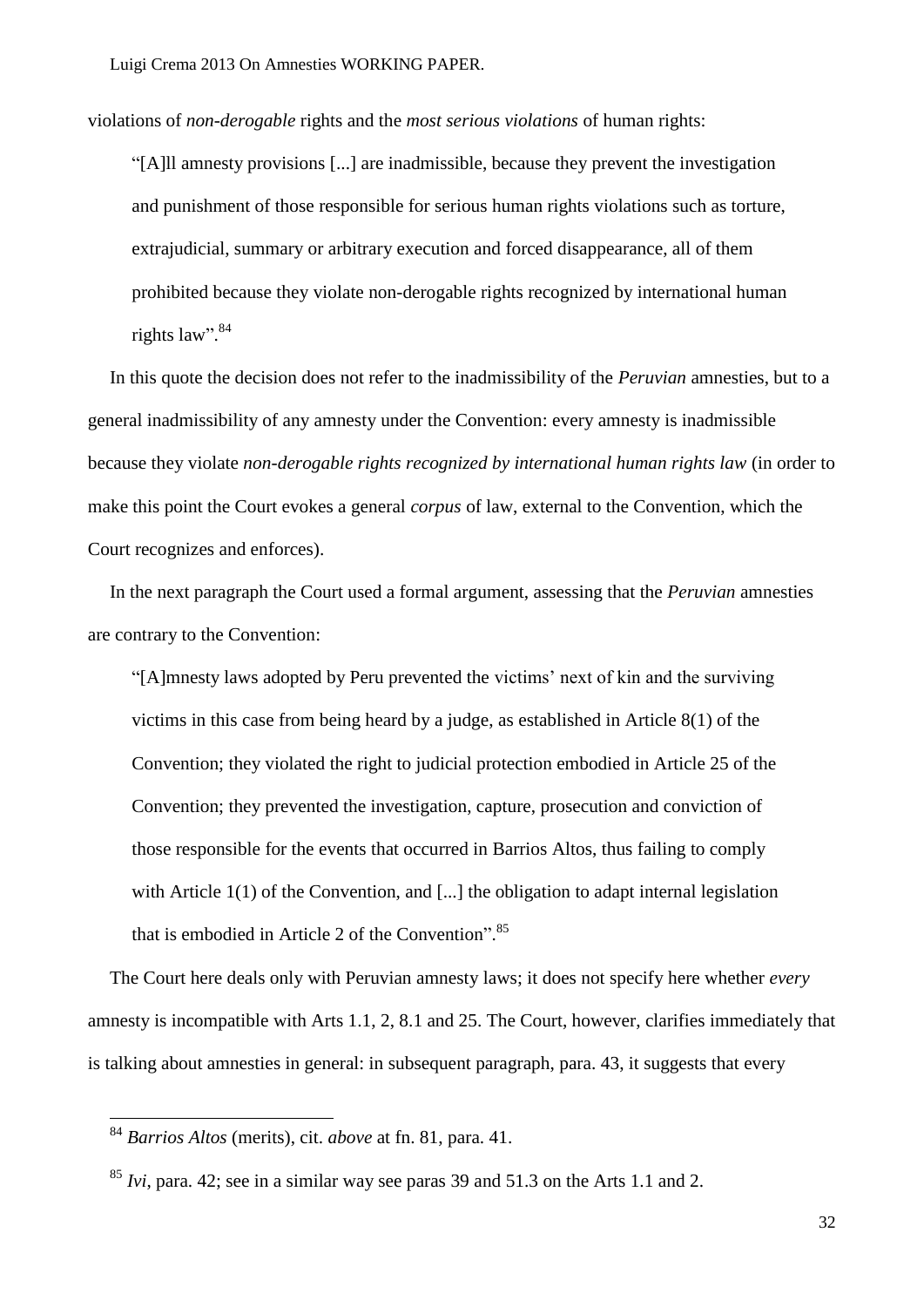violations of *non-derogable* rights and the *most serious violations* of human rights:

> "[A]ll amnesty provisions [...] are inadmissible, because they prevent the investigation and punishment of those responsible for serious human rights violations such as torture, extrajudicial, summary or arbitrary execution and forced disappearance, all of them prohibited because they violate non-derogable rights recognized by international human rights law".[84]

In this quote the decision does not refer to the inadmissibility of the *Peruvian* amnesties, but to a general inadmissibility of any amnesty under the Convention: every amnesty is inadmissible because they violate *non-derogable rights recognized by international human rights law* (in order to make this point the Court evokes a general *corpus* of law, external to the Convention, which the Court recognizes and enforces).

In the next paragraph the Court used a formal argument, assessing that the *Peruvian* amnesties are contrary to the Convention:

> "[A]mnesty laws adopted by Peru prevented the victims' next of kin and the surviving victims in this case from being heard by a judge, as established in Article 8(1) of the Convention; they violated the right to judicial protection embodied in Article 25 of the Convention; they prevented the investigation, capture, prosecution and conviction of those responsible for the events that occurred in Barrios Altos, thus failing to comply with Article 1(1) of the Convention, and [...] the obligation to adapt internal legislation that is embodied in Article 2 of the Convention".[85]

The Court here deals only with Peruvian amnesty laws; it does not specify here whether *every* amnesty is incompatible with Arts 1.1, 2, 8.1 and 25. The Court, however, clarifies immediately that is talking about amnesties in general: in subsequent paragraph, para. 43, it suggests that every

---

[84] *Barrios Altos* (merits), cit. *above* at fn. 81, para. 41.

[85] *Ivi*, para. 42; see in a similar way see paras 39 and 51.3 on the Arts 1.1 and 2.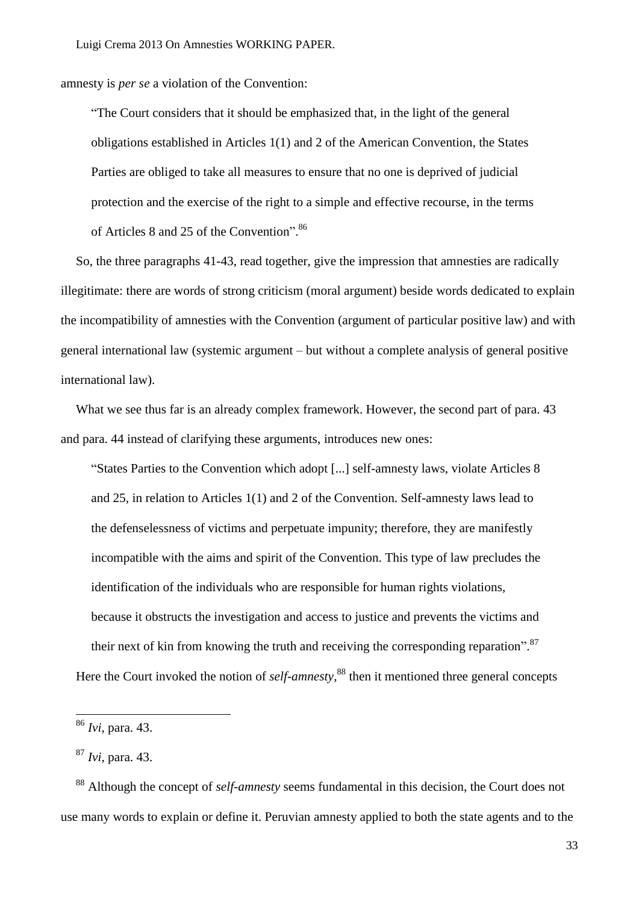amnesty is *per se* a violation of the Convention:

> "The Court considers that it should be emphasized that, in the light of the general obligations established in Articles 1(1) and 2 of the American Convention, the States Parties are obliged to take all measures to ensure that no one is deprived of judicial protection and the exercise of the right to a simple and effective recourse, in the terms of Articles 8 and 25 of the Convention".[86]

So, the three paragraphs 41-43, read together, give the impression that amnesties are radically illegitimate: there are words of strong criticism (moral argument) beside words dedicated to explain the incompatibility of amnesties with the Convention (argument of particular positive law) and with general international law (systemic argument – but without a complete analysis of general positive international law).

What we see thus far is an already complex framework. However, the second part of para. 43 and para. 44 instead of clarifying these arguments, introduces new ones:

> "States Parties to the Convention which adopt [...] self-amnesty laws, violate Articles 8 and 25, in relation to Articles 1(1) and 2 of the Convention. Self-amnesty laws lead to the defenselessness of victims and perpetuate impunity; therefore, they are manifestly incompatible with the aims and spirit of the Convention. This type of law precludes the identification of the individuals who are responsible for human rights violations, because it obstructs the investigation and access to justice and prevents the victims and their next of kin from knowing the truth and receiving the corresponding reparation".[87]

Here the Court invoked the notion of *self-amnesty*,[88] then it mentioned three general concepts

---

[86] *Ivi*, para. 43.

[87] *Ivi*, para. 43.

[88] Although the concept of *self-amnesty* seems fundamental in this decision, the Court does not use many words to explain or define it. Peruvian amnesty applied to both the state agents and to the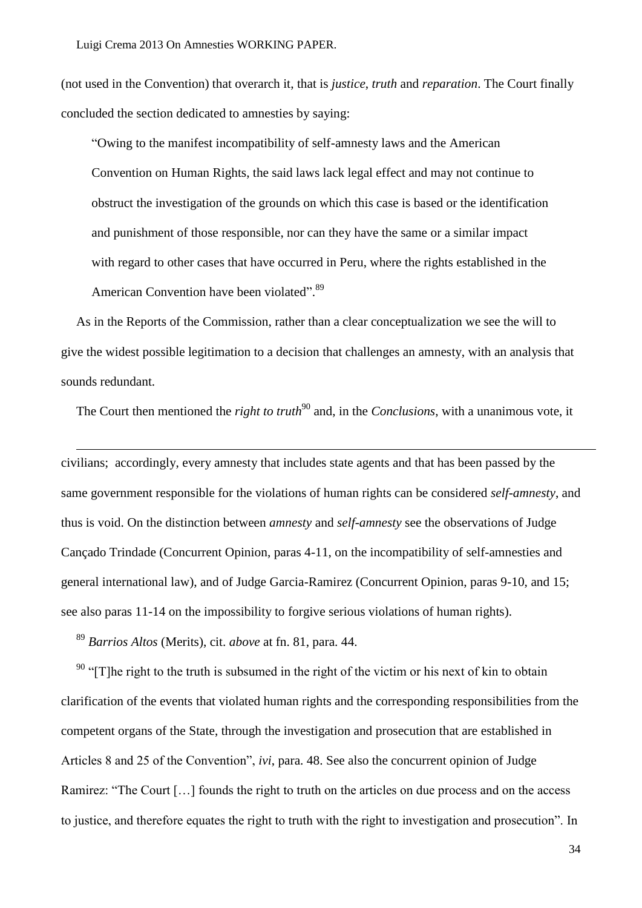(not used in the Convention) that overarch it, that is *justice*, *truth* and *reparation*. The Court finally concluded the section dedicated to amnesties by saying:

> "Owing to the manifest incompatibility of self-amnesty laws and the American Convention on Human Rights, the said laws lack legal effect and may not continue to obstruct the investigation of the grounds on which this case is based or the identification and punishment of those responsible, nor can they have the same or a similar impact with regard to other cases that have occurred in Peru, where the rights established in the American Convention have been violated".[89]

As in the Reports of the Commission, rather than a clear conceptualization we see the will to give the widest possible legitimation to a decision that challenges an amnesty, with an analysis that sounds redundant.

The Court then mentioned the *right to truth*[90] and, in the *Conclusions*, with a unanimous vote, it

---

civilians; accordingly, every amnesty that includes state agents and that has been passed by the same government responsible for the violations of human rights can be considered *self-amnesty*, and thus is void. On the distinction between *amnesty* and *self-amnesty* see the observations of Judge Cançado Trindade (Concurrent Opinion, paras 4-11, on the incompatibility of self-amnesties and general international law), and of Judge Garcia-Ramirez (Concurrent Opinion, paras 9-10, and 15; see also paras 11-14 on the impossibility to forgive serious violations of human rights).

[89] *Barrios Altos* (Merits), cit. *above* at fn. 81, para. 44.

[90] "[T]he right to the truth is subsumed in the right of the victim or his next of kin to obtain clarification of the events that violated human rights and the corresponding responsibilities from the competent organs of the State, through the investigation and prosecution that are established in Articles 8 and 25 of the Convention", *ivi*, para. 48. See also the concurrent opinion of Judge Ramirez: "The Court […] founds the right to truth on the articles on due process and on the access to justice, and therefore equates the right to truth with the right to investigation and prosecution". In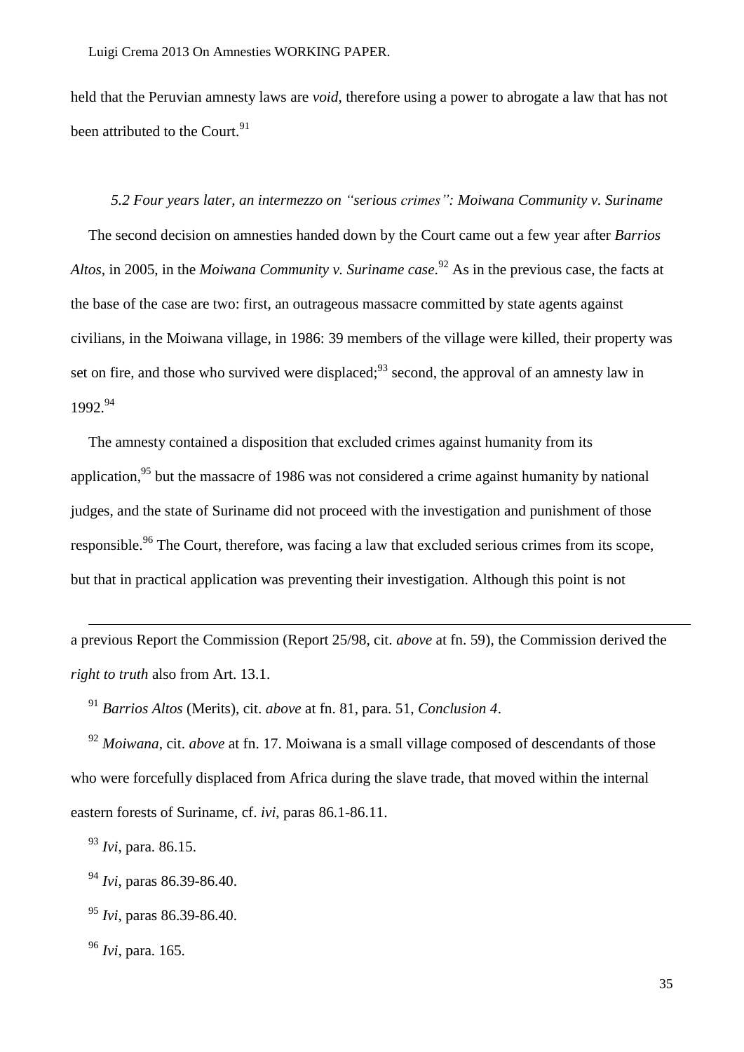held that the Peruvian amnesty laws are *void*, therefore using a power to abrogate a law that has not been attributed to the Court.[91]

### *5.2 Four years later, an intermezzo on "serious crimes": Moiwana Community v. Suriname*

The second decision on amnesties handed down by the Court came out a few year after *Barrios Altos*, in 2005, in the *Moiwana Community v. Suriname case*.[92] As in the previous case, the facts at the base of the case are two: first, an outrageous massacre committed by state agents against civilians, in the Moiwana village, in 1986: 39 members of the village were killed, their property was set on fire, and those who survived were displaced;[93] second, the approval of an amnesty law in 1992.[94]

The amnesty contained a disposition that excluded crimes against humanity from its application,[95] but the massacre of 1986 was not considered a crime against humanity by national judges, and the state of Suriname did not proceed with the investigation and punishment of those responsible.[96] The Court, therefore, was facing a law that excluded serious crimes from its scope, but that in practical application was preventing their investigation. Although this point is not

---

a previous Report the Commission (Report 25/98, cit. *above* at fn. 59), the Commission derived the *right to truth* also from Art. 13.1.

[91] *Barrios Altos* (Merits), cit. *above* at fn. 81, para. 51, *Conclusion 4*.

[92] *Moiwana*, cit. *above* at fn. 17. Moiwana is a small village composed of descendants of those who were forcefully displaced from Africa during the slave trade, that moved within the internal eastern forests of Suriname, cf. *ivi*, paras 86.1-86.11.

[93] *Ivi*, para. 86.15.

[94] *Ivi*, paras 86.39-86.40.

[95] *Ivi*, paras 86.39-86.40.

[96] *Ivi*, para. 165.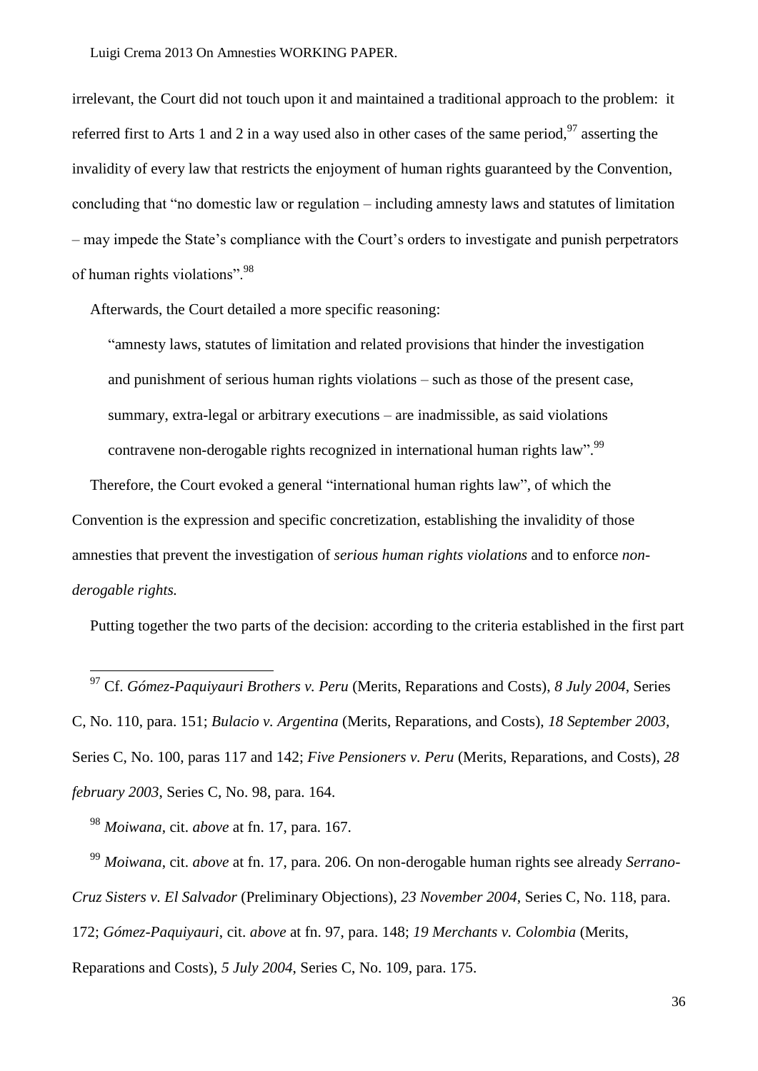irrelevant, the Court did not touch upon it and maintained a traditional approach to the problem: it referred first to Arts 1 and 2 in a way used also in other cases of the same period,[97] asserting the invalidity of every law that restricts the enjoyment of human rights guaranteed by the Convention, concluding that "no domestic law or regulation – including amnesty laws and statutes of limitation – may impede the State's compliance with the Court's orders to investigate and punish perpetrators of human rights violations".[98]

Afterwards, the Court detailed a more specific reasoning:

> "amnesty laws, statutes of limitation and related provisions that hinder the investigation and punishment of serious human rights violations – such as those of the present case, summary, extra-legal or arbitrary executions – are inadmissible, as said violations contravene non-derogable rights recognized in international human rights law".[99]

Therefore, the Court evoked a general "international human rights law", of which the Convention is the expression and specific concretization, establishing the invalidity of those amnesties that prevent the investigation of *serious human rights violations* and to enforce *non-derogable rights.*

Putting together the two parts of the decision: according to the criteria established in the first part

---

[97] Cf. *Gómez-Paquiyauri Brothers v. Peru* (Merits, Reparations and Costs), *8 July 2004*, Series C, No. 110, para. 151; *Bulacio v. Argentina* (Merits, Reparations, and Costs), *18 September 2003*, Series C, No. 100, paras 117 and 142; *Five Pensioners v. Peru* (Merits, Reparations, and Costs), *28 february 2003*, Series C, No. 98, para. 164.

[98] *Moiwana*, cit. *above* at fn. 17, para. 167.

[99] *Moiwana*, cit. *above* at fn. 17, para. 206. On non-derogable human rights see already *Serrano-Cruz Sisters v. El Salvador* (Preliminary Objections), *23 November 2004*, Series C, No. 118, para. 172; *Gómez-Paquiyauri*, cit. *above* at fn. 97, para. 148; *19 Merchants v. Colombia* (Merits, Reparations and Costs), *5 July 2004*, Series C, No. 109, para. 175.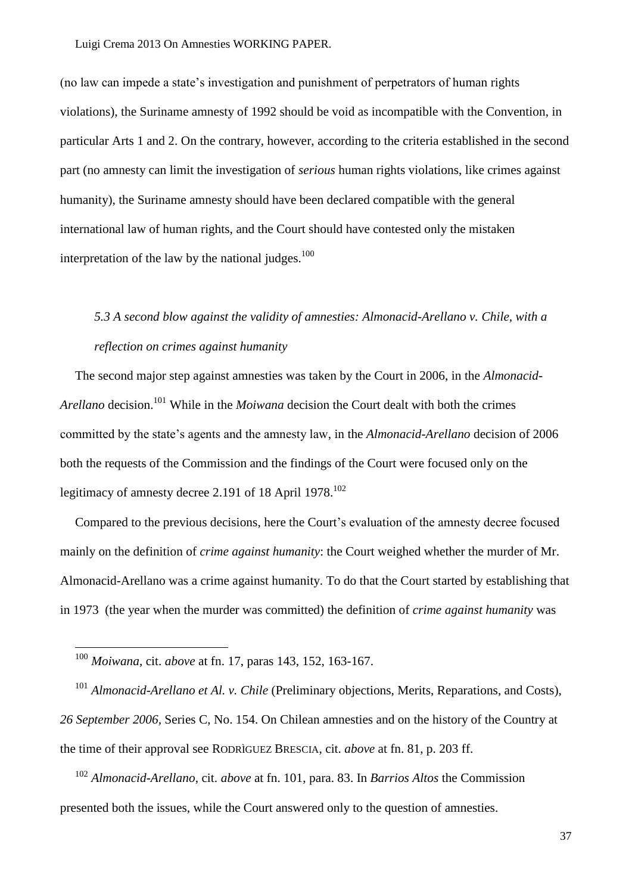(no law can impede a state's investigation and punishment of perpetrators of human rights violations), the Suriname amnesty of 1992 should be void as incompatible with the Convention, in particular Arts 1 and 2. On the contrary, however, according to the criteria established in the second part (no amnesty can limit the investigation of *serious* human rights violations, like crimes against humanity), the Suriname amnesty should have been declared compatible with the general international law of human rights, and the Court should have contested only the mistaken interpretation of the law by the national judges.[100]

### *5.3 A second blow against the validity of amnesties: Almonacid-Arellano v. Chile, with a reflection on crimes against humanity*

The second major step against amnesties was taken by the Court in 2006, in the *Almonacid-Arellano* decision.[101] While in the *Moiwana* decision the Court dealt with both the crimes committed by the state's agents and the amnesty law, in the *Almonacid-Arellano* decision of 2006 both the requests of the Commission and the findings of the Court were focused only on the legitimacy of amnesty decree 2.191 of 18 April 1978.[102]

Compared to the previous decisions, here the Court's evaluation of the amnesty decree focused mainly on the definition of *crime against humanity*: the Court weighed whether the murder of Mr. Almonacid-Arellano was a crime against humanity. To do that the Court started by establishing that in 1973 (the year when the murder was committed) the definition of *crime against humanity* was

---

[100] *Moiwana*, cit. *above* at fn. 17, paras 143, 152, 163-167.

[101] *Almonacid-Arellano et Al. v. Chile* (Preliminary objections, Merits, Reparations, and Costs), *26 September 2006*, Series C, No. 154. On Chilean amnesties and on the history of the Country at the time of their approval see RODRÌGUEZ BRESCIA, cit. *above* at fn. 81, p. 203 ff.

[102] *Almonacid-Arellano*, cit. *above* at fn. 101, para. 83. In *Barrios Altos* the Commission presented both the issues, while the Court answered only to the question of amnesties.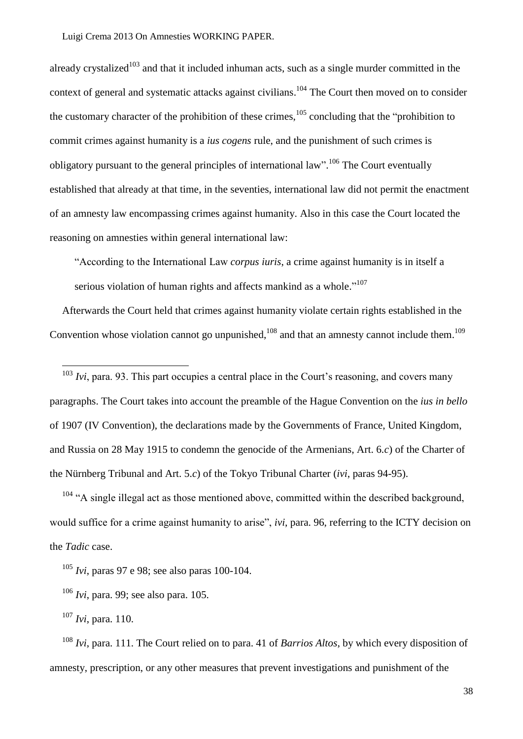already crystalized[103] and that it included inhuman acts, such as a single murder committed in the context of general and systematic attacks against civilians.[104] The Court then moved on to consider the customary character of the prohibition of these crimes,[105] concluding that the "prohibition to commit crimes against humanity is a *ius cogens* rule, and the punishment of such crimes is obligatory pursuant to the general principles of international law".[106] The Court eventually established that already at that time, in the seventies, international law did not permit the enactment of an amnesty law encompassing crimes against humanity. Also in this case the Court located the reasoning on amnesties within general international law:

> "According to the International Law *corpus iuris*, a crime against humanity is in itself a serious violation of human rights and affects mankind as a whole."[107]

Afterwards the Court held that crimes against humanity violate certain rights established in the Convention whose violation cannot go unpunished,[108] and that an amnesty cannot include them.[109]

---

[103] *Ivi*, para. 93. This part occupies a central place in the Court's reasoning, and covers many paragraphs. The Court takes into account the preamble of the Hague Convention on the *ius in bello* of 1907 (IV Convention), the declarations made by the Governments of France, United Kingdom, and Russia on 28 May 1915 to condemn the genocide of the Armenians, Art. 6.*c*) of the Charter of the Nürnberg Tribunal and Art. 5.*c*) of the Tokyo Tribunal Charter (*ivi*, paras 94-95).

[104] "A single illegal act as those mentioned above, committed within the described background, would suffice for a crime against humanity to arise", *ivi*, para. 96, referring to the ICTY decision on the *Tadic* case.

[105] *Ivi*, paras 97 e 98; see also paras 100-104.

[106] *Ivi*, para. 99; see also para. 105.

[107] *Ivi*, para. 110.

[108] *Ivi*, para. 111. The Court relied on to para. 41 of *Barrios Altos*, by which every disposition of amnesty, prescription, or any other measures that prevent investigations and punishment of the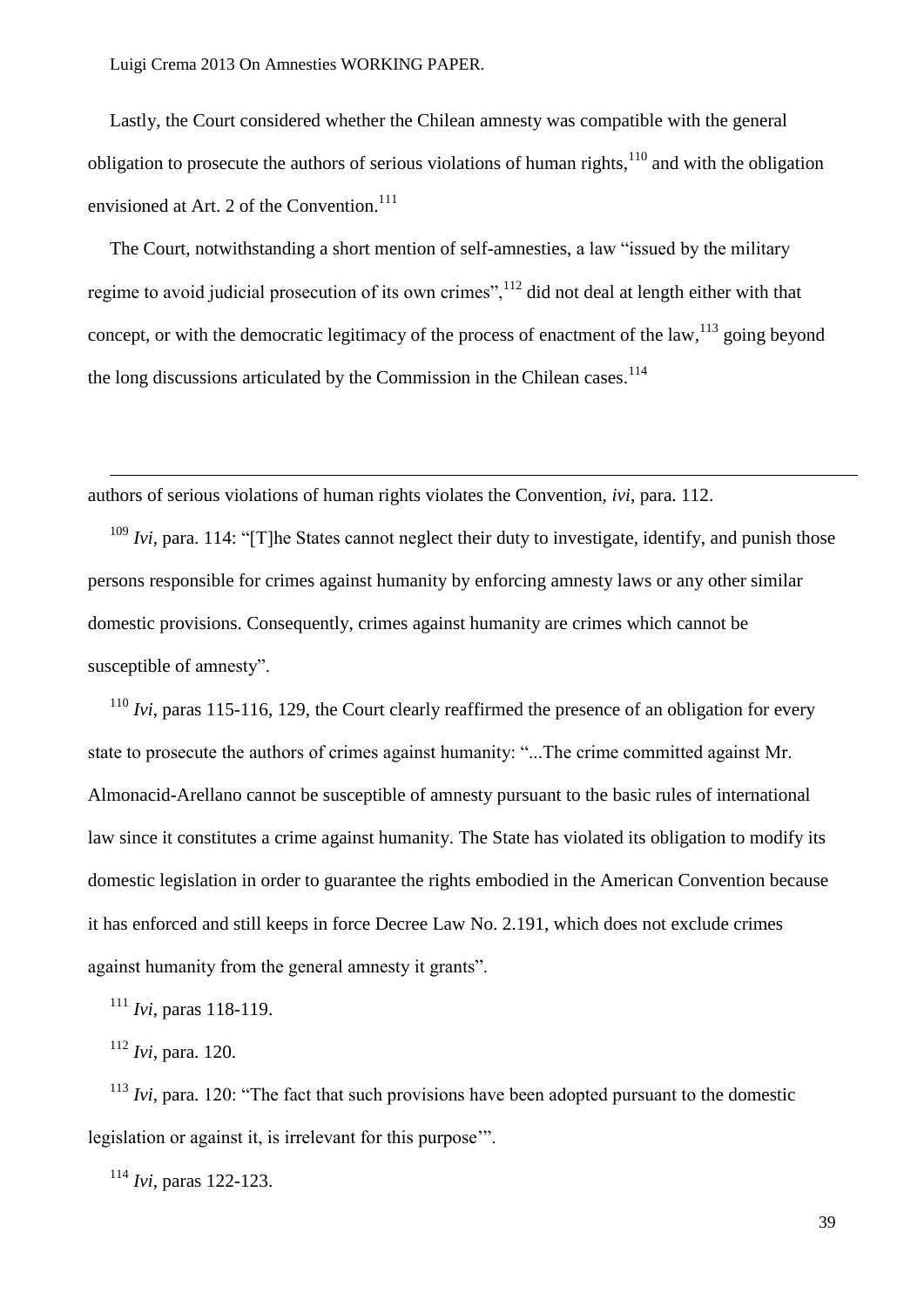Lastly, the Court considered whether the Chilean amnesty was compatible with the general obligation to prosecute the authors of serious violations of human rights,[110] and with the obligation envisioned at Art. 2 of the Convention.[111]

The Court, notwithstanding a short mention of self-amnesties, a law "issued by the military regime to avoid judicial prosecution of its own crimes",[112] did not deal at length either with that concept, or with the democratic legitimacy of the process of enactment of the law,[113] going beyond the long discussions articulated by the Commission in the Chilean cases.[114]

---

authors of serious violations of human rights violates the Convention, *ivi*, para. 112.

[109] *Ivi*, para. 114: "[T]he States cannot neglect their duty to investigate, identify, and punish those persons responsible for crimes against humanity by enforcing amnesty laws or any other similar domestic provisions. Consequently, crimes against humanity are crimes which cannot be susceptible of amnesty".

[110] *Ivi*, paras 115-116, 129, the Court clearly reaffirmed the presence of an obligation for every state to prosecute the authors of crimes against humanity: "...The crime committed against Mr. Almonacid-Arellano cannot be susceptible of amnesty pursuant to the basic rules of international law since it constitutes a crime against humanity. The State has violated its obligation to modify its domestic legislation in order to guarantee the rights embodied in the American Convention because it has enforced and still keeps in force Decree Law No. 2.191, which does not exclude crimes against humanity from the general amnesty it grants".

[111] *Ivi*, paras 118-119.

[112] *Ivi*, para. 120.

[113] *Ivi*, para. 120: "The fact that such provisions have been adopted pursuant to the domestic legislation or against it, is irrelevant for this purpose'".

[114] *Ivi*, paras 122-123.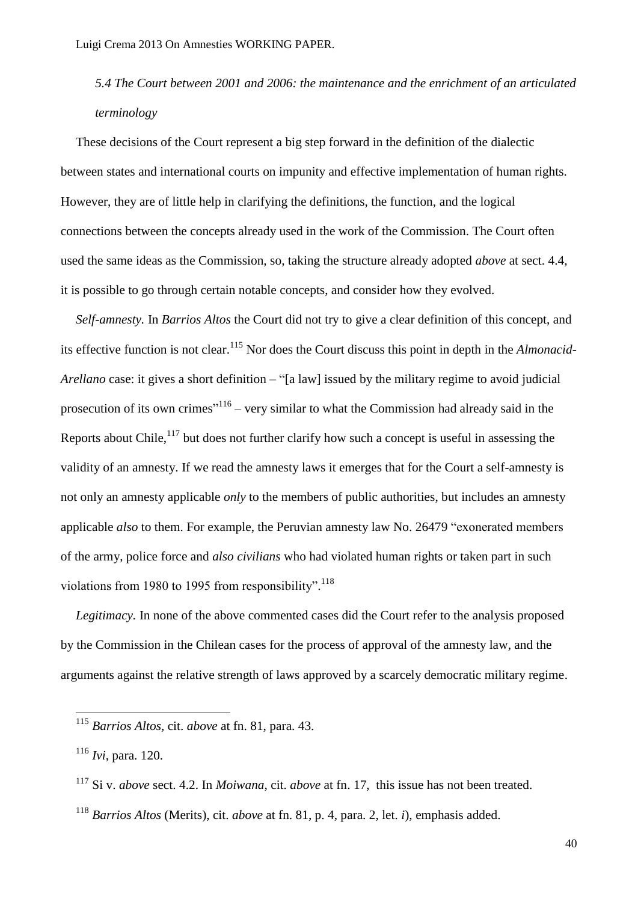*5.4 The Court between 2001 and 2006: the maintenance and the enrichment of an articulated terminology*

These decisions of the Court represent a big step forward in the definition of the dialectic between states and international courts on impunity and effective implementation of human rights. However, they are of little help in clarifying the definitions, the function, and the logical connections between the concepts already used in the work of the Commission. The Court often used the same ideas as the Commission, so, taking the structure already adopted *above* at sect. 4.4, it is possible to go through certain notable concepts, and consider how they evolved.

*Self-amnesty.* In *Barrios Altos* the Court did not try to give a clear definition of this concept, and its effective function is not clear.[115] Nor does the Court discuss this point in depth in the *Almonacid-Arellano* case: it gives a short definition – "[a law] issued by the military regime to avoid judicial prosecution of its own crimes"[116] – very similar to what the Commission had already said in the Reports about Chile,[117] but does not further clarify how such a concept is useful in assessing the validity of an amnesty. If we read the amnesty laws it emerges that for the Court a self-amnesty is not only an amnesty applicable *only* to the members of public authorities, but includes an amnesty applicable *also* to them. For example, the Peruvian amnesty law No. 26479 "exonerated members of the army, police force and *also civilians* who had violated human rights or taken part in such violations from 1980 to 1995 from responsibility".[118]

*Legitimacy.* In none of the above commented cases did the Court refer to the analysis proposed by the Commission in the Chilean cases for the process of approval of the amnesty law, and the arguments against the relative strength of laws approved by a scarcely democratic military regime.

---

[115] *Barrios Altos*, cit. *above* at fn. 81, para. 43.

[116] *Ivi*, para. 120.

[117] Si v. *above* sect. 4.2. In *Moiwana*, cit. *above* at fn. 17, this issue has not been treated.

[118] *Barrios Altos* (Merits), cit. *above* at fn. 81, p. 4, para. 2, let. *i*), emphasis added.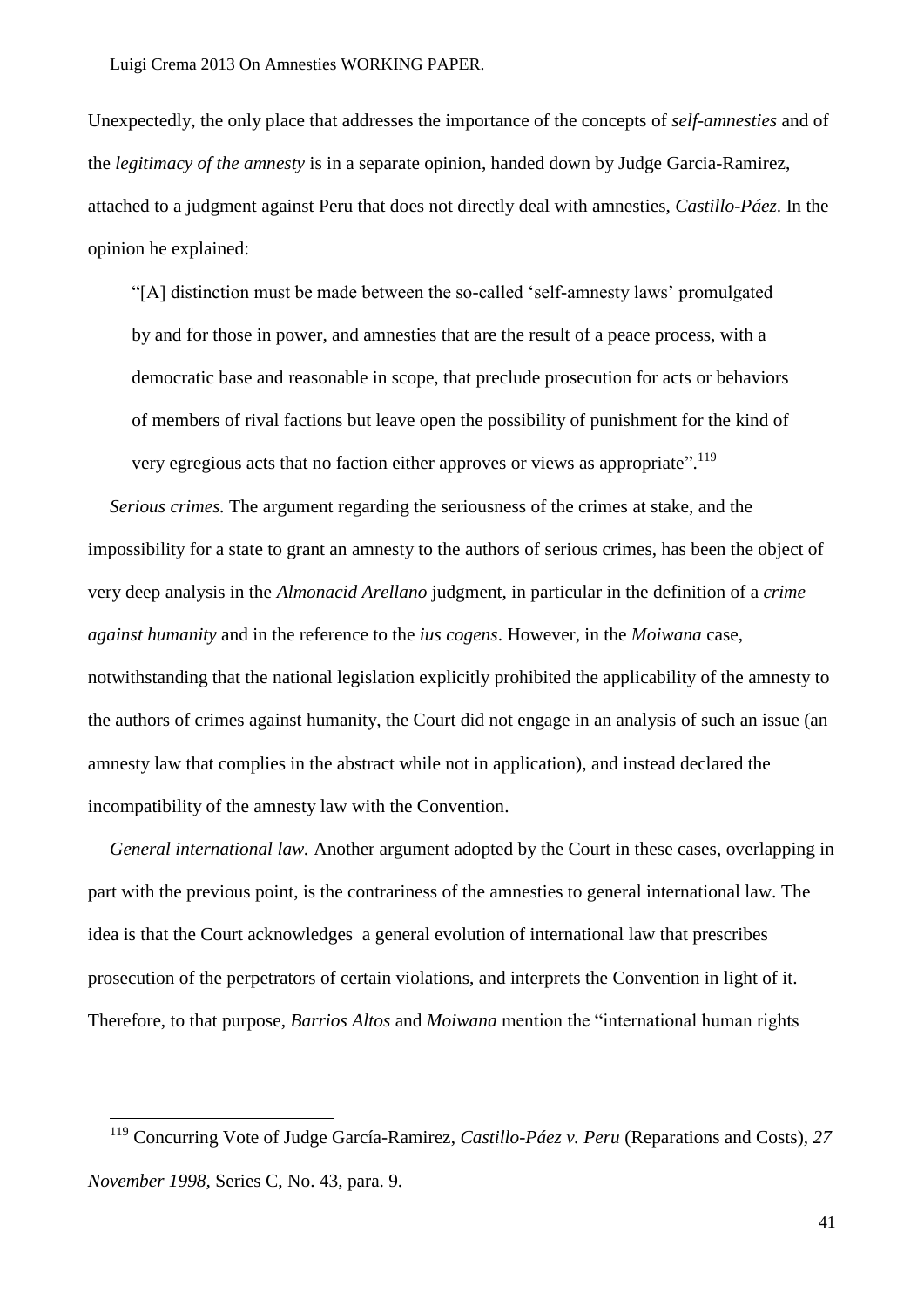Unexpectedly, the only place that addresses the importance of the concepts of *self-amnesties* and of the *legitimacy of the amnesty* is in a separate opinion, handed down by Judge Garcia-Ramirez, attached to a judgment against Peru that does not directly deal with amnesties, *Castillo-Páez*. In the opinion he explained:

> "[A] distinction must be made between the so-called 'self-amnesty laws' promulgated by and for those in power, and amnesties that are the result of a peace process, with a democratic base and reasonable in scope, that preclude prosecution for acts or behaviors of members of rival factions but leave open the possibility of punishment for the kind of very egregious acts that no faction either approves or views as appropriate".[119]

*Serious crimes.* The argument regarding the seriousness of the crimes at stake, and the impossibility for a state to grant an amnesty to the authors of serious crimes, has been the object of very deep analysis in the *Almonacid Arellano* judgment, in particular in the definition of a *crime against humanity* and in the reference to the *ius cogens*. However, in the *Moiwana* case, notwithstanding that the national legislation explicitly prohibited the applicability of the amnesty to the authors of crimes against humanity, the Court did not engage in an analysis of such an issue (an amnesty law that complies in the abstract while not in application), and instead declared the incompatibility of the amnesty law with the Convention.

*General international law.* Another argument adopted by the Court in these cases, overlapping in part with the previous point, is the contrariness of the amnesties to general international law. The idea is that the Court acknowledges a general evolution of international law that prescribes prosecution of the perpetrators of certain violations, and interprets the Convention in light of it. Therefore, to that purpose, *Barrios Altos* and *Moiwana* mention the "international human rights

---

[119] Concurring Vote of Judge García-Ramirez, *Castillo-Páez v. Peru* (Reparations and Costs), *27 November 1998*, Series C, No. 43, para. 9.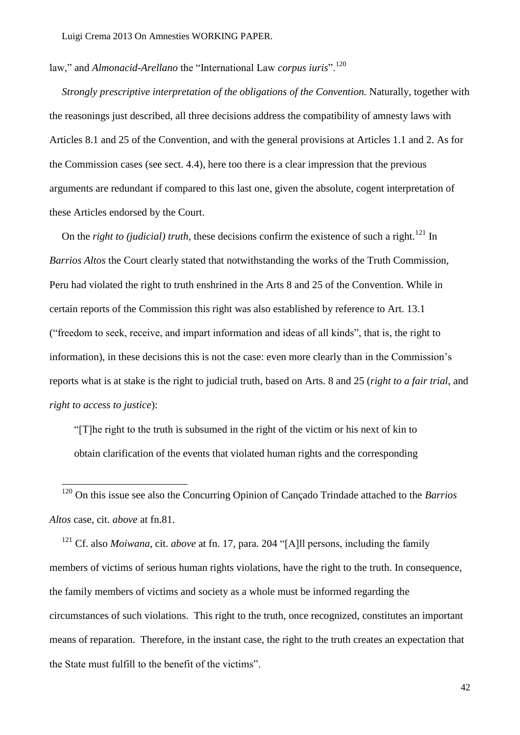law," and *Almonacid-Arellano* the "International Law *corpus iuris*".[120]

*Strongly prescriptive interpretation of the obligations of the Convention.* Naturally, together with the reasonings just described, all three decisions address the compatibility of amnesty laws with Articles 8.1 and 25 of the Convention, and with the general provisions at Articles 1.1 and 2. As for the Commission cases (see sect. 4.4), here too there is a clear impression that the previous arguments are redundant if compared to this last one, given the absolute, cogent interpretation of these Articles endorsed by the Court.

On the *right to (judicial) truth*, these decisions confirm the existence of such a right.[121] In *Barrios Altos* the Court clearly stated that notwithstanding the works of the Truth Commission, Peru had violated the right to truth enshrined in the Arts 8 and 25 of the Convention. While in certain reports of the Commission this right was also established by reference to Art. 13.1 ("freedom to seek, receive, and impart information and ideas of all kinds", that is, the right to information), in these decisions this is not the case: even more clearly than in the Commission's reports what is at stake is the right to judicial truth, based on Arts. 8 and 25 (*right to a fair trial*, and *right to access to justice*):

> "[T]he right to the truth is subsumed in the right of the victim or his next of kin to obtain clarification of the events that violated human rights and the corresponding

---

[120] On this issue see also the Concurring Opinion of Cançado Trindade attached to the *Barrios Altos* case, cit. *above* at fn.81.

[121] Cf. also *Moiwana*, cit. *above* at fn. 17, para. 204 "[A]ll persons, including the family members of victims of serious human rights violations, have the right to the truth. In consequence, the family members of victims and society as a whole must be informed regarding the circumstances of such violations. This right to the truth, once recognized, constitutes an important means of reparation. Therefore, in the instant case, the right to the truth creates an expectation that the State must fulfill to the benefit of the victims".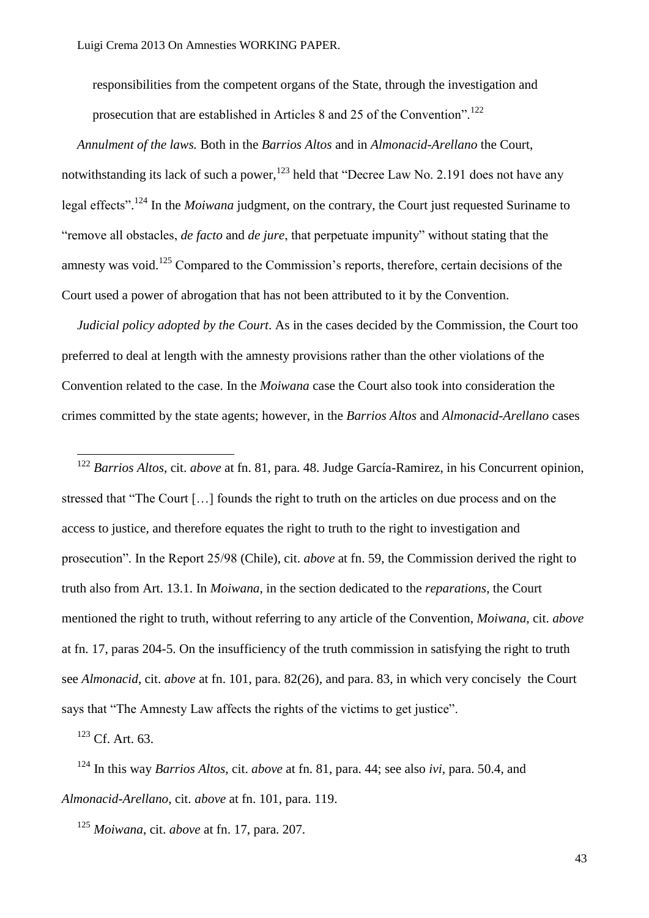responsibilities from the competent organs of the State, through the investigation and prosecution that are established in Articles 8 and 25 of the Convention".[122]

*Annulment of the laws.* Both in the *Barrios Altos* and in *Almonacid-Arellano* the Court, notwithstanding its lack of such a power,[123] held that "Decree Law No. 2.191 does not have any legal effects".[124] In the *Moiwana* judgment, on the contrary, the Court just requested Suriname to "remove all obstacles, *de facto* and *de jure*, that perpetuate impunity" without stating that the amnesty was void.[125] Compared to the Commission's reports, therefore, certain decisions of the Court used a power of abrogation that has not been attributed to it by the Convention.

*Judicial policy adopted by the Court*. As in the cases decided by the Commission, the Court too preferred to deal at length with the amnesty provisions rather than the other violations of the Convention related to the case. In the *Moiwana* case the Court also took into consideration the crimes committed by the state agents; however, in the *Barrios Altos* and *Almonacid-Arellano* cases

---

[122] *Barrios Altos*, cit. *above* at fn. 81, para. 48. Judge García-Ramirez, in his Concurrent opinion, stressed that "The Court […] founds the right to truth on the articles on due process and on the access to justice, and therefore equates the right to truth to the right to investigation and prosecution". In the Report 25/98 (Chile), cit. *above* at fn. 59, the Commission derived the right to truth also from Art. 13.1. In *Moiwana*, in the section dedicated to the *reparations*, the Court mentioned the right to truth, without referring to any article of the Convention, *Moiwana*, cit. *above* at fn. 17, paras 204-5. On the insufficiency of the truth commission in satisfying the right to truth see *Almonacid*, cit. *above* at fn. 101, para. 82(26), and para. 83, in which very concisely the Court says that "The Amnesty Law affects the rights of the victims to get justice".

[123] Cf. Art. 63.

[124] In this way *Barrios Altos*, cit. *above* at fn. 81, para. 44; see also *ivi*, para. 50.4, and *Almonacid-Arellano*, cit. *above* at fn. 101, para. 119.

[125] *Moiwana*, cit. *above* at fn. 17, para. 207.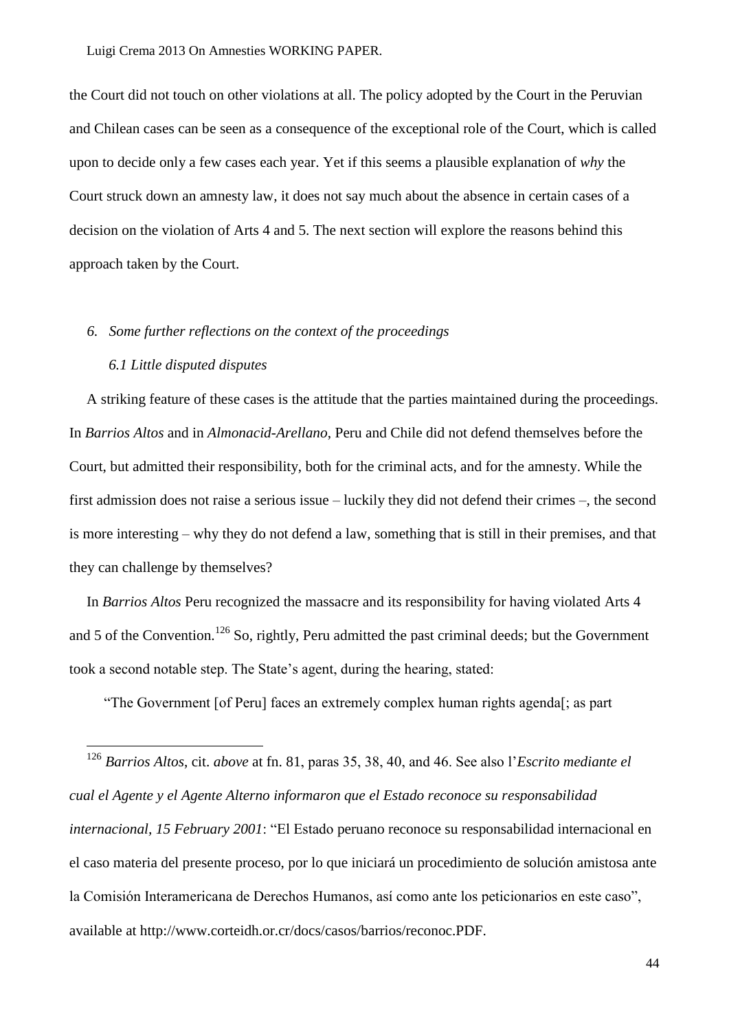the Court did not touch on other violations at all. The policy adopted by the Court in the Peruvian and Chilean cases can be seen as a consequence of the exceptional role of the Court, which is called upon to decide only a few cases each year. Yet if this seems a plausible explanation of *why* the Court struck down an amnesty law, it does not say much about the absence in certain cases of a decision on the violation of Arts 4 and 5. The next section will explore the reasons behind this approach taken by the Court.

## *6. Some further reflections on the context of the proceedings*

### *6.1 Little disputed disputes*

A striking feature of these cases is the attitude that the parties maintained during the proceedings. In *Barrios Altos* and in *Almonacid-Arellano*, Peru and Chile did not defend themselves before the Court, but admitted their responsibility, both for the criminal acts, and for the amnesty. While the first admission does not raise a serious issue – luckily they did not defend their crimes –, the second is more interesting – why they do not defend a law, something that is still in their premises, and that they can challenge by themselves?

In *Barrios Altos* Peru recognized the massacre and its responsibility for having violated Arts 4 and 5 of the Convention.[126] So, rightly, Peru admitted the past criminal deeds; but the Government took a second notable step. The State's agent, during the hearing, stated:

"The Government [of Peru] faces an extremely complex human rights agenda[; as part

---

[126] *Barrios Altos*, cit. *above* at fn. 81, paras 35, 38, 40, and 46. See also l'*Escrito mediante el cual el Agente y el Agente Alterno informaron que el Estado reconoce su responsabilidad internacional, 15 February 2001*: "El Estado peruano reconoce su responsabilidad internacional en el caso materia del presente proceso, por lo que iniciará un procedimiento de solución amistosa ante la Comisión Interamericana de Derechos Humanos, así como ante los peticionarios en este caso", available at http://www.corteidh.or.cr/docs/casos/barrios/reconoc.PDF.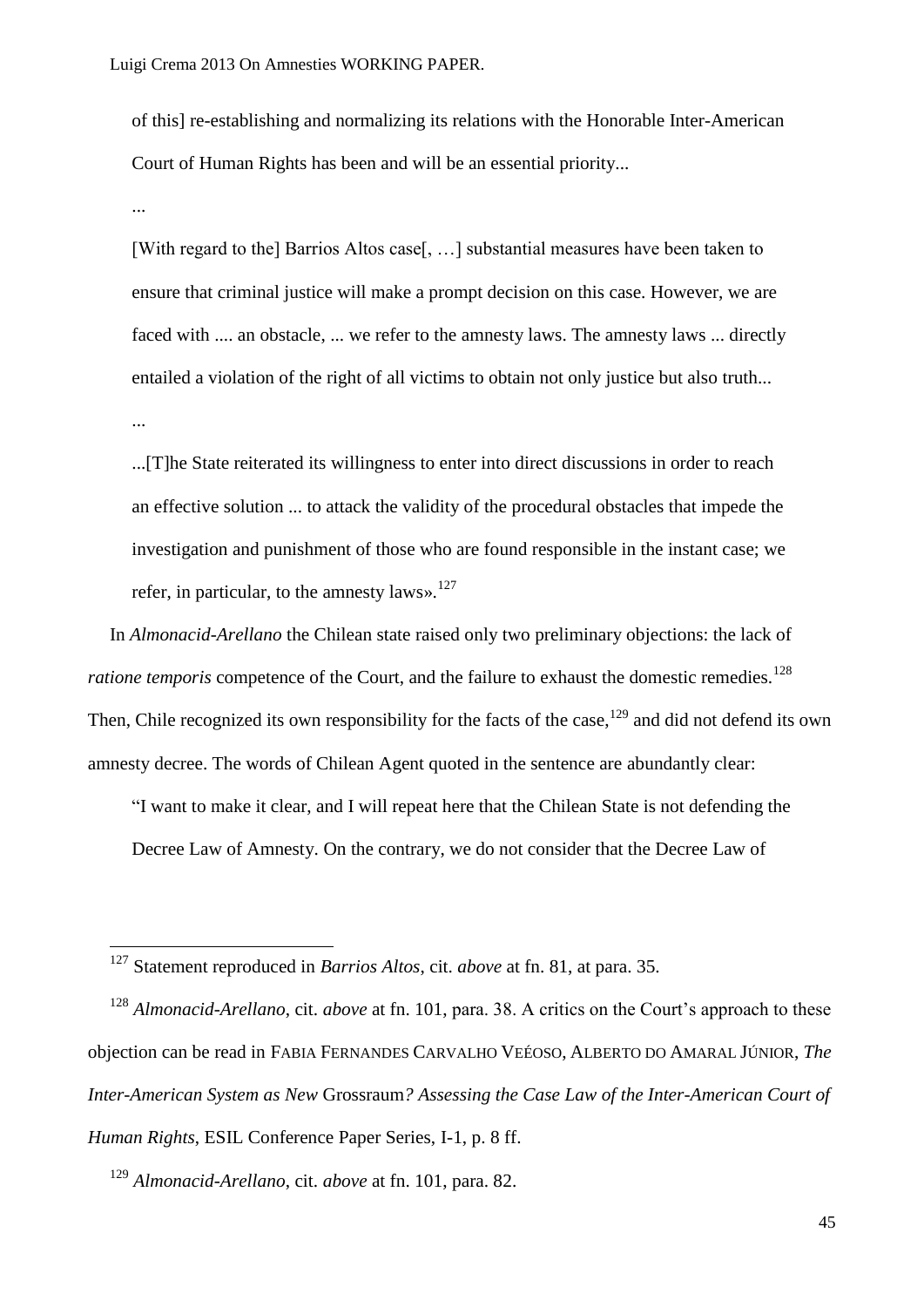of this] re-establishing and normalizing its relations with the Honorable Inter-American Court of Human Rights has been and will be an essential priority...

...

[With regard to the] Barrios Altos case[, …] substantial measures have been taken to ensure that criminal justice will make a prompt decision on this case. However, we are faced with .... an obstacle, ... we refer to the amnesty laws. The amnesty laws ... directly entailed a violation of the right of all victims to obtain not only justice but also truth...

...

...[T]he State reiterated its willingness to enter into direct discussions in order to reach an effective solution ... to attack the validity of the procedural obstacles that impede the investigation and punishment of those who are found responsible in the instant case; we refer, in particular, to the amnesty laws».[127]

In *Almonacid-Arellano* the Chilean state raised only two preliminary objections: the lack of *ratione temporis* competence of the Court, and the failure to exhaust the domestic remedies.[128] Then, Chile recognized its own responsibility for the facts of the case,[129] and did not defend its own amnesty decree. The words of Chilean Agent quoted in the sentence are abundantly clear:

"I want to make it clear, and I will repeat here that the Chilean State is not defending the Decree Law of Amnesty. On the contrary, we do not consider that the Decree Law of

---

[127] Statement reproduced in *Barrios Altos*, cit. *above* at fn. 81, at para. 35.

[128] *Almonacid-Arellano*, cit. *above* at fn. 101, para. 38. A critics on the Court's approach to these objection can be read in FABIA FERNANDES CARVALHO VEÉOSO, ALBERTO DO AMARAL JÚNIOR, *The Inter-American System as New* Grossraum*? Assessing the Case Law of the Inter-American Court of Human Rights*, ESIL Conference Paper Series, I-1, p. 8 ff.

[129] *Almonacid-Arellano*, cit. *above* at fn. 101, para. 82.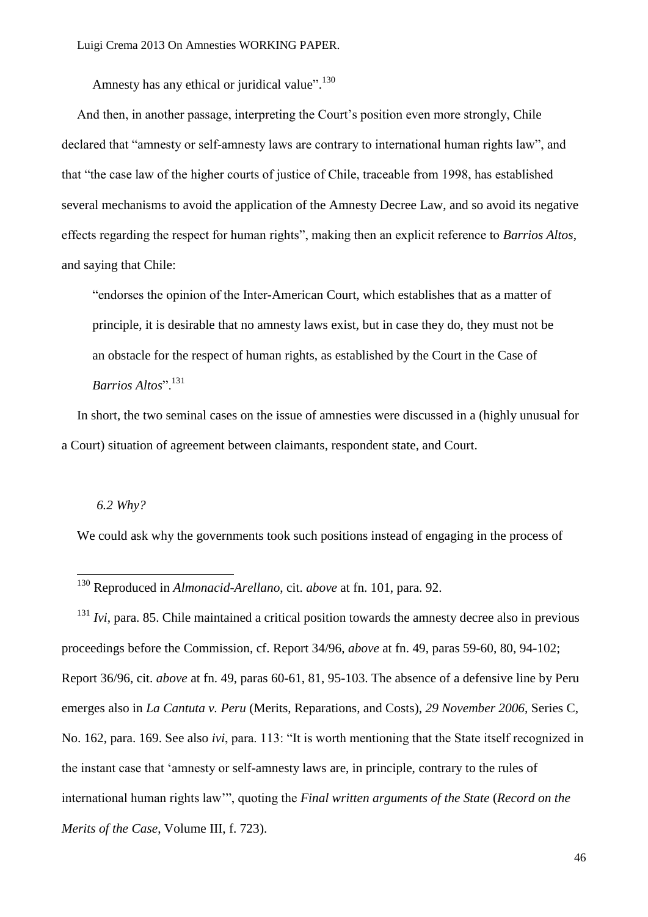Amnesty has any ethical or juridical value".[130]

And then, in another passage, interpreting the Court's position even more strongly, Chile declared that "amnesty or self-amnesty laws are contrary to international human rights law", and that "the case law of the higher courts of justice of Chile, traceable from 1998, has established several mechanisms to avoid the application of the Amnesty Decree Law, and so avoid its negative effects regarding the respect for human rights", making then an explicit reference to *Barrios Altos*, and saying that Chile:

> "endorses the opinion of the Inter-American Court, which establishes that as a matter of principle, it is desirable that no amnesty laws exist, but in case they do, they must not be an obstacle for the respect of human rights, as established by the Court in the Case of *Barrios Altos*".[131]

In short, the two seminal cases on the issue of amnesties were discussed in a (highly unusual for a Court) situation of agreement between claimants, respondent state, and Court.

### *6.2 Why?*

We could ask why the governments took such positions instead of engaging in the process of

---

[130] Reproduced in *Almonacid-Arellano*, cit. *above* at fn. 101, para. 92.

[131] *Ivi*, para. 85. Chile maintained a critical position towards the amnesty decree also in previous proceedings before the Commission, cf. Report 34/96, *above* at fn. 49, paras 59-60, 80, 94-102; Report 36/96, cit. *above* at fn. 49, paras 60-61, 81, 95-103. The absence of a defensive line by Peru emerges also in *La Cantuta v. Peru* (Merits, Reparations, and Costs), *29 November 2006*, Series C, No. 162, para. 169. See also *ivi*, para. 113: "It is worth mentioning that the State itself recognized in the instant case that 'amnesty or self-amnesty laws are, in principle, contrary to the rules of international human rights law'", quoting the *Final written arguments of the State* (*Record on the Merits of the Case*, Volume III, f. 723).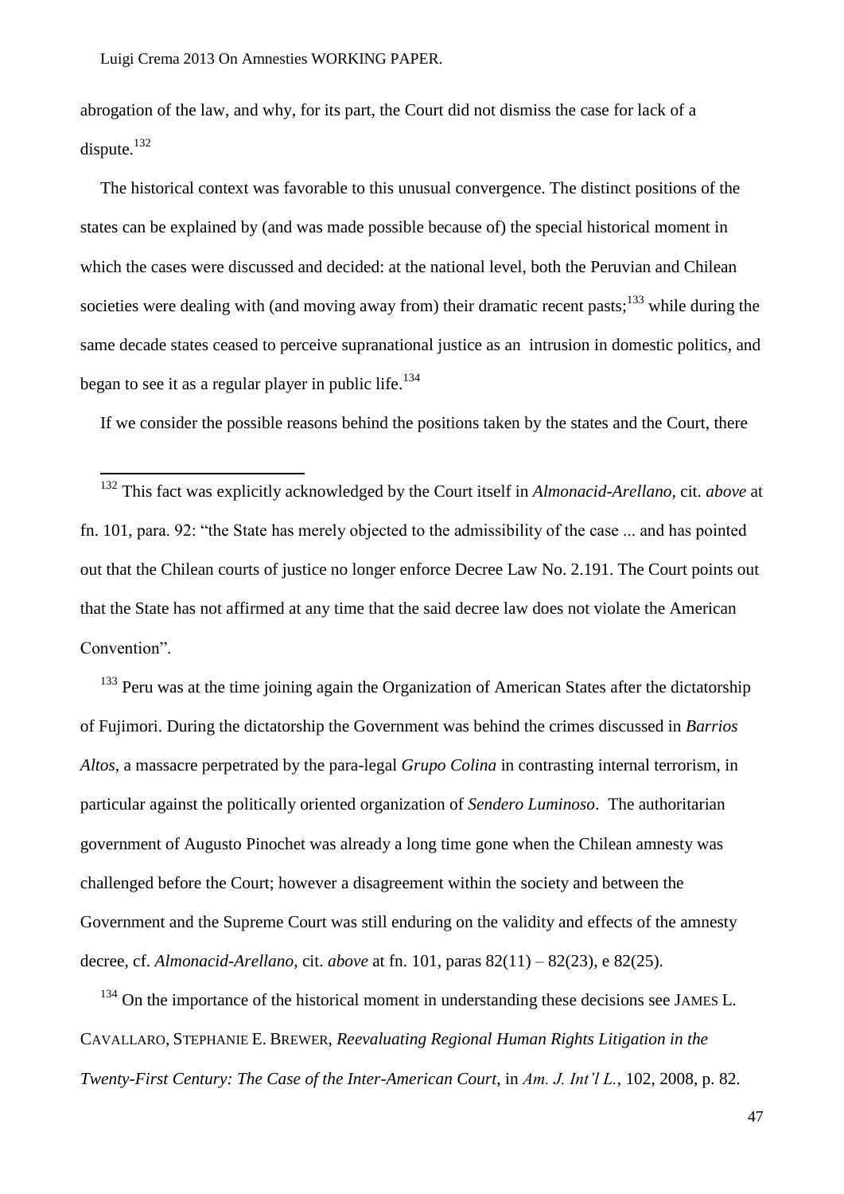abrogation of the law, and why, for its part, the Court did not dismiss the case for lack of a dispute.[132]

The historical context was favorable to this unusual convergence. The distinct positions of the states can be explained by (and was made possible because of) the special historical moment in which the cases were discussed and decided: at the national level, both the Peruvian and Chilean societies were dealing with (and moving away from) their dramatic recent pasts;[133] while during the same decade states ceased to perceive supranational justice as an intrusion in domestic politics, and began to see it as a regular player in public life.[134]

If we consider the possible reasons behind the positions taken by the states and the Court, there

---

[132] This fact was explicitly acknowledged by the Court itself in *Almonacid-Arellano*, cit. *above* at fn. 101, para. 92: "the State has merely objected to the admissibility of the case ... and has pointed out that the Chilean courts of justice no longer enforce Decree Law No. 2.191. The Court points out that the State has not affirmed at any time that the said decree law does not violate the American Convention".

[133] Peru was at the time joining again the Organization of American States after the dictatorship of Fujimori. During the dictatorship the Government was behind the crimes discussed in *Barrios Altos*, a massacre perpetrated by the para-legal *Grupo Colina* in contrasting internal terrorism, in particular against the politically oriented organization of *Sendero Luminoso*. The authoritarian government of Augusto Pinochet was already a long time gone when the Chilean amnesty was challenged before the Court; however a disagreement within the society and between the Government and the Supreme Court was still enduring on the validity and effects of the amnesty decree, cf. *Almonacid-Arellano*, cit. *above* at fn. 101, paras 82(11) – 82(23), e 82(25).

[134] On the importance of the historical moment in understanding these decisions see JAMES L. CAVALLARO, STEPHANIE E. BREWER, *Reevaluating Regional Human Rights Litigation in the Twenty-First Century: The Case of the Inter-American Court*, in *Am. J. Int'l L.*, 102, 2008, p. 82.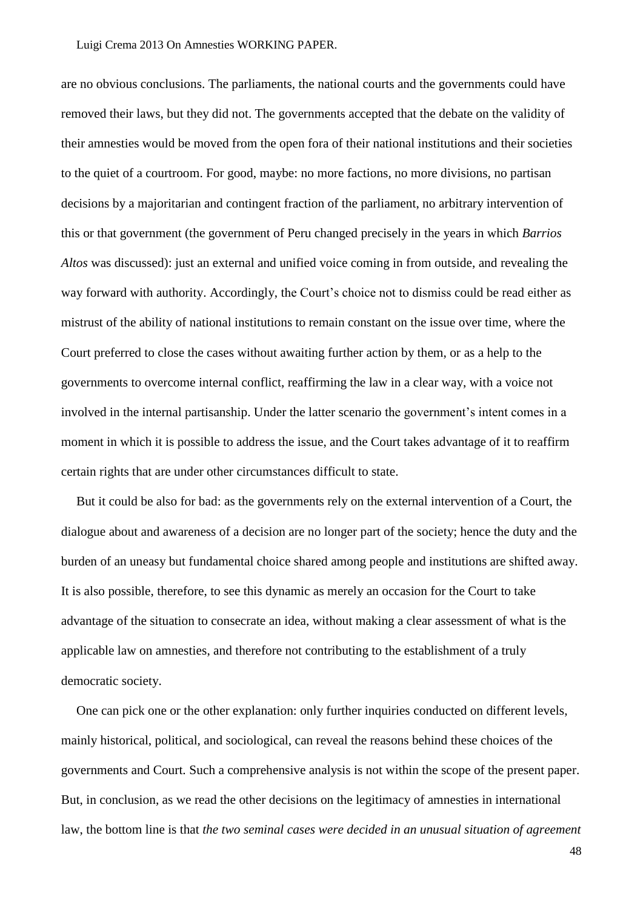are no obvious conclusions. The parliaments, the national courts and the governments could have removed their laws, but they did not. The governments accepted that the debate on the validity of their amnesties would be moved from the open fora of their national institutions and their societies to the quiet of a courtroom. For good, maybe: no more factions, no more divisions, no partisan decisions by a majoritarian and contingent fraction of the parliament, no arbitrary intervention of this or that government (the government of Peru changed precisely in the years in which *Barrios Altos* was discussed): just an external and unified voice coming in from outside, and revealing the way forward with authority. Accordingly, the Court's choice not to dismiss could be read either as mistrust of the ability of national institutions to remain constant on the issue over time, where the Court preferred to close the cases without awaiting further action by them, or as a help to the governments to overcome internal conflict, reaffirming the law in a clear way, with a voice not involved in the internal partisanship. Under the latter scenario the government's intent comes in a moment in which it is possible to address the issue, and the Court takes advantage of it to reaffirm certain rights that are under other circumstances difficult to state.

But it could be also for bad: as the governments rely on the external intervention of a Court, the dialogue about and awareness of a decision are no longer part of the society; hence the duty and the burden of an uneasy but fundamental choice shared among people and institutions are shifted away. It is also possible, therefore, to see this dynamic as merely an occasion for the Court to take advantage of the situation to consecrate an idea, without making a clear assessment of what is the applicable law on amnesties, and therefore not contributing to the establishment of a truly democratic society.

One can pick one or the other explanation: only further inquiries conducted on different levels, mainly historical, political, and sociological, can reveal the reasons behind these choices of the governments and Court. Such a comprehensive analysis is not within the scope of the present paper. But, in conclusion, as we read the other decisions on the legitimacy of amnesties in international law, the bottom line is that *the two seminal cases were decided in an unusual situation of agreement*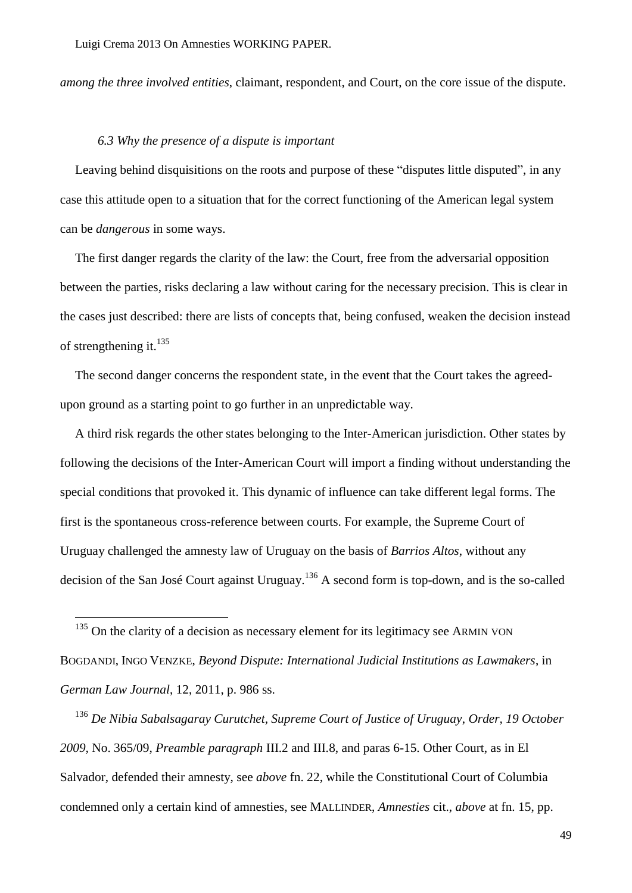*among the three involved entities*, claimant, respondent, and Court, on the core issue of the dispute.

### *6.3 Why the presence of a dispute is important*

Leaving behind disquisitions on the roots and purpose of these "disputes little disputed", in any case this attitude open to a situation that for the correct functioning of the American legal system can be *dangerous* in some ways.

The first danger regards the clarity of the law: the Court, free from the adversarial opposition between the parties, risks declaring a law without caring for the necessary precision. This is clear in the cases just described: there are lists of concepts that, being confused, weaken the decision instead of strengthening it.[135]

The second danger concerns the respondent state, in the event that the Court takes the agreed-upon ground as a starting point to go further in an unpredictable way.

A third risk regards the other states belonging to the Inter-American jurisdiction. Other states by following the decisions of the Inter-American Court will import a finding without understanding the special conditions that provoked it. This dynamic of influence can take different legal forms. The first is the spontaneous cross-reference between courts. For example, the Supreme Court of Uruguay challenged the amnesty law of Uruguay on the basis of *Barrios Altos*, without any decision of the San José Court against Uruguay.[136] A second form is top-down, and is the so-called

---

[135] On the clarity of a decision as necessary element for its legitimacy see ARMIN VON BOGDANDI, INGO VENZKE, *Beyond Dispute: International Judicial Institutions as Lawmakers*, in *German Law Journal*, 12, 2011, p. 986 ss.

[136] *De Nibia Sabalsagaray Curutchet, Supreme Court of Justice of Uruguay, Order, 19 October 2009*, No. 365/09, *Preamble paragraph* III.2 and III.8, and paras 6-15. Other Court, as in El Salvador, defended their amnesty, see *above* fn. 22, while the Constitutional Court of Columbia condemned only a certain kind of amnesties, see MALLINDER, *Amnesties* cit., *above* at fn. 15, pp.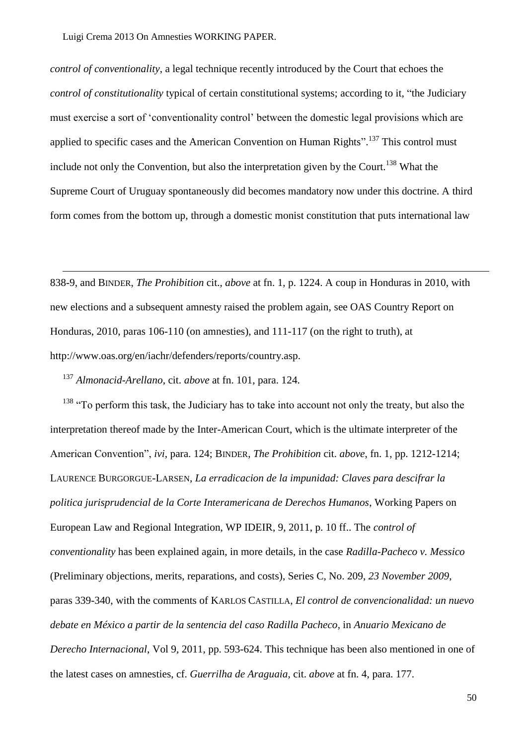*control of conventionality*, a legal technique recently introduced by the Court that echoes the *control of constitutionality* typical of certain constitutional systems; according to it, "the Judiciary must exercise a sort of 'conventionality control' between the domestic legal provisions which are applied to specific cases and the American Convention on Human Rights".[137] This control must include not only the Convention, but also the interpretation given by the Court.[138] What the Supreme Court of Uruguay spontaneously did becomes mandatory now under this doctrine. A third form comes from the bottom up, through a domestic monist constitution that puts international law

---

838-9, and BINDER, *The Prohibition* cit., *above* at fn. 1, p. 1224. A coup in Honduras in 2010, with new elections and a subsequent amnesty raised the problem again, see OAS Country Report on Honduras, 2010, paras 106-110 (on amnesties), and 111-117 (on the right to truth), at http://www.oas.org/en/iachr/defenders/reports/country.asp.

[137] *Almonacid-Arellano*, cit. *above* at fn. 101, para. 124.

[138] "To perform this task, the Judiciary has to take into account not only the treaty, but also the interpretation thereof made by the Inter-American Court, which is the ultimate interpreter of the American Convention", *ivi*, para. 124; BINDER, *The Prohibition* cit. *above*, fn. 1, pp. 1212-1214; LAURENCE BURGORGUE-LARSEN, *La erradicacion de la impunidad: Claves para descifrar la politica jurisprudencial de la Corte Interamericana de Derechos Humanos*, Working Papers on European Law and Regional Integration, WP IDEIR, 9, 2011, p. 10 ff.. The *control of conventionality* has been explained again, in more details, in the case *Radilla-Pacheco v. Messico* (Preliminary objections, merits, reparations, and costs), Series C, No. 209, *23 November 2009*, paras 339-340, with the comments of KARLOS CASTILLA, *El control de convencionalidad: un nuevo debate en México a partir de la sentencia del caso Radilla Pacheco*, in *Anuario Mexicano de Derecho Internacional*, Vol 9, 2011, pp. 593-624. This technique has been also mentioned in one of the latest cases on amnesties, cf. *Guerrilha de Araguaia*, cit. *above* at fn. 4, para. 177.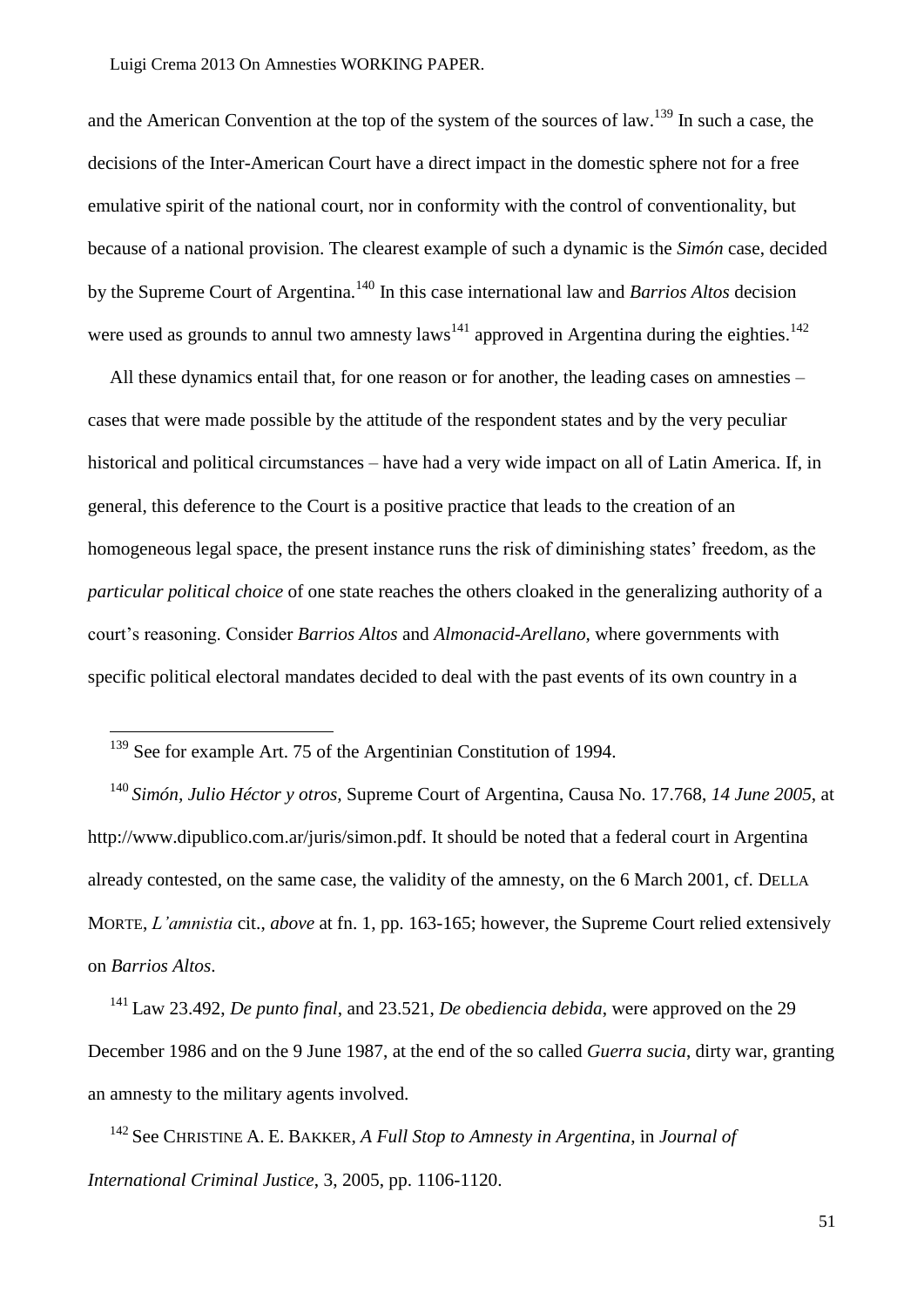and the American Convention at the top of the system of the sources of law.[139] In such a case, the decisions of the Inter-American Court have a direct impact in the domestic sphere not for a free emulative spirit of the national court, nor in conformity with the control of conventionality, but because of a national provision. The clearest example of such a dynamic is the *Simón* case, decided by the Supreme Court of Argentina.[140] In this case international law and *Barrios Altos* decision were used as grounds to annul two amnesty laws[141] approved in Argentina during the eighties.[142]

All these dynamics entail that, for one reason or for another, the leading cases on amnesties – cases that were made possible by the attitude of the respondent states and by the very peculiar historical and political circumstances – have had a very wide impact on all of Latin America. If, in general, this deference to the Court is a positive practice that leads to the creation of an homogeneous legal space, the present instance runs the risk of diminishing states' freedom, as the *particular political choice* of one state reaches the others cloaked in the generalizing authority of a court's reasoning. Consider *Barrios Altos* and *Almonacid-Arellano,* where governments with specific political electoral mandates decided to deal with the past events of its own country in a

---

[139] See for example Art. 75 of the Argentinian Constitution of 1994.

[140] *Simón, Julio Héctor y otros,* Supreme Court of Argentina, Causa No. 17.768, *14 June 2005*, at http://www.dipublico.com.ar/juris/simon.pdf. It should be noted that a federal court in Argentina already contested, on the same case, the validity of the amnesty, on the 6 March 2001, cf. DELLA MORTE, *L'amnistia* cit., *above* at fn. 1, pp. 163-165; however, the Supreme Court relied extensively on *Barrios Altos*.

[141] Law 23.492, *De punto final*, and 23.521, *De obediencia debida*, were approved on the 29 December 1986 and on the 9 June 1987, at the end of the so called *Guerra sucia*, dirty war, granting an amnesty to the military agents involved.

[142] See CHRISTINE A. E. BAKKER, *A Full Stop to Amnesty in Argentina*, in *Journal of International Criminal Justice*, 3, 2005, pp. 1106-1120.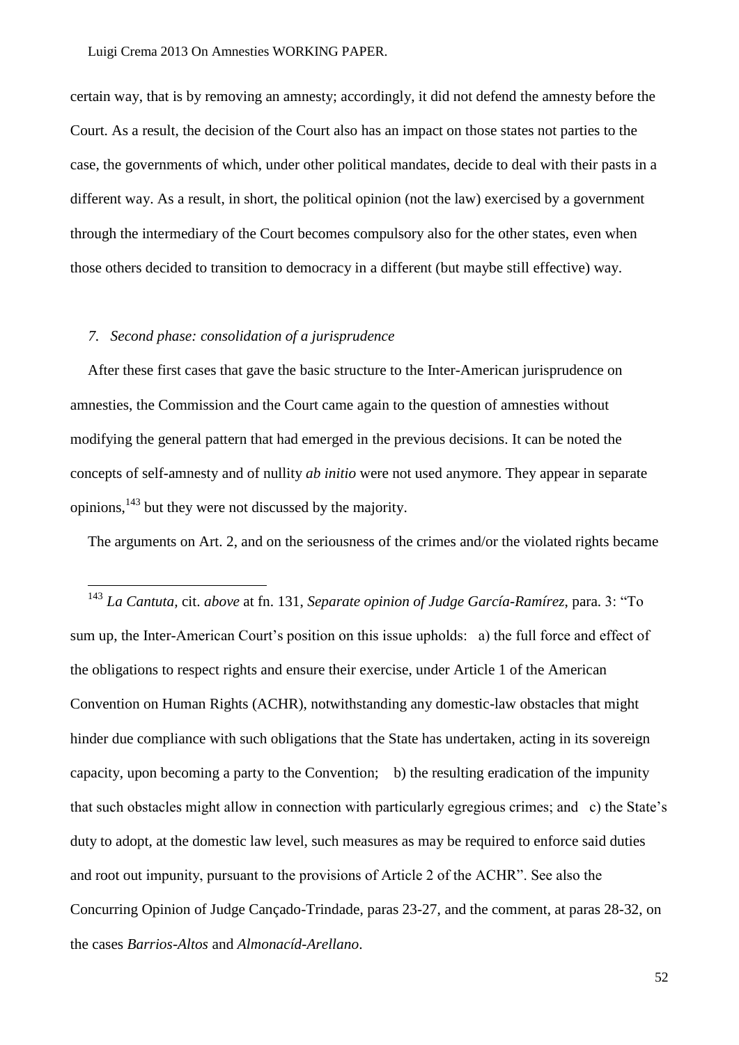certain way, that is by removing an amnesty; accordingly, it did not defend the amnesty before the Court. As a result, the decision of the Court also has an impact on those states not parties to the case, the governments of which, under other political mandates, decide to deal with their pasts in a different way. As a result, in short, the political opinion (not the law) exercised by a government through the intermediary of the Court becomes compulsory also for the other states, even when those others decided to transition to democracy in a different (but maybe still effective) way.

### *7. Second phase: consolidation of a jurisprudence*

After these first cases that gave the basic structure to the Inter-American jurisprudence on amnesties, the Commission and the Court came again to the question of amnesties without modifying the general pattern that had emerged in the previous decisions. It can be noted the concepts of self-amnesty and of nullity *ab initio* were not used anymore. They appear in separate opinions,[143] but they were not discussed by the majority.

The arguments on Art. 2, and on the seriousness of the crimes and/or the violated rights became

---

[143] *La Cantuta*, cit. *above* at fn. 131, *Separate opinion of Judge García-Ramírez*, para. 3: "To sum up, the Inter-American Court's position on this issue upholds: a) the full force and effect of the obligations to respect rights and ensure their exercise, under Article 1 of the American Convention on Human Rights (ACHR), notwithstanding any domestic-law obstacles that might hinder due compliance with such obligations that the State has undertaken, acting in its sovereign capacity, upon becoming a party to the Convention; b) the resulting eradication of the impunity that such obstacles might allow in connection with particularly egregious crimes; and c) the State's duty to adopt, at the domestic law level, such measures as may be required to enforce said duties and root out impunity, pursuant to the provisions of Article 2 of the ACHR". See also the Concurring Opinion of Judge Cançado-Trindade, paras 23-27, and the comment, at paras 28-32, on the cases *Barrios-Altos* and *Almonacíd-Arellano*.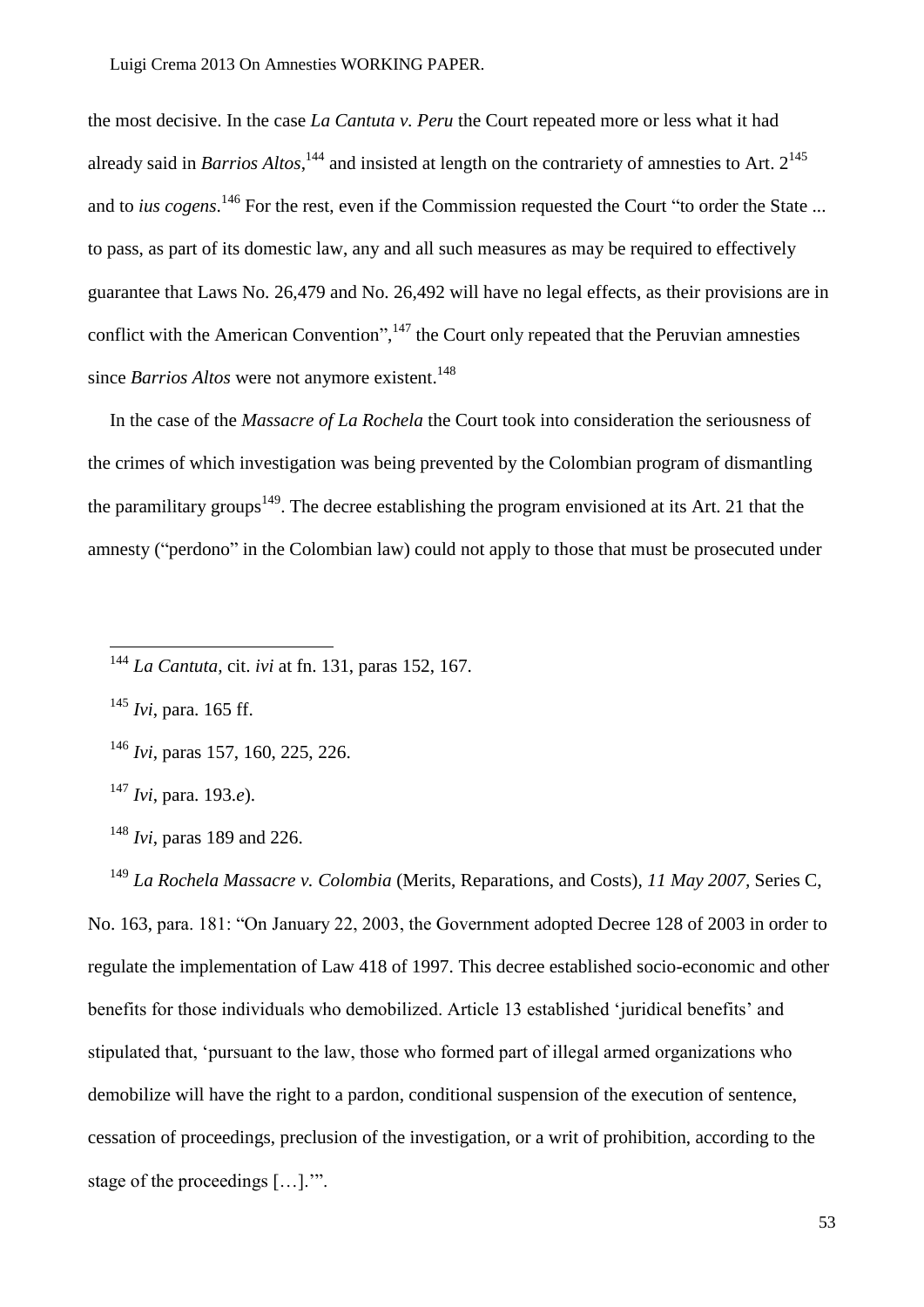the most decisive. In the case *La Cantuta v. Peru* the Court repeated more or less what it had already said in *Barrios Altos*,[144] and insisted at length on the contrariety of amnesties to Art. 2[145] and to *ius cogens*.[146] For the rest, even if the Commission requested the Court "to order the State ... to pass, as part of its domestic law, any and all such measures as may be required to effectively guarantee that Laws No. 26,479 and No. 26,492 will have no legal effects, as their provisions are in conflict with the American Convention",[147] the Court only repeated that the Peruvian amnesties since *Barrios Altos* were not anymore existent.[148]

In the case of the *Massacre of La Rochela* the Court took into consideration the seriousness of the crimes of which investigation was being prevented by the Colombian program of dismantling the paramilitary groups[149]. The decree establishing the program envisioned at its Art. 21 that the amnesty ("perdono" in the Colombian law) could not apply to those that must be prosecuted under

---

[144] *La Cantuta*, cit. *ivi* at fn. 131, paras 152, 167.

[145] *Ivi*, para. 165 ff.

[146] *Ivi*, paras 157, 160, 225, 226.

[147] *Ivi*, para. 193.*e*).

[148] *Ivi*, paras 189 and 226.

[149] *La Rochela Massacre v. Colombia* (Merits, Reparations, and Costs), *11 May 2007*, Series C, No. 163, para. 181: "On January 22, 2003, the Government adopted Decree 128 of 2003 in order to regulate the implementation of Law 418 of 1997. This decree established socio-economic and other benefits for those individuals who demobilized. Article 13 established 'juridical benefits' and stipulated that, 'pursuant to the law, those who formed part of illegal armed organizations who demobilize will have the right to a pardon, conditional suspension of the execution of sentence, cessation of proceedings, preclusion of the investigation, or a writ of prohibition, according to the stage of the proceedings […].'".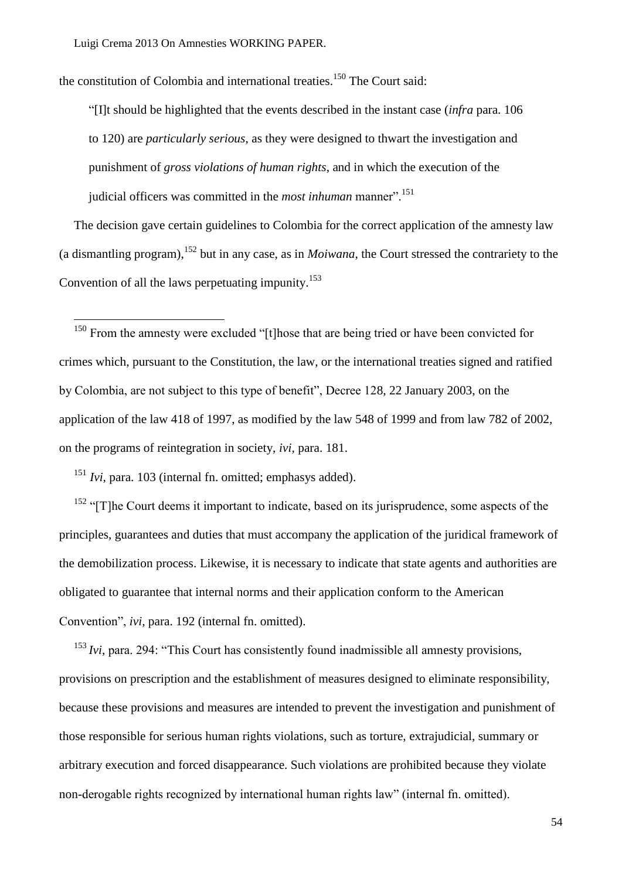the constitution of Colombia and international treaties.[150] The Court said:

> "[I]t should be highlighted that the events described in the instant case (*infra* para. 106 to 120) are *particularly serious*, as they were designed to thwart the investigation and punishment of *gross violations of human rights*, and in which the execution of the judicial officers was committed in the *most inhuman* manner".[151]

The decision gave certain guidelines to Colombia for the correct application of the amnesty law (a dismantling program),[152] but in any case, as in *Moiwana*, the Court stressed the contrariety to the Convention of all the laws perpetuating impunity.[153]

---

[150] From the amnesty were excluded "[t]hose that are being tried or have been convicted for crimes which, pursuant to the Constitution, the law, or the international treaties signed and ratified by Colombia, are not subject to this type of benefit", Decree 128, 22 January 2003, on the application of the law 418 of 1997, as modified by the law 548 of 1999 and from law 782 of 2002, on the programs of reintegration in society, *ivi*, para. 181.

[151] *Ivi*, para. 103 (internal fn. omitted; emphasys added).

[152] "[T]he Court deems it important to indicate, based on its jurisprudence, some aspects of the principles, guarantees and duties that must accompany the application of the juridical framework of the demobilization process. Likewise, it is necessary to indicate that state agents and authorities are obligated to guarantee that internal norms and their application conform to the American Convention", *ivi*, para. 192 (internal fn. omitted).

[153] *Ivi*, para. 294: "This Court has consistently found inadmissible all amnesty provisions, provisions on prescription and the establishment of measures designed to eliminate responsibility, because these provisions and measures are intended to prevent the investigation and punishment of those responsible for serious human rights violations, such as torture, extrajudicial, summary or arbitrary execution and forced disappearance. Such violations are prohibited because they violate non-derogable rights recognized by international human rights law" (internal fn. omitted).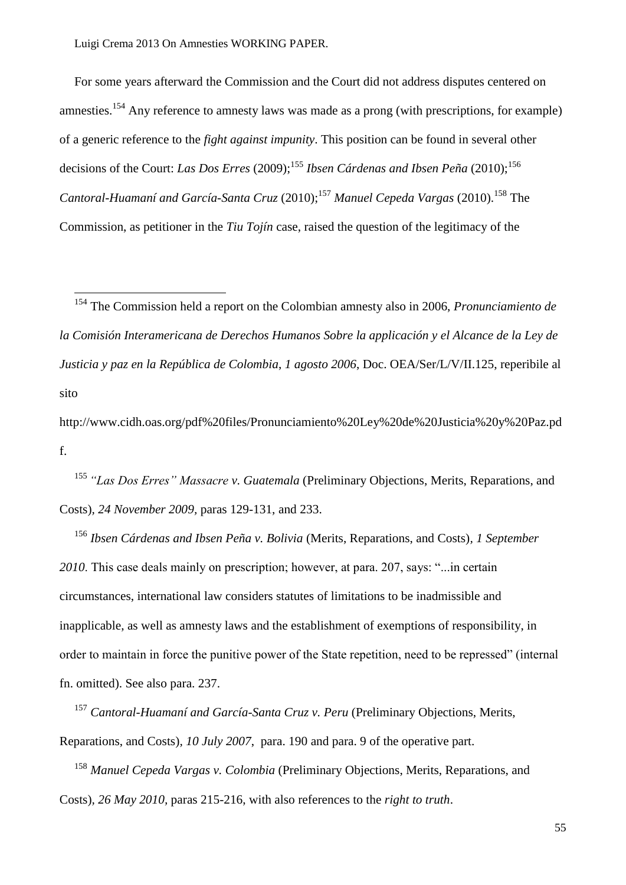For some years afterward the Commission and the Court did not address disputes centered on amnesties.[154] Any reference to amnesty laws was made as a prong (with prescriptions, for example) of a generic reference to the *fight against impunity*. This position can be found in several other decisions of the Court: *Las Dos Erres* (2009);[155] *Ibsen Cárdenas and Ibsen Peña* (2010);[156] *Cantoral-Huamaní and García-Santa Cruz* (2010);[157] *Manuel Cepeda Vargas* (2010).[158] The Commission, as petitioner in the *Tiu Tojín* case, raised the question of the legitimacy of the

---

[154] The Commission held a report on the Colombian amnesty also in 2006, *Pronunciamiento de la Comisión Interamericana de Derechos Humanos Sobre la applicación y el Alcance de la Ley de Justicia y paz en la República de Colombia*, *1 agosto 2006*, Doc. OEA/Ser/L/V/II.125, reperibile al sito http://www.cidh.oas.org/pdf%20files/Pronunciamiento%20Ley%20de%20Justicia%20y%20Paz.pdf.

[155] *"Las Dos Erres" Massacre v. Guatemala* (Preliminary Objections, Merits, Reparations, and Costs), *24 November 2009*, paras 129-131, and 233.

[156] *Ibsen Cárdenas and Ibsen Peña v. Bolivia* (Merits, Reparations, and Costs), *1 September 2010*. This case deals mainly on prescription; however, at para. 207, says: "...in certain circumstances, international law considers statutes of limitations to be inadmissible and inapplicable, as well as amnesty laws and the establishment of exemptions of responsibility, in order to maintain in force the punitive power of the State repetition, need to be repressed" (internal fn. omitted). See also para. 237.

[157] *Cantoral-Huamaní and García-Santa Cruz v. Peru* (Preliminary Objections, Merits, Reparations, and Costs), *10 July 2007*, para. 190 and para. 9 of the operative part.

[158] *Manuel Cepeda Vargas v. Colombia* (Preliminary Objections, Merits, Reparations, and Costs), *26 May 2010*, paras 215-216, with also references to the *right to truth*.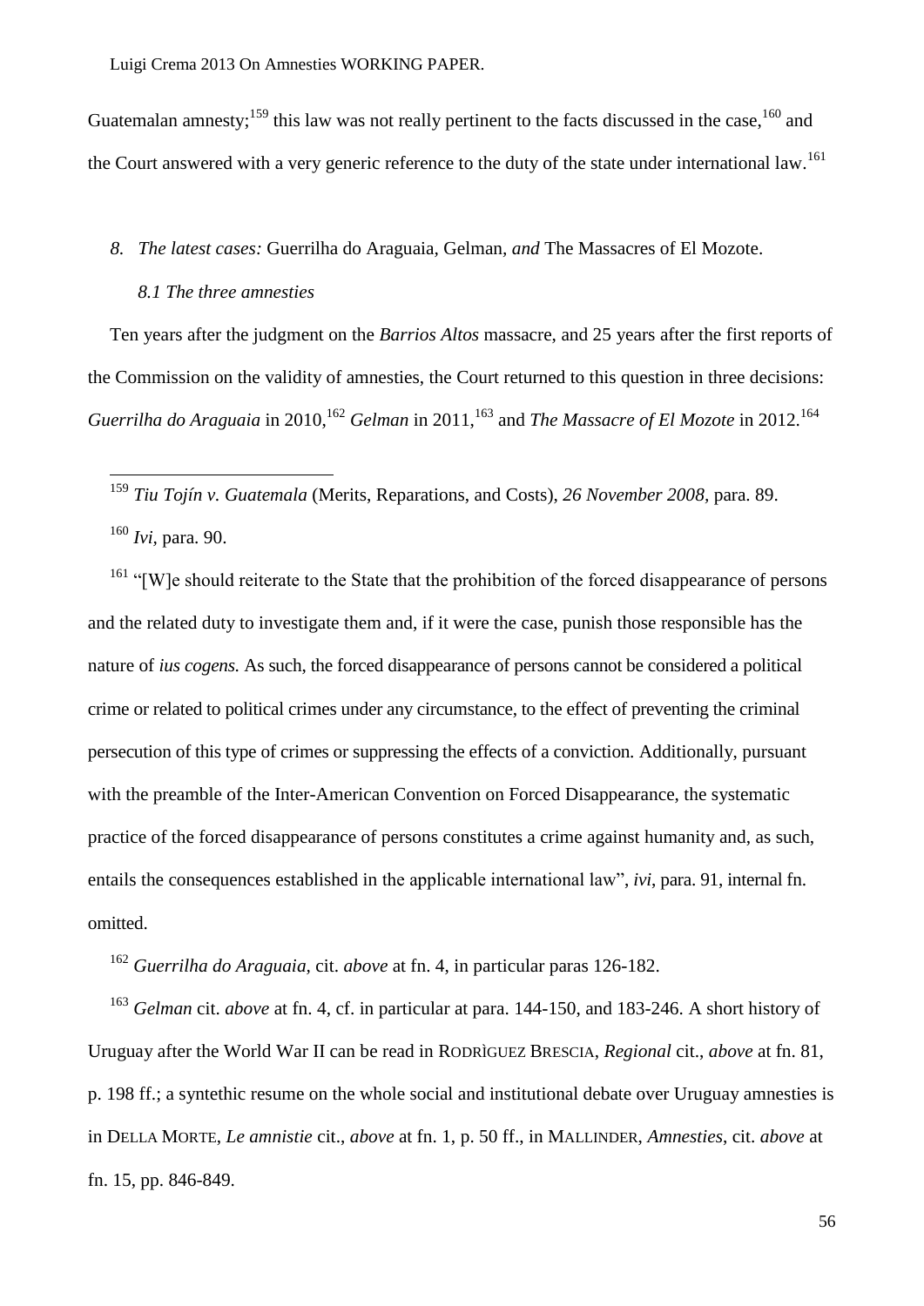Guatemalan amnesty;[159] this law was not really pertinent to the facts discussed in the case,[160] and the Court answered with a very generic reference to the duty of the state under international law.[161]

### *8. The latest cases:* Guerrilha do Araguaia, Gelman, *and* The Massacres of El Mozote.

#### *8.1 The three amnesties*

Ten years after the judgment on the *Barrios Altos* massacre, and 25 years after the first reports of the Commission on the validity of amnesties, the Court returned to this question in three decisions: *Guerrilha do Araguaia* in 2010,[162] *Gelman* in 2011,[163] and *The Massacre of El Mozote* in 2012.[164]

---

[159] *Tiu Tojín v. Guatemala* (Merits, Reparations, and Costs), *26 November 2008*, para. 89.

[160] *Ivi*, para. 90.

[161] "[W]e should reiterate to the State that the prohibition of the forced disappearance of persons and the related duty to investigate them and, if it were the case, punish those responsible has the nature of *ius cogens.* As such, the forced disappearance of persons cannot be considered a political crime or related to political crimes under any circumstance, to the effect of preventing the criminal persecution of this type of crimes or suppressing the effects of a conviction. Additionally, pursuant with the preamble of the Inter-American Convention on Forced Disappearance, the systematic practice of the forced disappearance of persons constitutes a crime against humanity and, as such, entails the consequences established in the applicable international law", *ivi*, para. 91, internal fn. omitted.

[162] *Guerrilha do Araguaia*, cit. *above* at fn. 4, in particular paras 126-182.

[163] *Gelman* cit. *above* at fn. 4, cf. in particular at para. 144-150, and 183-246. A short history of Uruguay after the World War II can be read in RODRÌGUEZ BRESCIA, *Regional* cit., *above* at fn. 81, p. 198 ff.; a syntethic resume on the whole social and institutional debate over Uruguay amnesties is in DELLA MORTE, *Le amnistie* cit., *above* at fn. 1, p. 50 ff., in MALLINDER, *Amnesties*, cit. *above* at fn. 15, pp. 846-849.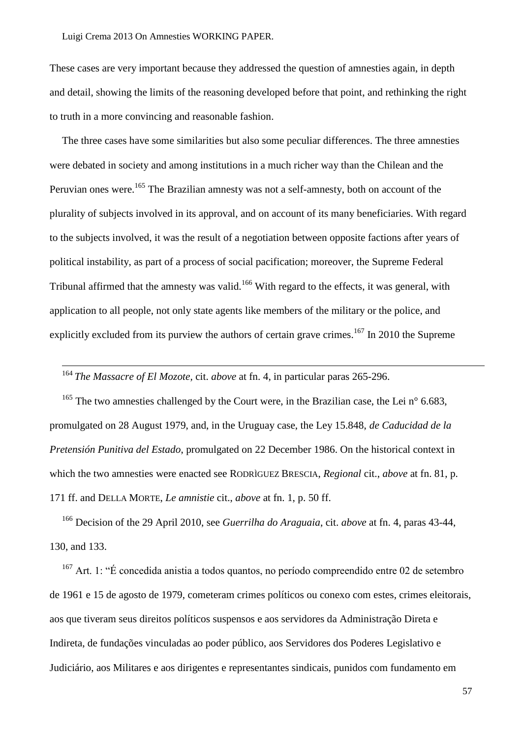These cases are very important because they addressed the question of amnesties again, in depth and detail, showing the limits of the reasoning developed before that point, and rethinking the right to truth in a more convincing and reasonable fashion.

The three cases have some similarities but also some peculiar differences. The three amnesties were debated in society and among institutions in a much richer way than the Chilean and the Peruvian ones were.[165] The Brazilian amnesty was not a self-amnesty, both on account of the plurality of subjects involved in its approval, and on account of its many beneficiaries. With regard to the subjects involved, it was the result of a negotiation between opposite factions after years of political instability, as part of a process of social pacification; moreover, the Supreme Federal Tribunal affirmed that the amnesty was valid.[166] With regard to the effects, it was general, with application to all people, not only state agents like members of the military or the police, and explicitly excluded from its purview the authors of certain grave crimes.[167] In 2010 the Supreme

---

[164] *The Massacre of El Mozote*, cit. *above* at fn. 4, in particular paras 265-296.

[165] The two amnesties challenged by the Court were, in the Brazilian case, the Lei n° 6.683, promulgated on 28 August 1979, and, in the Uruguay case, the Ley 15.848, *de Caducidad de la Pretensión Punitiva del Estado*, promulgated on 22 December 1986. On the historical context in which the two amnesties were enacted see RODRÌGUEZ BRESCIA, *Regional* cit., *above* at fn. 81, p. 171 ff. and DELLA MORTE, *Le amnistie* cit., *above* at fn. 1, p. 50 ff.

[166] Decision of the 29 April 2010, see *Guerrilha do Araguaia*, cit. *above* at fn. 4, paras 43-44, 130, and 133.

[167] Art. 1: "É concedida anistia a todos quantos, no período compreendido entre 02 de setembro de 1961 e 15 de agosto de 1979, cometeram crimes políticos ou conexo com estes, crimes eleitorais, aos que tiveram seus direitos políticos suspensos e aos servidores da Administração Direta e Indireta, de fundações vinculadas ao poder público, aos Servidores dos Poderes Legislativo e Judiciário, aos Militares e aos dirigentes e representantes sindicais, punidos com fundamento em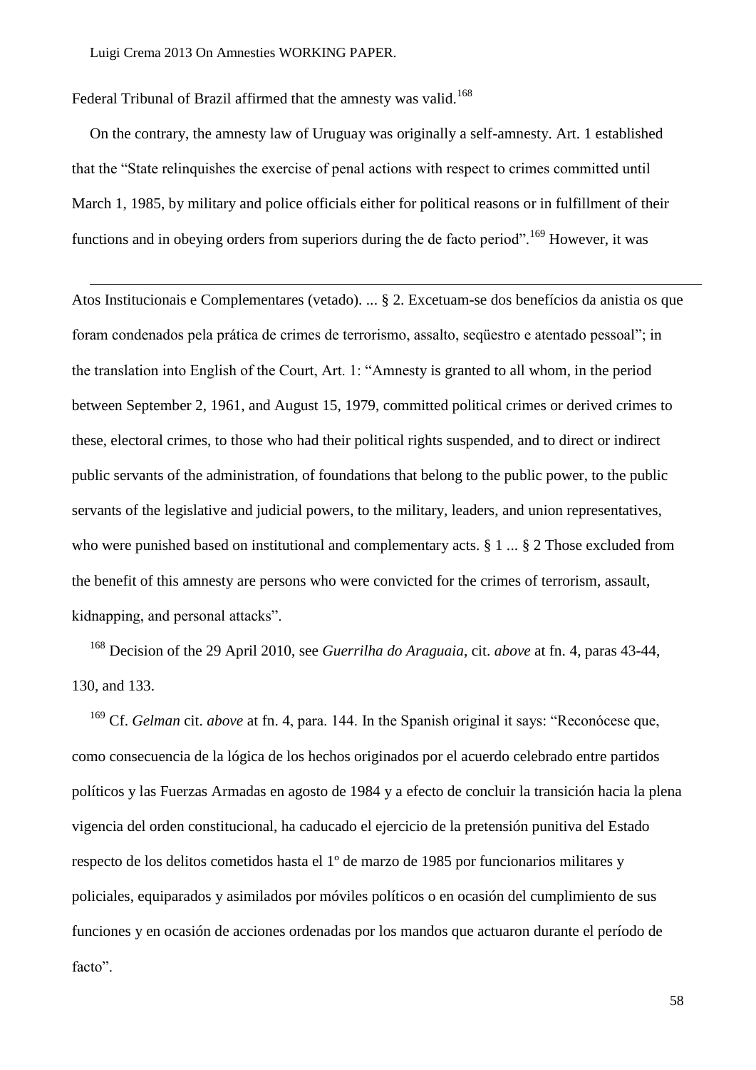Federal Tribunal of Brazil affirmed that the amnesty was valid.[168]

On the contrary, the amnesty law of Uruguay was originally a self-amnesty. Art. 1 established that the "State relinquishes the exercise of penal actions with respect to crimes committed until March 1, 1985, by military and police officials either for political reasons or in fulfillment of their functions and in obeying orders from superiors during the de facto period".[169] However, it was

---

Atos Institucionais e Complementares (vetado). ... § 2. Excetuam-se dos benefícios da anistia os que foram condenados pela prática de crimes de terrorismo, assalto, seqüestro e atentado pessoal"; in the translation into English of the Court, Art. 1: "Amnesty is granted to all whom, in the period between September 2, 1961, and August 15, 1979, committed political crimes or derived crimes to these, electoral crimes, to those who had their political rights suspended, and to direct or indirect public servants of the administration, of foundations that belong to the public power, to the public servants of the legislative and judicial powers, to the military, leaders, and union representatives, who were punished based on institutional and complementary acts. § 1 ... § 2 Those excluded from the benefit of this amnesty are persons who were convicted for the crimes of terrorism, assault, kidnapping, and personal attacks".

[168] Decision of the 29 April 2010, see *Guerrilha do Araguaia*, cit. *above* at fn. 4, paras 43-44, 130, and 133.

[169] Cf. *Gelman* cit. *above* at fn. 4, para. 144. In the Spanish original it says: "Reconócese que, como consecuencia de la lógica de los hechos originados por el acuerdo celebrado entre partidos políticos y las Fuerzas Armadas en agosto de 1984 y a efecto de concluir la transición hacia la plena vigencia del orden constitucional, ha caducado el ejercicio de la pretensión punitiva del Estado respecto de los delitos cometidos hasta el 1º de marzo de 1985 por funcionarios militares y policiales, equiparados y asimilados por móviles políticos o en ocasión del cumplimiento de sus funciones y en ocasión de acciones ordenadas por los mandos que actuaron durante el período de facto".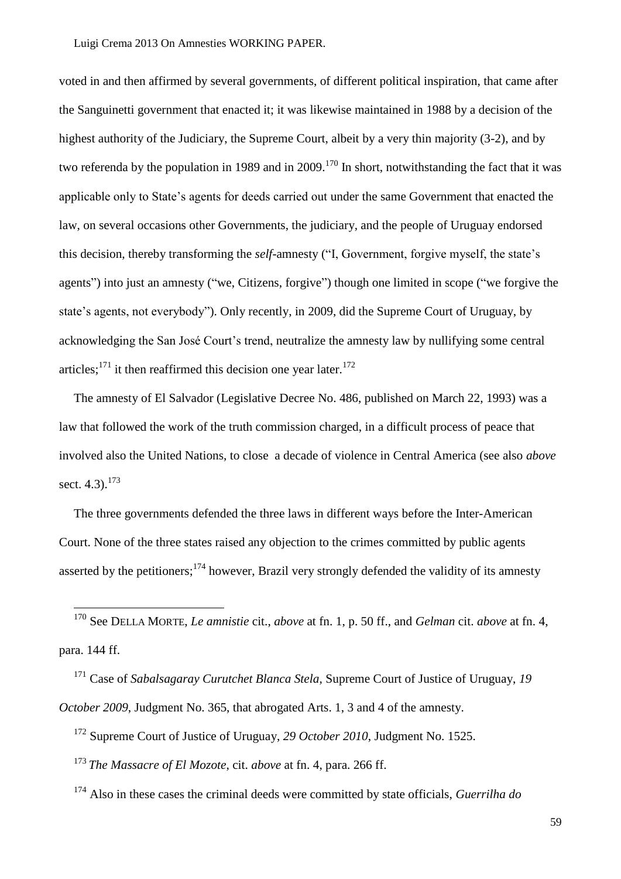voted in and then affirmed by several governments, of different political inspiration, that came after the Sanguinetti government that enacted it; it was likewise maintained in 1988 by a decision of the highest authority of the Judiciary, the Supreme Court, albeit by a very thin majority (3-2), and by two referenda by the population in 1989 and in 2009.[170] In short, notwithstanding the fact that it was applicable only to State's agents for deeds carried out under the same Government that enacted the law, on several occasions other Governments, the judiciary, and the people of Uruguay endorsed this decision, thereby transforming the *self*-amnesty ("I, Government, forgive myself, the state's agents") into just an amnesty ("we, Citizens, forgive") though one limited in scope ("we forgive the state's agents, not everybody"). Only recently, in 2009, did the Supreme Court of Uruguay, by acknowledging the San José Court's trend, neutralize the amnesty law by nullifying some central articles;[171] it then reaffirmed this decision one year later.[172]

The amnesty of El Salvador (Legislative Decree No. 486, published on March 22, 1993) was a law that followed the work of the truth commission charged, in a difficult process of peace that involved also the United Nations, to close a decade of violence in Central America (see also *above* sect. 4.3).[173]

The three governments defended the three laws in different ways before the Inter-American Court. None of the three states raised any objection to the crimes committed by public agents asserted by the petitioners;[174] however, Brazil very strongly defended the validity of its amnesty

---

[170] See DELLA MORTE, *Le amnistie* cit., *above* at fn. 1, p. 50 ff., and *Gelman* cit. *above* at fn. 4, para. 144 ff.

[171] Case of *Sabalsagaray Curutchet Blanca Stela*, Supreme Court of Justice of Uruguay, *19 October 2009*, Judgment No. 365, that abrogated Arts. 1, 3 and 4 of the amnesty.

[172] Supreme Court of Justice of Uruguay, *29 October 2010*, Judgment No. 1525.

[173] *The Massacre of El Mozote*, cit. *above* at fn. 4, para. 266 ff.

[174] Also in these cases the criminal deeds were committed by state officials, *Guerrilha do*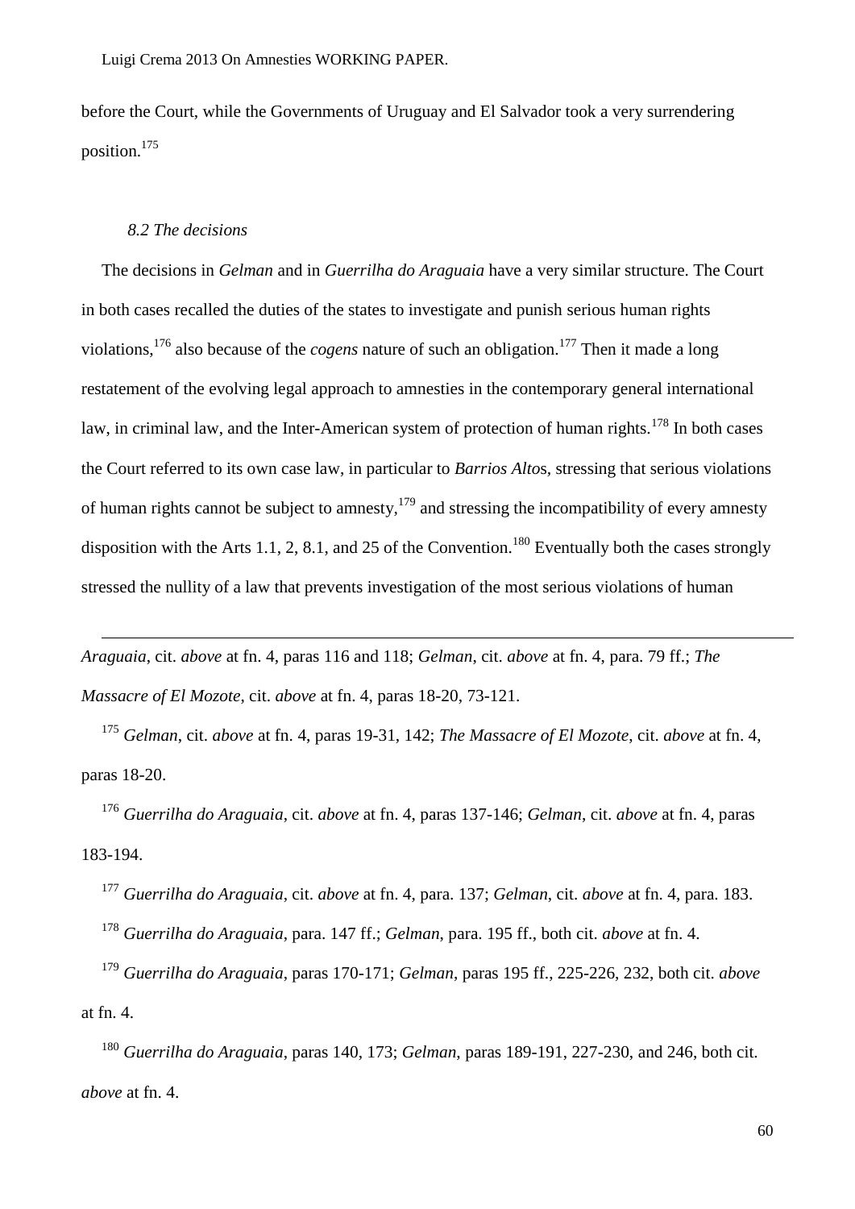before the Court, while the Governments of Uruguay and El Salvador took a very surrendering position.[175]

### *8.2 The decisions*

The decisions in *Gelman* and in *Guerrilha do Araguaia* have a very similar structure. The Court in both cases recalled the duties of the states to investigate and punish serious human rights violations,[176] also because of the *cogens* nature of such an obligation.[177] Then it made a long restatement of the evolving legal approach to amnesties in the contemporary general international law, in criminal law, and the Inter-American system of protection of human rights.[178] In both cases the Court referred to its own case law, in particular to *Barrios Altos*, stressing that serious violations of human rights cannot be subject to amnesty,[179] and stressing the incompatibility of every amnesty disposition with the Arts 1.1, 2, 8.1, and 25 of the Convention.[180] Eventually both the cases strongly stressed the nullity of a law that prevents investigation of the most serious violations of human

---

*Araguaia*, cit. *above* at fn. 4, paras 116 and 118; *Gelman*, cit. *above* at fn. 4, para. 79 ff.; *The Massacre of El Mozote*, cit. *above* at fn. 4, paras 18-20, 73-121.

[175] *Gelman*, cit. *above* at fn. 4, paras 19-31, 142; *The Massacre of El Mozote*, cit. *above* at fn. 4, paras 18-20.

[176] *Guerrilha do Araguaia*, cit. *above* at fn. 4, paras 137-146; *Gelman*, cit. *above* at fn. 4, paras 183-194.

[177] *Guerrilha do Araguaia*, cit. *above* at fn. 4, para. 137; *Gelman*, cit. *above* at fn. 4, para. 183.

[178] *Guerrilha do Araguaia*, para. 147 ff.; *Gelman*, para. 195 ff., both cit. *above* at fn. 4.

[179] *Guerrilha do Araguaia*, paras 170-171; *Gelman*, paras 195 ff., 225-226, 232, both cit. *above* at fn. 4.

[180] *Guerrilha do Araguaia*, paras 140, 173; *Gelman*, paras 189-191, 227-230, and 246, both cit. *above* at fn. 4.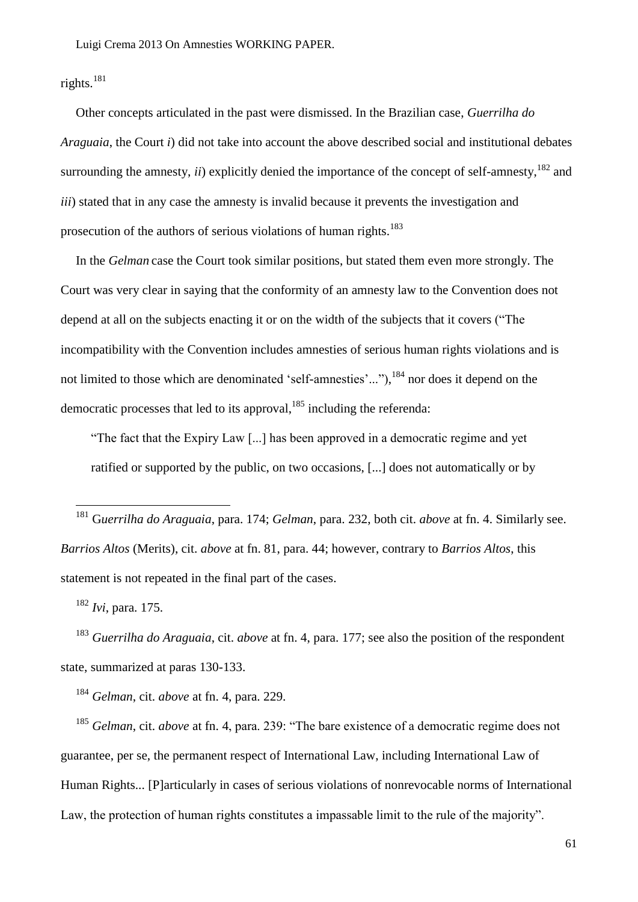rights.[181]

Other concepts articulated in the past were dismissed. In the Brazilian case, *Guerrilha do Araguaia*, the Court *i*) did not take into account the above described social and institutional debates surrounding the amnesty, *ii*) explicitly denied the importance of the concept of self-amnesty,[182] and *iii*) stated that in any case the amnesty is invalid because it prevents the investigation and prosecution of the authors of serious violations of human rights.[183]

In the *Gelman* case the Court took similar positions, but stated them even more strongly. The Court was very clear in saying that the conformity of an amnesty law to the Convention does not depend at all on the subjects enacting it or on the width of the subjects that it covers ("The incompatibility with the Convention includes amnesties of serious human rights violations and is not limited to those which are denominated 'self-amnesties'..."),[184] nor does it depend on the democratic processes that led to its approval,[185] including the referenda:

> "The fact that the Expiry Law [...] has been approved in a democratic regime and yet ratified or supported by the public, on two occasions, [...] does not automatically or by

---

[181] G*uerrilha do Araguaia*, para. 174; *Gelman*, para. 232, both cit. *above* at fn. 4. Similarly see. *Barrios Altos* (Merits), cit. *above* at fn. 81, para. 44; however, contrary to *Barrios Altos*, this statement is not repeated in the final part of the cases.

[182] *Ivi*, para. 175.

[183] *Guerrilha do Araguaia*, cit. *above* at fn. 4, para. 177; see also the position of the respondent state, summarized at paras 130-133.

[184] *Gelman*, cit. *above* at fn. 4, para. 229.

[185] *Gelman*, cit. *above* at fn. 4, para. 239: "The bare existence of a democratic regime does not guarantee, per se, the permanent respect of International Law, including International Law of Human Rights... [P]articularly in cases of serious violations of nonrevocable norms of International Law, the protection of human rights constitutes a impassable limit to the rule of the majority".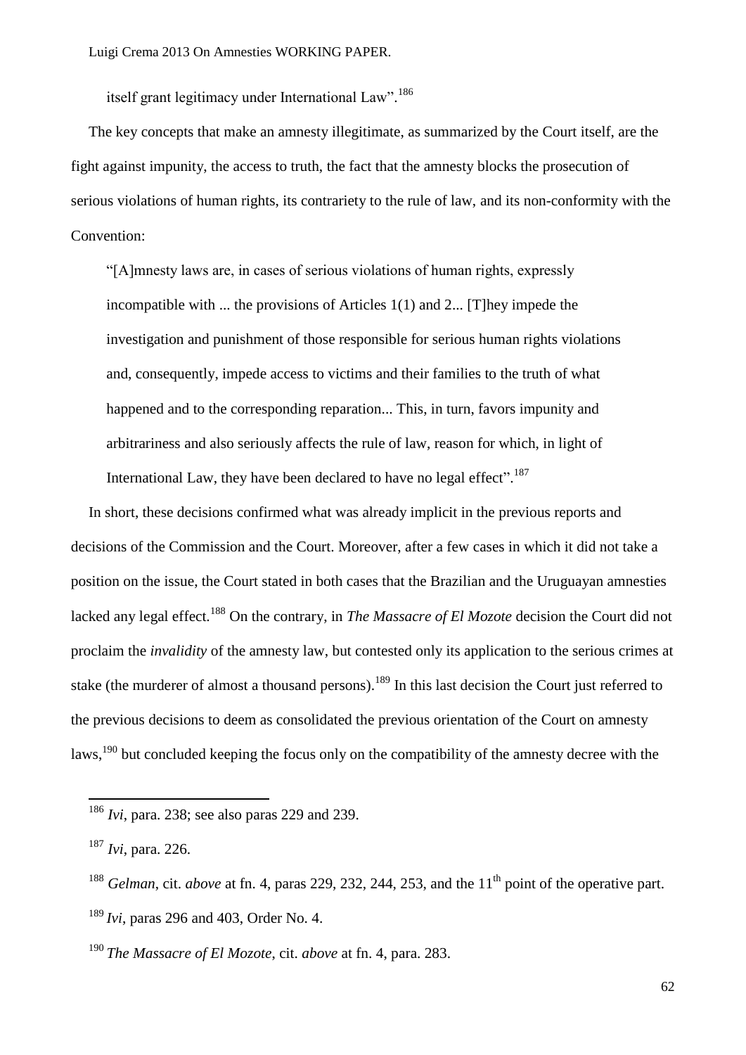itself grant legitimacy under International Law".[186]

The key concepts that make an amnesty illegitimate, as summarized by the Court itself, are the fight against impunity, the access to truth, the fact that the amnesty blocks the prosecution of serious violations of human rights, its contrariety to the rule of law, and its non-conformity with the Convention:

> "[A]mnesty laws are, in cases of serious violations of human rights, expressly incompatible with ... the provisions of Articles 1(1) and 2... [T]hey impede the investigation and punishment of those responsible for serious human rights violations and, consequently, impede access to victims and their families to the truth of what happened and to the corresponding reparation... This, in turn, favors impunity and arbitrariness and also seriously affects the rule of law, reason for which, in light of International Law, they have been declared to have no legal effect".[187]

In short, these decisions confirmed what was already implicit in the previous reports and decisions of the Commission and the Court. Moreover, after a few cases in which it did not take a position on the issue, the Court stated in both cases that the Brazilian and the Uruguayan amnesties lacked any legal effect.[188] On the contrary, in *The Massacre of El Mozote* decision the Court did not proclaim the *invalidity* of the amnesty law, but contested only its application to the serious crimes at stake (the murderer of almost a thousand persons).[189] In this last decision the Court just referred to the previous decisions to deem as consolidated the previous orientation of the Court on amnesty laws,[190] but concluded keeping the focus only on the compatibility of the amnesty decree with the

---

[186] *Ivi*, para. 238; see also paras 229 and 239.

[187] *Ivi*, para. 226.

[188] *Gelman*, cit. *above* at fn. 4, paras 229, 232, 244, 253, and the 11th point of the operative part.

[189] *Ivi*, paras 296 and 403, Order No. 4.

[190] *The Massacre of El Mozote*, cit. *above* at fn. 4, para. 283.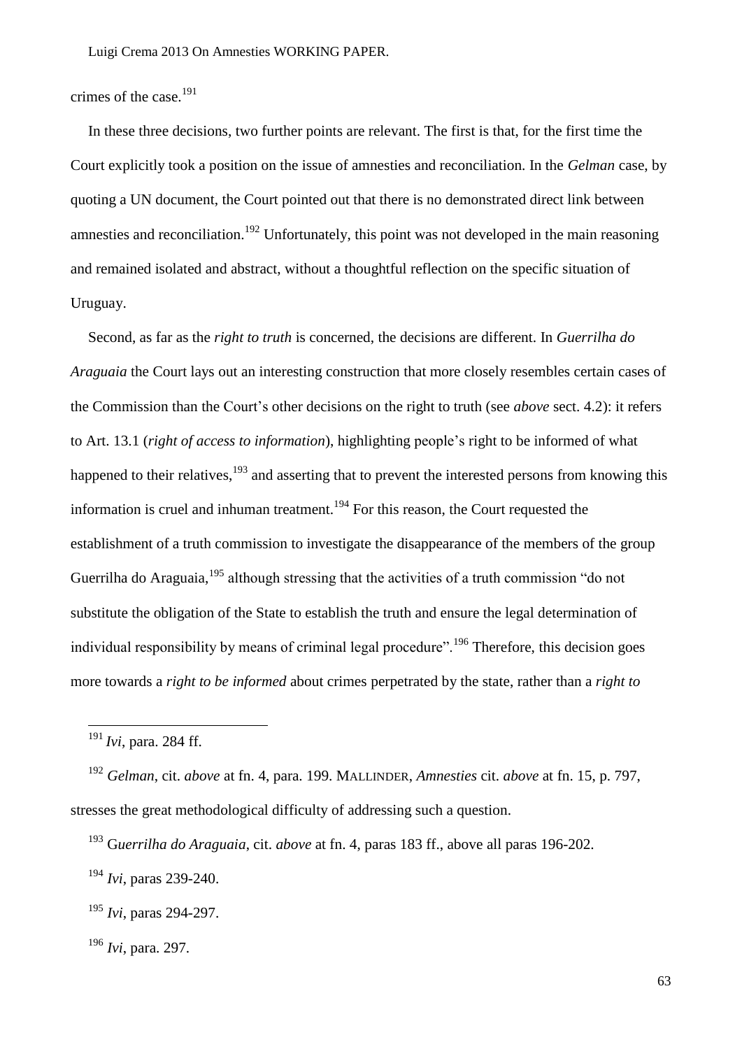crimes of the case.[191]

In these three decisions, two further points are relevant. The first is that, for the first time the Court explicitly took a position on the issue of amnesties and reconciliation. In the *Gelman* case, by quoting a UN document, the Court pointed out that there is no demonstrated direct link between amnesties and reconciliation.[192] Unfortunately, this point was not developed in the main reasoning and remained isolated and abstract, without a thoughtful reflection on the specific situation of Uruguay.

Second, as far as the *right to truth* is concerned, the decisions are different. In *Guerrilha do Araguaia* the Court lays out an interesting construction that more closely resembles certain cases of the Commission than the Court's other decisions on the right to truth (see *above* sect. 4.2): it refers to Art. 13.1 (*right of access to information*), highlighting people's right to be informed of what happened to their relatives,[193] and asserting that to prevent the interested persons from knowing this information is cruel and inhuman treatment.[194] For this reason, the Court requested the establishment of a truth commission to investigate the disappearance of the members of the group Guerrilha do Araguaia,[195] although stressing that the activities of a truth commission "do not substitute the obligation of the State to establish the truth and ensure the legal determination of individual responsibility by means of criminal legal procedure".[196] Therefore, this decision goes more towards a *right to be informed* about crimes perpetrated by the state, rather than a *right to*

---

[191] *Ivi*, para. 284 ff.

[192] *Gelman*, cit. *above* at fn. 4, para. 199. MALLINDER, *Amnesties* cit. *above* at fn. 15, p. 797, stresses the great methodological difficulty of addressing such a question.

[193] G*uerrilha do Araguaia*, cit. *above* at fn. 4, paras 183 ff., above all paras 196-202.

[194] *Ivi*, paras 239-240.

[195] *Ivi*, paras 294-297.

[196] *Ivi*, para. 297.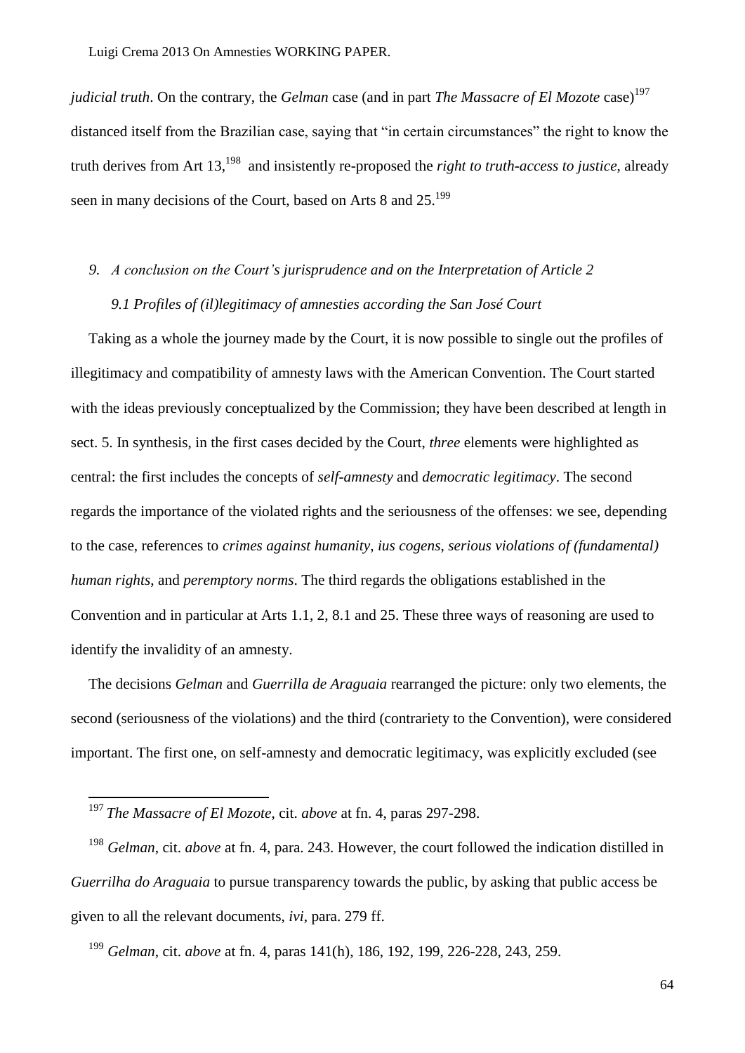*judicial truth*. On the contrary, the *Gelman* case (and in part *The Massacre of El Mozote* case)[197] distanced itself from the Brazilian case, saying that "in certain circumstances" the right to know the truth derives from Art 13,[198] and insistently re-proposed the *right to truth-access to justice*, already seen in many decisions of the Court, based on Arts 8 and 25.[199]

## *9. A conclusion on the Court's jurisprudence and on the Interpretation of Article 2*

### *9.1 Profiles of (il)legitimacy of amnesties according the San José Court*

Taking as a whole the journey made by the Court, it is now possible to single out the profiles of illegitimacy and compatibility of amnesty laws with the American Convention. The Court started with the ideas previously conceptualized by the Commission; they have been described at length in sect. 5. In synthesis, in the first cases decided by the Court, *three* elements were highlighted as central: the first includes the concepts of *self-amnesty* and *democratic legitimacy*. The second regards the importance of the violated rights and the seriousness of the offenses: we see, depending to the case, references to *crimes against humanity*, *ius cogens*, *serious violations of (fundamental) human rights*, and *peremptory norms*. The third regards the obligations established in the Convention and in particular at Arts 1.1, 2, 8.1 and 25. These three ways of reasoning are used to identify the invalidity of an amnesty.

The decisions *Gelman* and *Guerrilla de Araguaia* rearranged the picture: only two elements, the second (seriousness of the violations) and the third (contrariety to the Convention), were considered important. The first one, on self-amnesty and democratic legitimacy, was explicitly excluded (see

---

[197] *The Massacre of El Mozote*, cit. *above* at fn. 4, paras 297-298.

[198] *Gelman*, cit. *above* at fn. 4, para. 243. However, the court followed the indication distilled in *Guerrilha do Araguaia* to pursue transparency towards the public, by asking that public access be given to all the relevant documents, *ivi*, para. 279 ff.

[199] *Gelman*, cit. *above* at fn. 4, paras 141(h), 186, 192, 199, 226-228, 243, 259.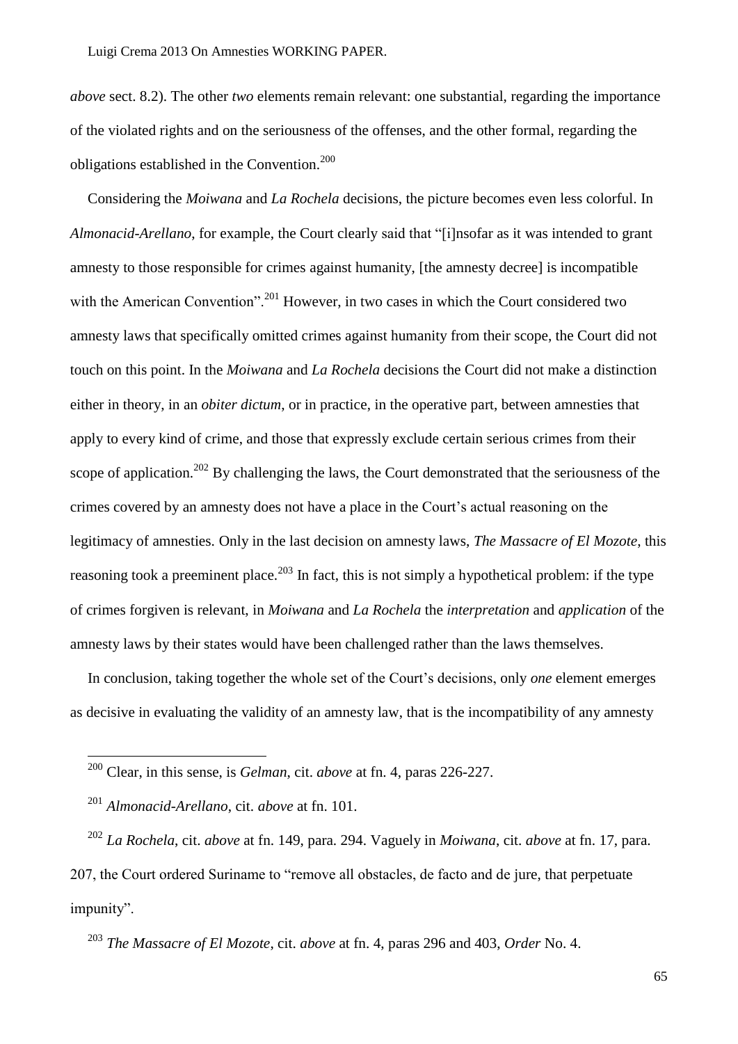*above* sect. 8.2). The other *two* elements remain relevant: one substantial, regarding the importance of the violated rights and on the seriousness of the offenses, and the other formal, regarding the obligations established in the Convention.[200]

Considering the *Moiwana* and *La Rochela* decisions, the picture becomes even less colorful. In *Almonacid-Arellano*, for example, the Court clearly said that "[i]nsofar as it was intended to grant amnesty to those responsible for crimes against humanity, [the amnesty decree] is incompatible with the American Convention".[201] However, in two cases in which the Court considered two amnesty laws that specifically omitted crimes against humanity from their scope, the Court did not touch on this point. In the *Moiwana* and *La Rochela* decisions the Court did not make a distinction either in theory, in an *obiter dictum*, or in practice, in the operative part, between amnesties that apply to every kind of crime, and those that expressly exclude certain serious crimes from their scope of application.[202] By challenging the laws, the Court demonstrated that the seriousness of the crimes covered by an amnesty does not have a place in the Court's actual reasoning on the legitimacy of amnesties. Only in the last decision on amnesty laws, *The Massacre of El Mozote*, this reasoning took a preeminent place.[203] In fact, this is not simply a hypothetical problem: if the type of crimes forgiven is relevant, in *Moiwana* and *La Rochela* the *interpretation* and *application* of the amnesty laws by their states would have been challenged rather than the laws themselves.

In conclusion, taking together the whole set of the Court's decisions, only *one* element emerges as decisive in evaluating the validity of an amnesty law, that is the incompatibility of any amnesty

---

[200] Clear, in this sense, is *Gelman*, cit. *above* at fn. 4, paras 226-227.

[201] *Almonacid-Arellano*, cit. *above* at fn. 101.

[202] *La Rochela*, cit. *above* at fn. 149, para. 294. Vaguely in *Moiwana*, cit. *above* at fn. 17, para. 207, the Court ordered Suriname to "remove all obstacles, de facto and de jure, that perpetuate impunity".

[203] *The Massacre of El Mozote*, cit. *above* at fn. 4, paras 296 and 403, *Order* No. 4.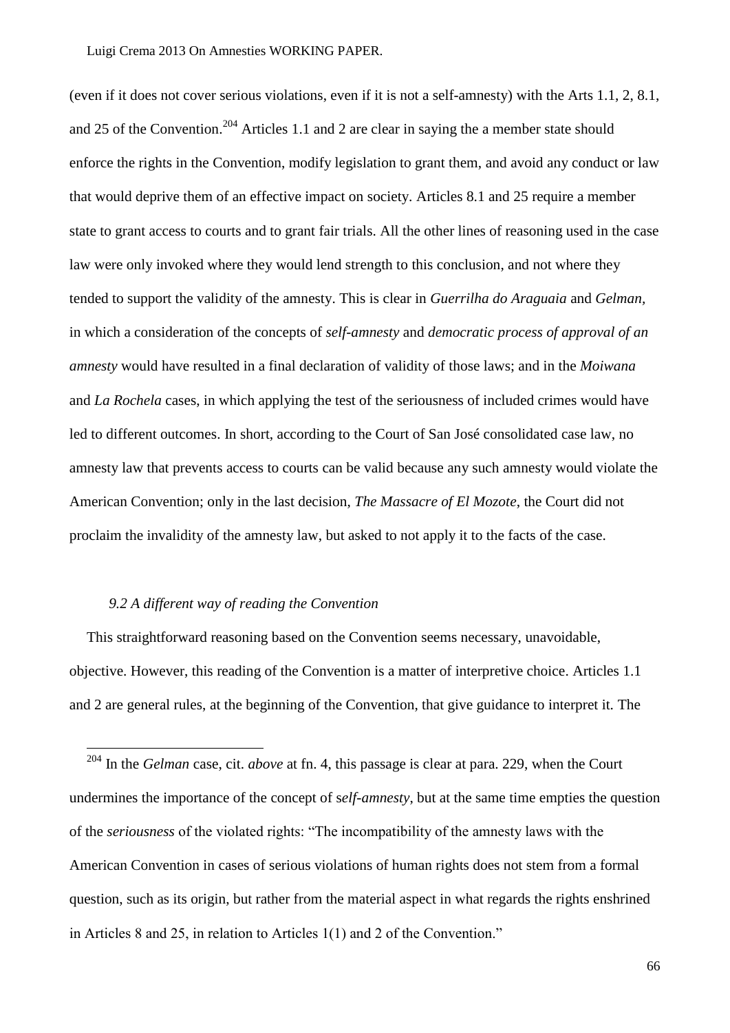(even if it does not cover serious violations, even if it is not a self-amnesty) with the Arts 1.1, 2, 8.1, and 25 of the Convention.[204] Articles 1.1 and 2 are clear in saying the a member state should enforce the rights in the Convention, modify legislation to grant them, and avoid any conduct or law that would deprive them of an effective impact on society. Articles 8.1 and 25 require a member state to grant access to courts and to grant fair trials. All the other lines of reasoning used in the case law were only invoked where they would lend strength to this conclusion, and not where they tended to support the validity of the amnesty. This is clear in *Guerrilha do Araguaia* and *Gelman,* in which a consideration of the concepts of *self-amnesty* and *democratic process of approval of an amnesty* would have resulted in a final declaration of validity of those laws; and in the *Moiwana* and *La Rochela* cases, in which applying the test of the seriousness of included crimes would have led to different outcomes. In short, according to the Court of San José consolidated case law, no amnesty law that prevents access to courts can be valid because any such amnesty would violate the American Convention; only in the last decision, *The Massacre of El Mozote*, the Court did not proclaim the invalidity of the amnesty law, but asked to not apply it to the facts of the case.

### *9.2 A different way of reading the Convention*

This straightforward reasoning based on the Convention seems necessary, unavoidable, objective. However, this reading of the Convention is a matter of interpretive choice. Articles 1.1 and 2 are general rules, at the beginning of the Convention, that give guidance to interpret it. The

---

[204] In the *Gelman* case, cit. *above* at fn. 4, this passage is clear at para. 229, when the Court undermines the importance of the concept of s*elf-amnesty*, but at the same time empties the question of the *seriousness* of the violated rights: "The incompatibility of the amnesty laws with the American Convention in cases of serious violations of human rights does not stem from a formal question, such as its origin, but rather from the material aspect in what regards the rights enshrined in Articles 8 and 25, in relation to Articles 1(1) and 2 of the Convention."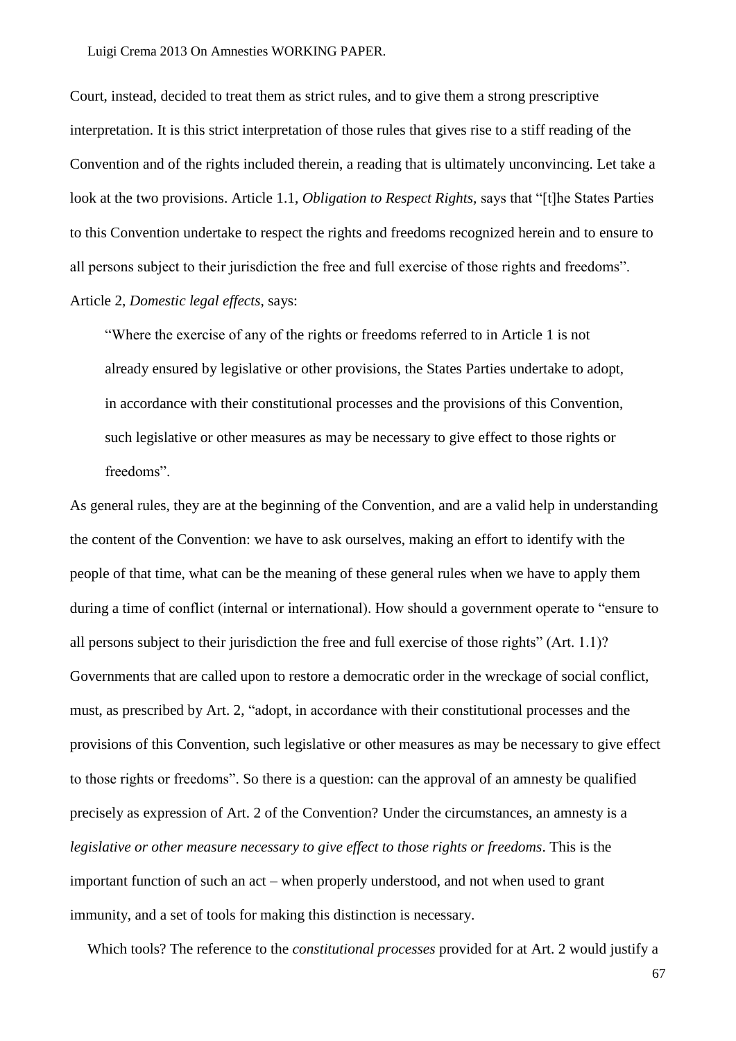Court, instead, decided to treat them as strict rules, and to give them a strong prescriptive interpretation. It is this strict interpretation of those rules that gives rise to a stiff reading of the Convention and of the rights included therein, a reading that is ultimately unconvincing. Let take a look at the two provisions. Article 1.1, *Obligation to Respect Rights*, says that "[t]he States Parties to this Convention undertake to respect the rights and freedoms recognized herein and to ensure to all persons subject to their jurisdiction the free and full exercise of those rights and freedoms". Article 2, *Domestic legal effects*, says:

> "Where the exercise of any of the rights or freedoms referred to in Article 1 is not already ensured by legislative or other provisions, the States Parties undertake to adopt, in accordance with their constitutional processes and the provisions of this Convention, such legislative or other measures as may be necessary to give effect to those rights or freedoms".

As general rules, they are at the beginning of the Convention, and are a valid help in understanding the content of the Convention: we have to ask ourselves, making an effort to identify with the people of that time, what can be the meaning of these general rules when we have to apply them during a time of conflict (internal or international). How should a government operate to "ensure to all persons subject to their jurisdiction the free and full exercise of those rights" (Art. 1.1)? Governments that are called upon to restore a democratic order in the wreckage of social conflict, must, as prescribed by Art. 2, "adopt, in accordance with their constitutional processes and the provisions of this Convention, such legislative or other measures as may be necessary to give effect to those rights or freedoms". So there is a question: can the approval of an amnesty be qualified precisely as expression of Art. 2 of the Convention? Under the circumstances, an amnesty is a *legislative or other measure necessary to give effect to those rights or freedoms*. This is the important function of such an act – when properly understood, and not when used to grant immunity, and a set of tools for making this distinction is necessary.

Which tools? The reference to the *constitutional processes* provided for at Art. 2 would justify a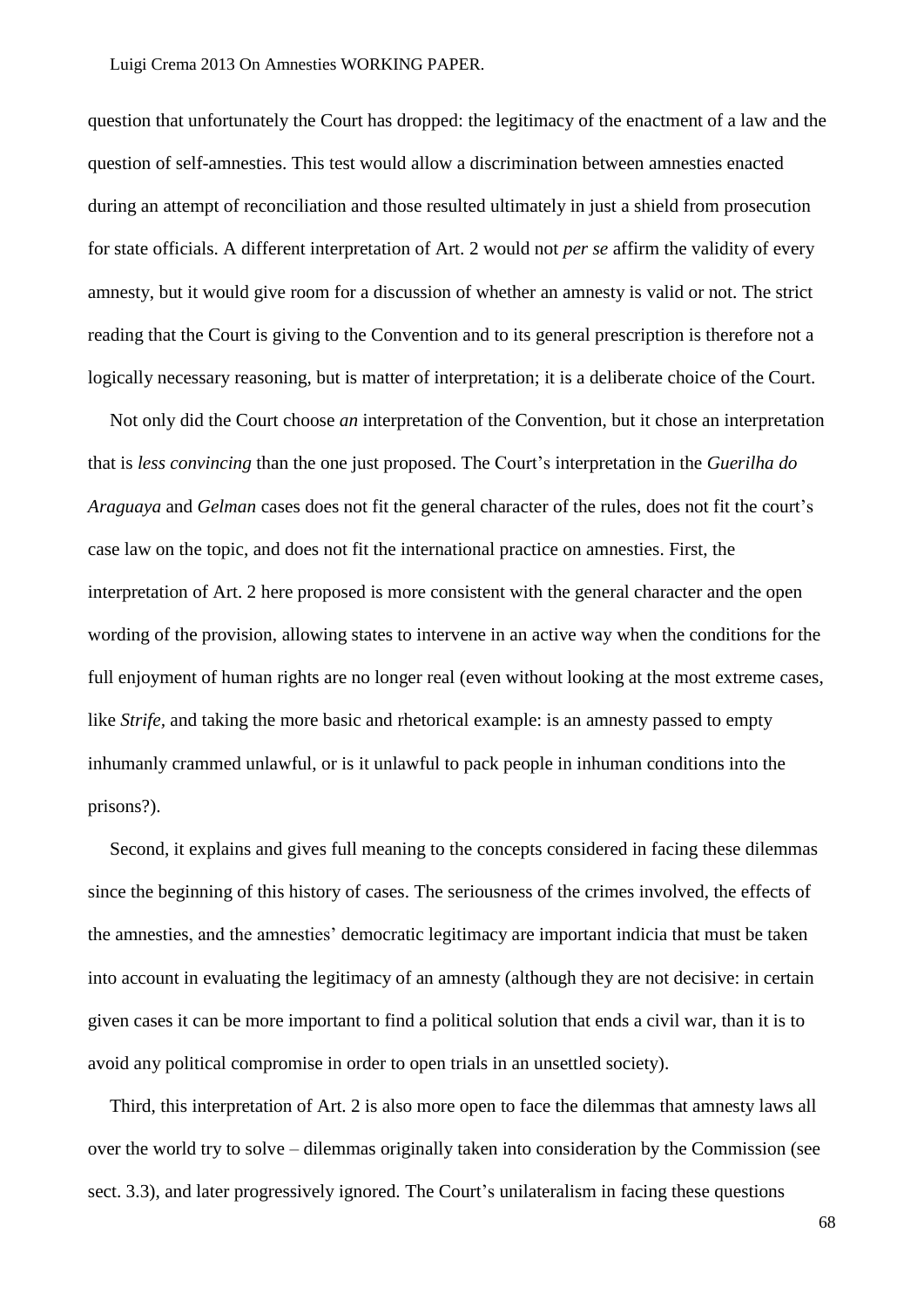question that unfortunately the Court has dropped: the legitimacy of the enactment of a law and the question of self-amnesties. This test would allow a discrimination between amnesties enacted during an attempt of reconciliation and those resulted ultimately in just a shield from prosecution for state officials. A different interpretation of Art. 2 would not *per se* affirm the validity of every amnesty, but it would give room for a discussion of whether an amnesty is valid or not. The strict reading that the Court is giving to the Convention and to its general prescription is therefore not a logically necessary reasoning, but is matter of interpretation; it is a deliberate choice of the Court.

Not only did the Court choose *an* interpretation of the Convention, but it chose an interpretation that is *less convincing* than the one just proposed. The Court's interpretation in the *Guerilha do Araguaya* and *Gelman* cases does not fit the general character of the rules, does not fit the court's case law on the topic, and does not fit the international practice on amnesties. First, the interpretation of Art. 2 here proposed is more consistent with the general character and the open wording of the provision, allowing states to intervene in an active way when the conditions for the full enjoyment of human rights are no longer real (even without looking at the most extreme cases, like *Strife*, and taking the more basic and rhetorical example: is an amnesty passed to empty inhumanly crammed unlawful, or is it unlawful to pack people in inhuman conditions into the prisons?).

Second, it explains and gives full meaning to the concepts considered in facing these dilemmas since the beginning of this history of cases. The seriousness of the crimes involved, the effects of the amnesties, and the amnesties' democratic legitimacy are important indicia that must be taken into account in evaluating the legitimacy of an amnesty (although they are not decisive: in certain given cases it can be more important to find a political solution that ends a civil war, than it is to avoid any political compromise in order to open trials in an unsettled society).

Third, this interpretation of Art. 2 is also more open to face the dilemmas that amnesty laws all over the world try to solve – dilemmas originally taken into consideration by the Commission (see sect. 3.3), and later progressively ignored. The Court's unilateralism in facing these questions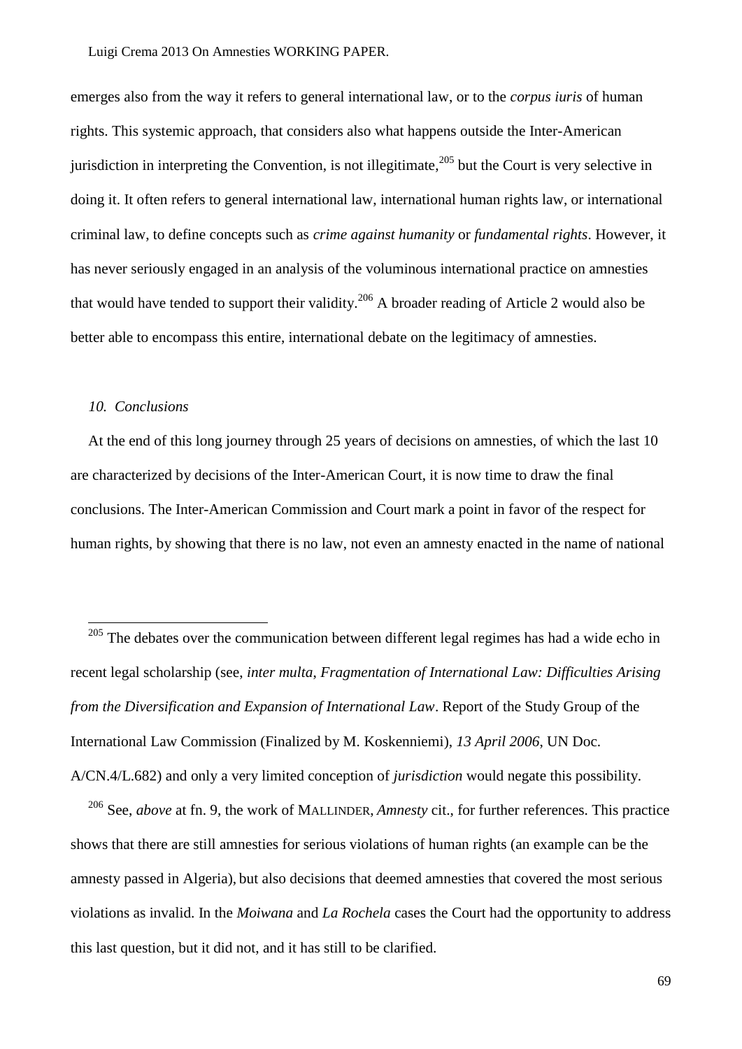emerges also from the way it refers to general international law, or to the *corpus iuris* of human rights. This systemic approach, that considers also what happens outside the Inter-American jurisdiction in interpreting the Convention, is not illegitimate,[205] but the Court is very selective in doing it. It often refers to general international law, international human rights law, or international criminal law, to define concepts such as *crime against humanity* or *fundamental rights*. However, it has never seriously engaged in an analysis of the voluminous international practice on amnesties that would have tended to support their validity.[206] A broader reading of Article 2 would also be better able to encompass this entire, international debate on the legitimacy of amnesties.

### *10. Conclusions*

At the end of this long journey through 25 years of decisions on amnesties, of which the last 10 are characterized by decisions of the Inter-American Court, it is now time to draw the final conclusions. The Inter-American Commission and Court mark a point in favor of the respect for human rights, by showing that there is no law, not even an amnesty enacted in the name of national

---

[205] The debates over the communication between different legal regimes has had a wide echo in recent legal scholarship (see, *inter multa*, *Fragmentation of International Law: Difficulties Arising from the Diversification and Expansion of International Law*. Report of the Study Group of the International Law Commission (Finalized by M. Koskenniemi), *13 April 2006*, UN Doc. A/CN.4/L.682) and only a very limited conception of *jurisdiction* would negate this possibility.

[206] See, *above* at fn. 9, the work of MALLINDER, *Amnesty* cit., for further references. This practice shows that there are still amnesties for serious violations of human rights (an example can be the amnesty passed in Algeria), but also decisions that deemed amnesties that covered the most serious violations as invalid. In the *Moiwana* and *La Rochela* cases the Court had the opportunity to address this last question, but it did not, and it has still to be clarified.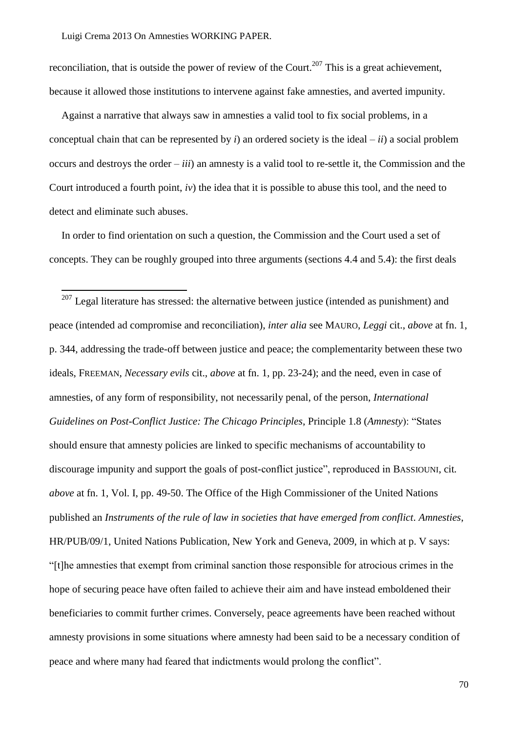reconciliation, that is outside the power of review of the Court.[207] This is a great achievement, because it allowed those institutions to intervene against fake amnesties, and averted impunity.

Against a narrative that always saw in amnesties a valid tool to fix social problems, in a conceptual chain that can be represented by *i*) an ordered society is the ideal – *ii*) a social problem occurs and destroys the order – *iii*) an amnesty is a valid tool to re-settle it, the Commission and the Court introduced a fourth point, *iv*) the idea that it is possible to abuse this tool, and the need to detect and eliminate such abuses.

In order to find orientation on such a question, the Commission and the Court used a set of concepts. They can be roughly grouped into three arguments (sections 4.4 and 5.4): the first deals

---

[207] Legal literature has stressed: the alternative between justice (intended as punishment) and peace (intended ad compromise and reconciliation), *inter alia* see MAURO, *Leggi* cit., *above* at fn. 1, p. 344, addressing the trade-off between justice and peace; the complementarity between these two ideals, FREEMAN, *Necessary evils* cit., *above* at fn. 1, pp. 23-24); and the need, even in case of amnesties, of any form of responsibility, not necessarily penal, of the person, *International Guidelines on Post-Conflict Justice: The Chicago Principles*, Principle 1.8 (*Amnesty*): "States should ensure that amnesty policies are linked to specific mechanisms of accountability to discourage impunity and support the goals of post-conflict justice", reproduced in BASSIOUNI, cit. *above* at fn. 1, Vol. I, pp. 49-50. The Office of the High Commissioner of the United Nations published an *Instruments of the rule of law in societies that have emerged from conflict*. *Amnesties*, HR/PUB/09/1, United Nations Publication, New York and Geneva, 2009, in which at p. V says: "[t]he amnesties that exempt from criminal sanction those responsible for atrocious crimes in the hope of securing peace have often failed to achieve their aim and have instead emboldened their beneficiaries to commit further crimes. Conversely, peace agreements have been reached without amnesty provisions in some situations where amnesty had been said to be a necessary condition of peace and where many had feared that indictments would prolong the conflict".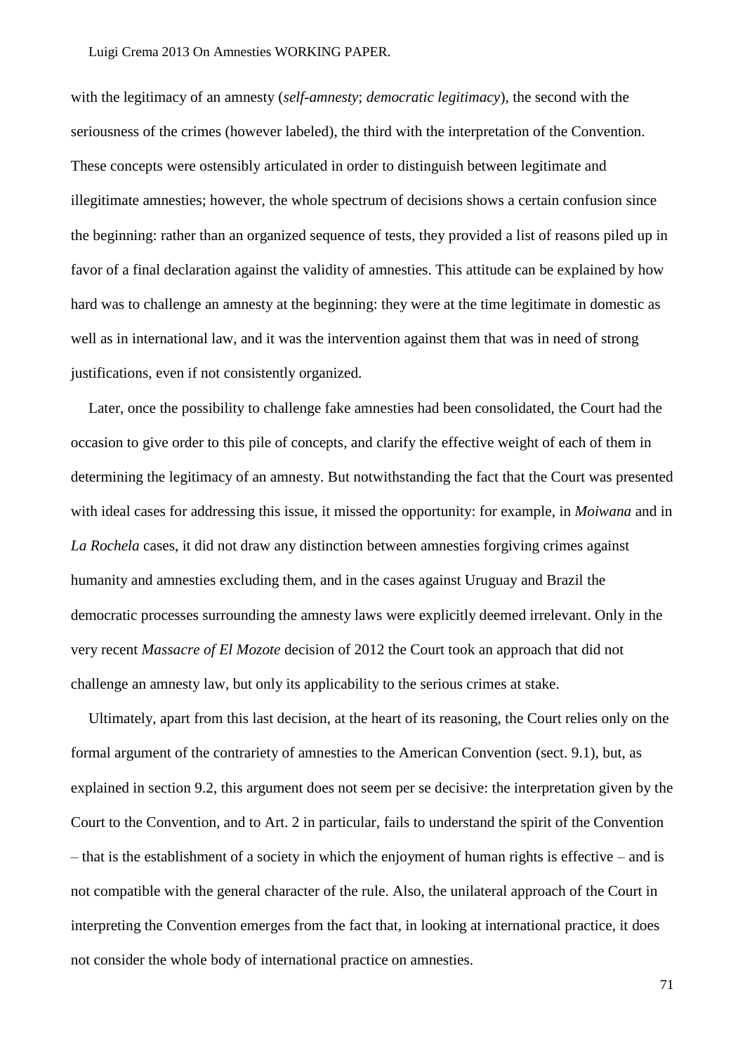with the legitimacy of an amnesty (*self-amnesty*; *democratic legitimacy*), the second with the seriousness of the crimes (however labeled), the third with the interpretation of the Convention. These concepts were ostensibly articulated in order to distinguish between legitimate and illegitimate amnesties; however, the whole spectrum of decisions shows a certain confusion since the beginning: rather than an organized sequence of tests, they provided a list of reasons piled up in favor of a final declaration against the validity of amnesties. This attitude can be explained by how hard was to challenge an amnesty at the beginning: they were at the time legitimate in domestic as well as in international law, and it was the intervention against them that was in need of strong justifications, even if not consistently organized.

Later, once the possibility to challenge fake amnesties had been consolidated, the Court had the occasion to give order to this pile of concepts, and clarify the effective weight of each of them in determining the legitimacy of an amnesty. But notwithstanding the fact that the Court was presented with ideal cases for addressing this issue, it missed the opportunity: for example, in *Moiwana* and in *La Rochela* cases, it did not draw any distinction between amnesties forgiving crimes against humanity and amnesties excluding them, and in the cases against Uruguay and Brazil the democratic processes surrounding the amnesty laws were explicitly deemed irrelevant. Only in the very recent *Massacre of El Mozote* decision of 2012 the Court took an approach that did not challenge an amnesty law, but only its applicability to the serious crimes at stake.

Ultimately, apart from this last decision, at the heart of its reasoning, the Court relies only on the formal argument of the contrariety of amnesties to the American Convention (sect. 9.1), but, as explained in section 9.2, this argument does not seem per se decisive: the interpretation given by the Court to the Convention, and to Art. 2 in particular, fails to understand the spirit of the Convention – that is the establishment of a society in which the enjoyment of human rights is effective – and is not compatible with the general character of the rule. Also, the unilateral approach of the Court in interpreting the Convention emerges from the fact that, in looking at international practice, it does not consider the whole body of international practice on amnesties.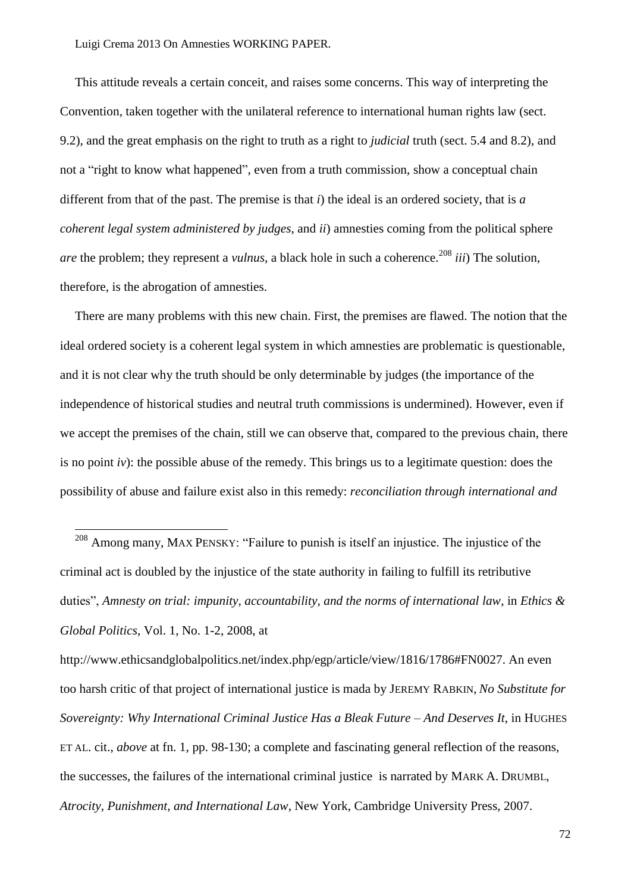This attitude reveals a certain conceit, and raises some concerns. This way of interpreting the Convention, taken together with the unilateral reference to international human rights law (sect. 9.2), and the great emphasis on the right to truth as a right to *judicial* truth (sect. 5.4 and 8.2), and not a "right to know what happened", even from a truth commission, show a conceptual chain different from that of the past. The premise is that *i*) the ideal is an ordered society, that is *a coherent legal system administered by judges*, and *ii*) amnesties coming from the political sphere *are* the problem; they represent a *vulnus*, a black hole in such a coherence.[208] *iii*) The solution, therefore, is the abrogation of amnesties.

There are many problems with this new chain. First, the premises are flawed. The notion that the ideal ordered society is a coherent legal system in which amnesties are problematic is questionable, and it is not clear why the truth should be only determinable by judges (the importance of the independence of historical studies and neutral truth commissions is undermined). However, even if we accept the premises of the chain, still we can observe that, compared to the previous chain, there is no point *iv*): the possible abuse of the remedy. This brings us to a legitimate question: does the possibility of abuse and failure exist also in this remedy: *reconciliation through international and*

---

[208] Among many, MAX PENSKY: "Failure to punish is itself an injustice. The injustice of the criminal act is doubled by the injustice of the state authority in failing to fulfill its retributive duties", *Amnesty on trial: impunity, accountability, and the norms of international law*, in *Ethics & Global Politics*, Vol. 1, No. 1-2, 2008, at http://www.ethicsandglobalpolitics.net/index.php/egp/article/view/1816/1786#FN0027. An even too harsh critic of that project of international justice is mada by JEREMY RABKIN, *No Substitute for Sovereignty: Why International Criminal Justice Has a Bleak Future – And Deserves It*, in HUGHES ET AL. cit., *above* at fn. 1, pp. 98-130; a complete and fascinating general reflection of the reasons, the successes, the failures of the international criminal justice is narrated by MARK A. DRUMBL, *Atrocity, Punishment, and International Law*, New York, Cambridge University Press, 2007.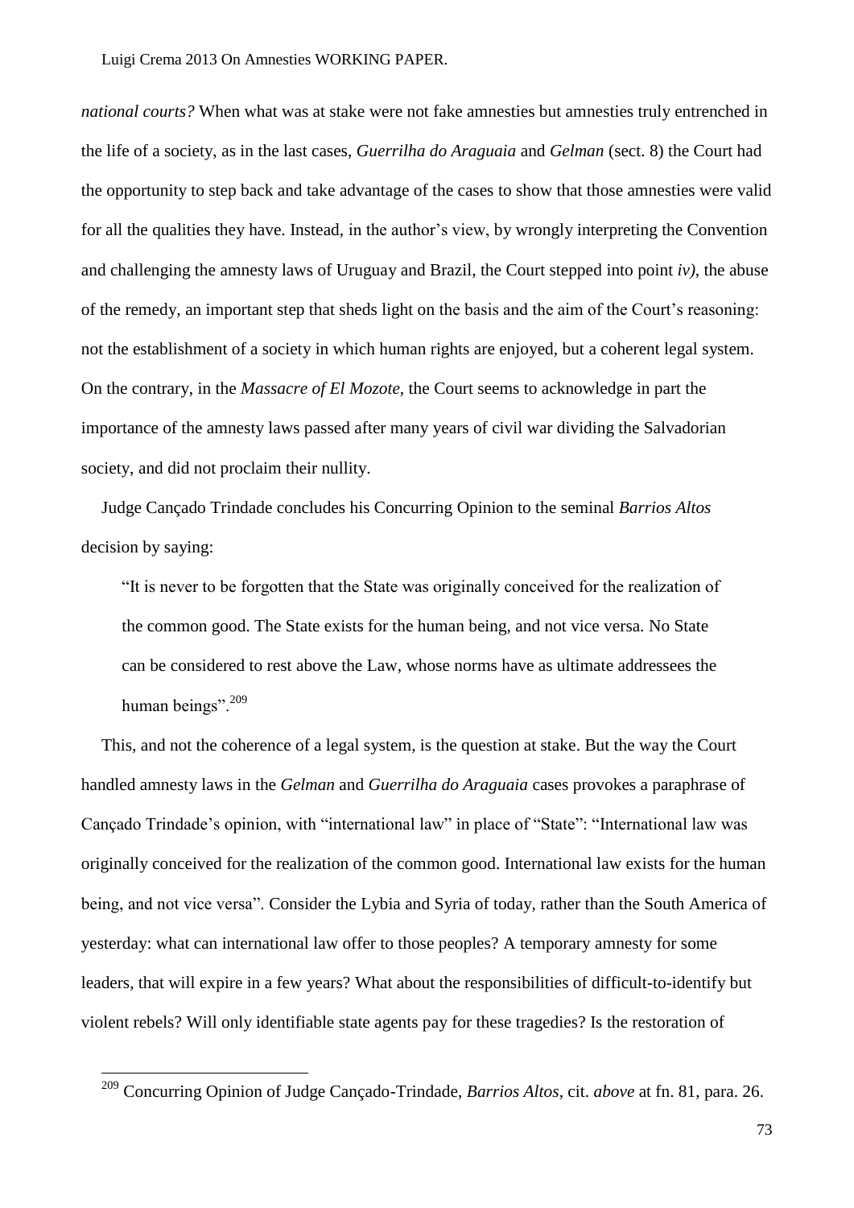*national courts?* When what was at stake were not fake amnesties but amnesties truly entrenched in the life of a society, as in the last cases, *Guerrilha do Araguaia* and *Gelman* (sect. 8) the Court had the opportunity to step back and take advantage of the cases to show that those amnesties were valid for all the qualities they have. Instead, in the author's view, by wrongly interpreting the Convention and challenging the amnesty laws of Uruguay and Brazil, the Court stepped into point *iv)*, the abuse of the remedy, an important step that sheds light on the basis and the aim of the Court's reasoning: not the establishment of a society in which human rights are enjoyed, but a coherent legal system. On the contrary, in the *Massacre of El Mozote*, the Court seems to acknowledge in part the importance of the amnesty laws passed after many years of civil war dividing the Salvadorian society, and did not proclaim their nullity.

Judge Cançado Trindade concludes his Concurring Opinion to the seminal *Barrios Altos* decision by saying:

> "It is never to be forgotten that the State was originally conceived for the realization of the common good. The State exists for the human being, and not vice versa. No State can be considered to rest above the Law, whose norms have as ultimate addressees the human beings".[209]

This, and not the coherence of a legal system, is the question at stake. But the way the Court handled amnesty laws in the *Gelman* and *Guerrilha do Araguaia* cases provokes a paraphrase of Cançado Trindade's opinion, with "international law" in place of "State": "International law was originally conceived for the realization of the common good. International law exists for the human being, and not vice versa". Consider the Lybia and Syria of today, rather than the South America of yesterday: what can international law offer to those peoples? A temporary amnesty for some leaders, that will expire in a few years? What about the responsibilities of difficult-to-identify but violent rebels? Will only identifiable state agents pay for these tragedies? Is the restoration of

---

[209] Concurring Opinion of Judge Cançado-Trindade, *Barrios Altos*, cit. *above* at fn. 81, para. 26.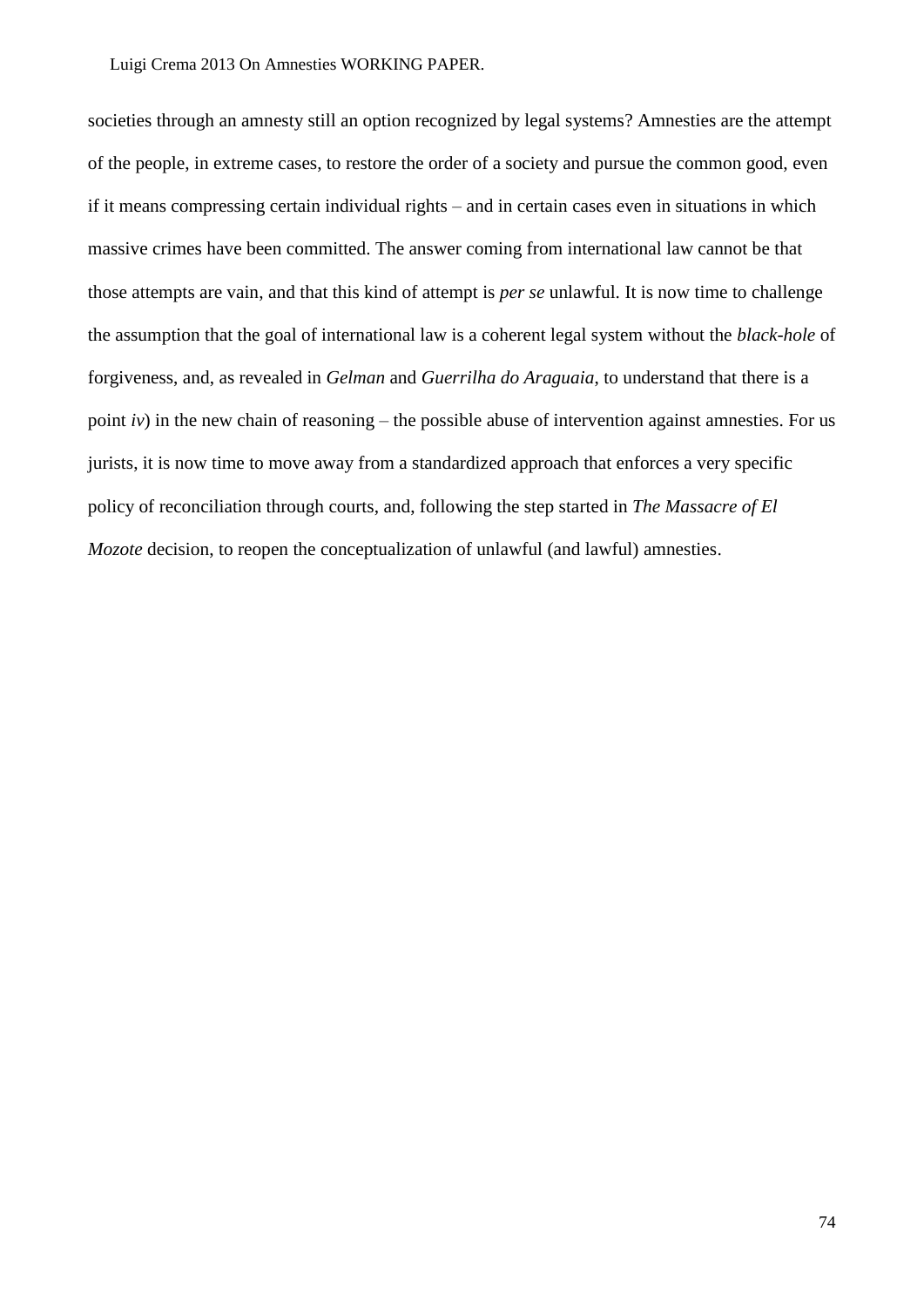societies through an amnesty still an option recognized by legal systems? Amnesties are the attempt of the people, in extreme cases, to restore the order of a society and pursue the common good, even if it means compressing certain individual rights – and in certain cases even in situations in which massive crimes have been committed. The answer coming from international law cannot be that those attempts are vain, and that this kind of attempt is *per se* unlawful. It is now time to challenge the assumption that the goal of international law is a coherent legal system without the *black-hole* of forgiveness, and, as revealed in *Gelman* and *Guerrilha do Araguaia*, to understand that there is a point *iv*) in the new chain of reasoning – the possible abuse of intervention against amnesties. For us jurists, it is now time to move away from a standardized approach that enforces a very specific policy of reconciliation through courts, and, following the step started in *The Massacre of El Mozote* decision, to reopen the conceptualization of unlawful (and lawful) amnesties.